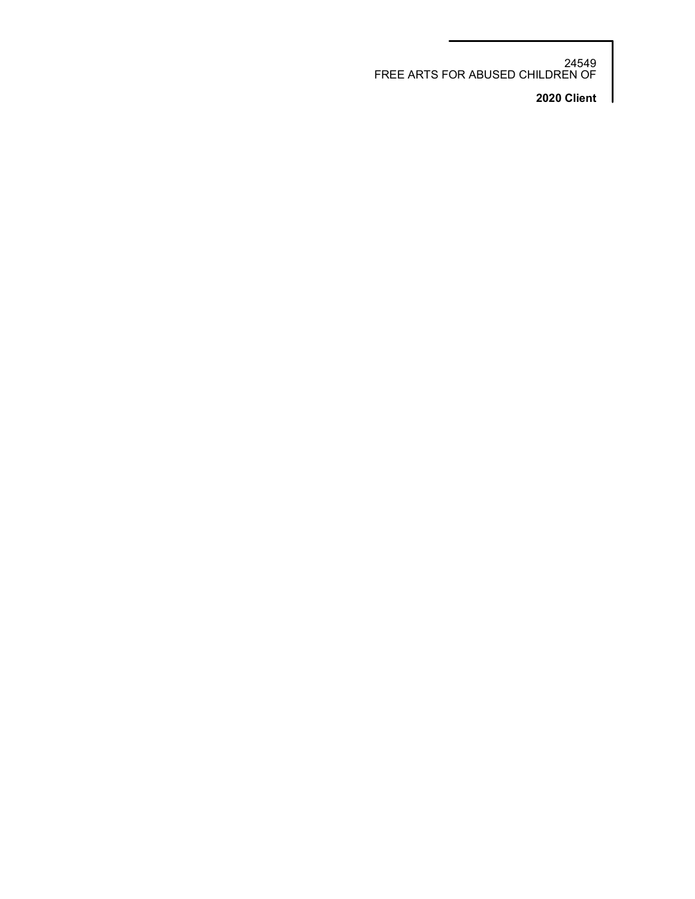24549
FREE ARTS FOR ABUSED CHILDREN OF

**2020 Client**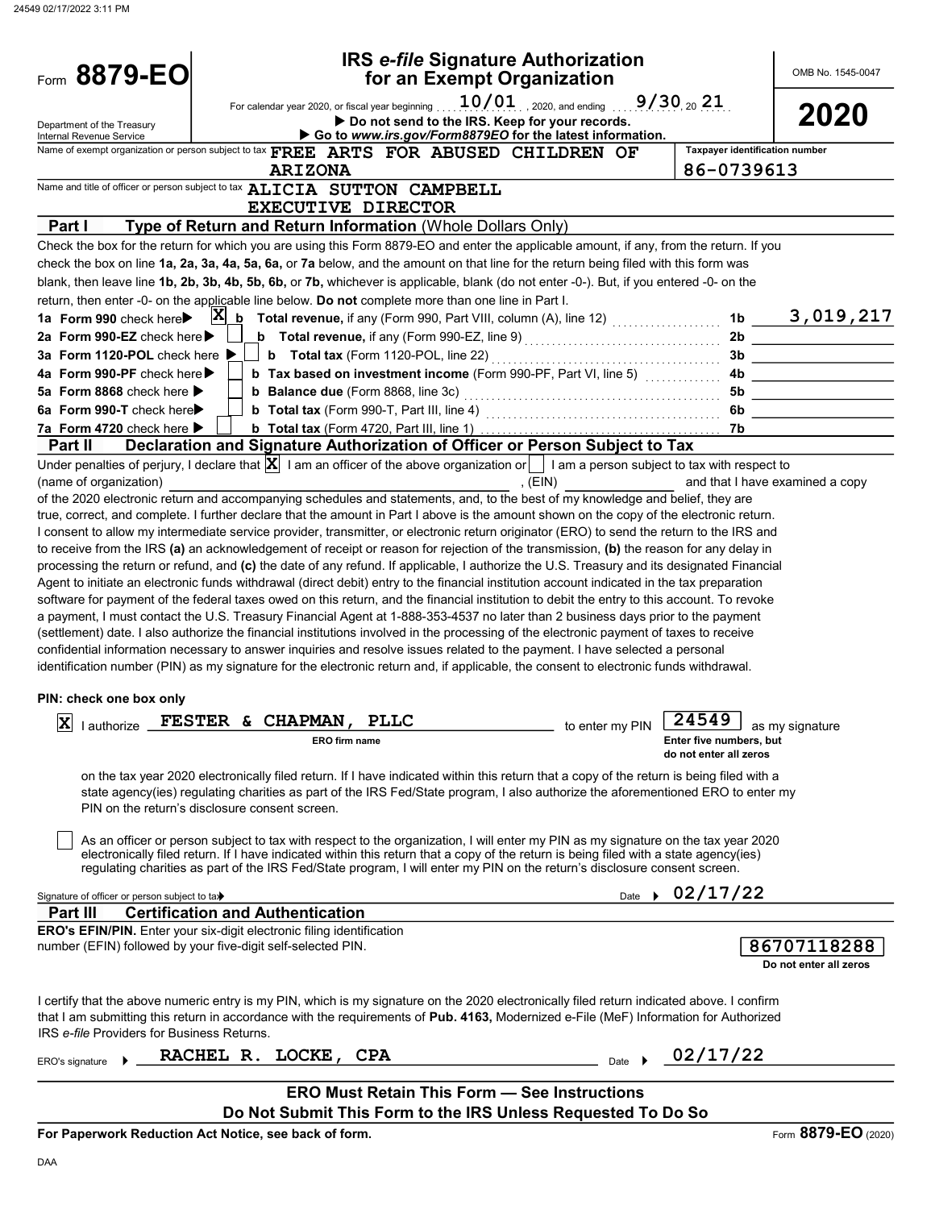Form **8879-EO**

Department of the Treasury
Internal Revenue Service

# IRS *e-file* Signature Authorization for an Exempt Organization

For calendar year 2020, or fiscal year beginning 10/01, 2020, and ending 9/30, 20 21

▶ Do not send to the IRS. Keep for your records.

▶ Go to *www.irs.gov/Form8879EO* for the latest information.

OMB No. 1545-0047

**2020**

Name of exempt organization or person subject to tax: FREE ARTS FOR ABUSED CHILDREN OF ARIZONA

Taxpayer identification number: 86-0739613

Name and title of officer or person subject to tax: ALICIA SUTTON CAMPBELL, EXECUTIVE DIRECTOR

## Part I Type of Return and Return Information (Whole Dollars Only)

Check the box for the return for which you are using this Form 8879-EO and enter the applicable amount, if any, from the return. If you check the box on line **1a, 2a, 3a, 4a, 5a, 6a,** or **7a** below, and the amount on that line for the return being filed with this form was blank, then leave line **1b, 2b, 3b, 4b, 5b, 6b,** or **7b,** whichever is applicable, blank (do not enter -0-). But, if you entered -0- on the return, then enter -0- on the applicable line below. **Do not** complete more than one line in Part I.

| | | | |
|---|---|---|---|
| **1a Form 990** check here ▶ [X] | **b Total revenue,** if any (Form 990, Part VIII, column (A), line 12) | 1b | 3,019,217 |
| **2a Form 990-EZ** check here ▶ [ ] | **b Total revenue,** if any (Form 990-EZ, line 9) | 2b | |
| **3a Form 1120-POL** check here ▶ [ ] | **b Total tax** (Form 1120-POL, line 22) | 3b | |
| **4a Form 990-PF** check here ▶ [ ] | **b Tax based on investment income** (Form 990-PF, Part VI, line 5) | 4b | |
| **5a Form 8868** check here ▶ [ ] | **b Balance due** (Form 8868, line 3c) | 5b | |
| **6a Form 990-T** check here ▶ [ ] | **b Total tax** (Form 990-T, Part III, line 4) | 6b | |
| **7a Form 4720** check here ▶ [ ] | **b Total tax** (Form 4720, Part III, line 1) | 7b | |

## Part II Declaration and Signature Authorization of Officer or Person Subject to Tax

Under penalties of perjury, I declare that [X] I am an officer of the above organization or [ ] I am a person subject to tax with respect to (name of organization) ______________________, (EIN) ____________ and that I have examined a copy of the 2020 electronic return and accompanying schedules and statements, and, to the best of my knowledge and belief, they are true, correct, and complete. I further declare that the amount in Part I above is the amount shown on the copy of the electronic return. I consent to allow my intermediate service provider, transmitter, or electronic return originator (ERO) to send the return to the IRS and to receive from the IRS **(a)** an acknowledgement of receipt or reason for rejection of the transmission, **(b)** the reason for any delay in processing the return or refund, and **(c)** the date of any refund. If applicable, I authorize the U.S. Treasury and its designated Financial Agent to initiate an electronic funds withdrawal (direct debit) entry to the financial institution account indicated in the tax preparation software for payment of the federal taxes owed on this return, and the financial institution to debit the entry to this account. To revoke a payment, I must contact the U.S. Treasury Financial Agent at 1-888-353-4537 no later than 2 business days prior to the payment (settlement) date. I also authorize the financial institutions involved in the processing of the electronic payment of taxes to receive confidential information necessary to answer inquiries and resolve issues related to the payment. I have selected a personal identification number (PIN) as my signature for the electronic return and, if applicable, the consent to electronic funds withdrawal.

**PIN: check one box only**

[X] I authorize FESTER & CHAPMAN, PLLC (ERO firm name) to enter my PIN 24549 (Enter five numbers, but do not enter all zeros) as my signature on the tax year 2020 electronically filed return. If I have indicated within this return that a copy of the return is being filed with a state agency(ies) regulating charities as part of the IRS Fed/State program, I also authorize the aforementioned ERO to enter my PIN on the return's disclosure consent screen.

[ ] As an officer or person subject to tax with respect to the organization, I will enter my PIN as my signature on the tax year 2020 electronically filed return. If I have indicated within this return that a copy of the return is being filed with a state agency(ies) regulating charities as part of the IRS Fed/State program, I will enter my PIN on the return's disclosure consent screen.

Signature of officer or person subject to tax ▶ Date ▶ 02/17/22

## Part III Certification and Authentication

**ERO's EFIN/PIN.** Enter your six-digit electronic filing identification number (EFIN) followed by your five-digit self-selected PIN.

86707118288 (Do not enter all zeros)

I certify that the above numeric entry is my PIN, which is my signature on the 2020 electronically filed return indicated above. I confirm that I am submitting this return in accordance with the requirements of **Pub. 4163,** Modernized e-File (MeF) Information for Authorized IRS *e-file* Providers for Business Returns.

ERO's signature ▶ RACHEL R. LOCKE, CPA Date ▶ 02/17/22

**ERO Must Retain This Form — See Instructions**
**Do Not Submit This Form to the IRS Unless Requested To Do So**

**For Paperwork Reduction Act Notice, see back of form.** Form **8879-EO** (2020)

DAA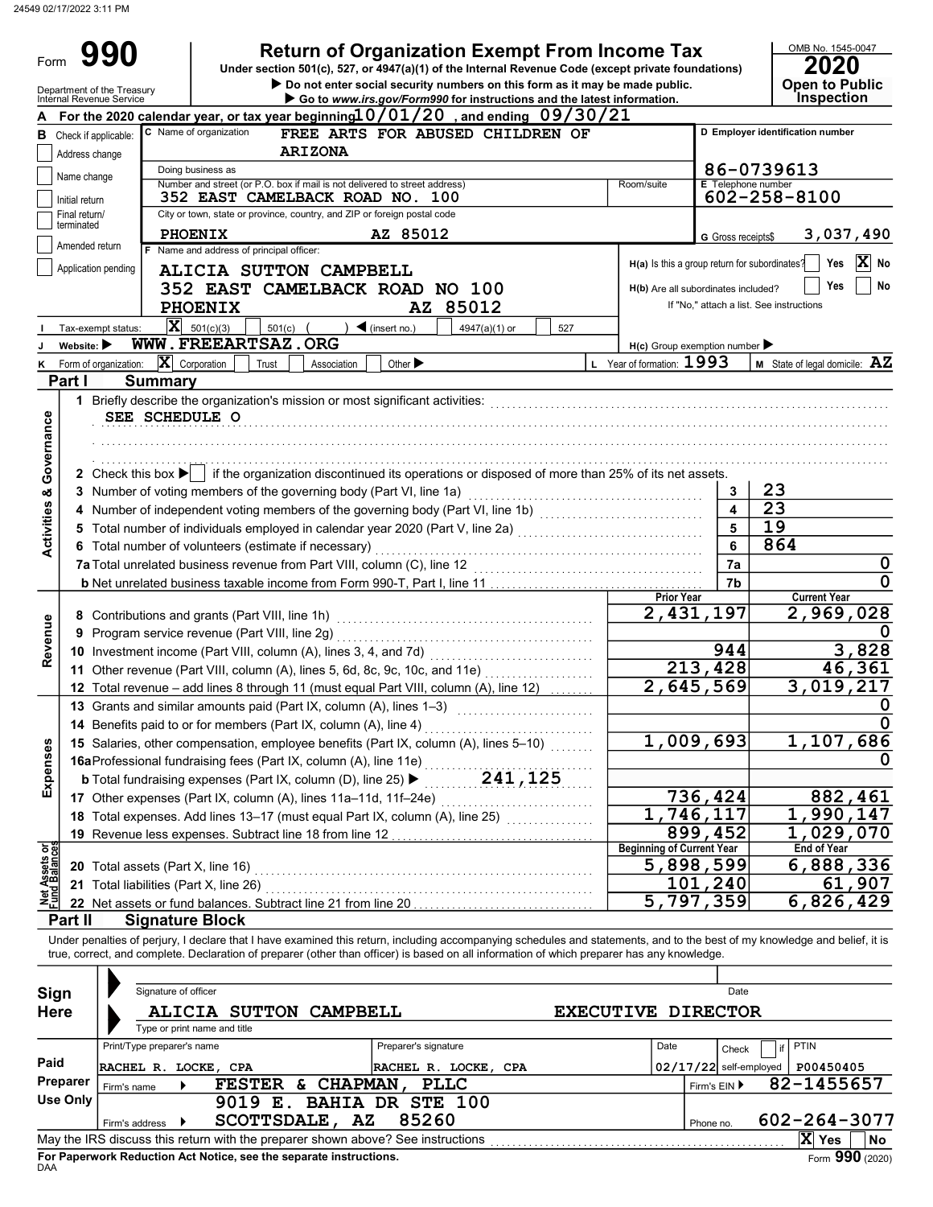24549 02/17/2022 3:11 PM

# Form 990

## Return of Organization Exempt From Income Tax

Under section 501(c), 527, or 4947(a)(1) of the Internal Revenue Code (except private foundations)

▶ Do not enter social security numbers on this form as it may be made public.

▶ Go to *www.irs.gov/Form990* for instructions and the latest information.

OMB No. 1545-0047

**2020**

**Open to Public Inspection**

Department of the Treasury
Internal Revenue Service

**A** For the 2020 calendar year, or tax year beginning 10/01/20, and ending 09/30/21

**B** Check if applicable:
- Address change
- Name change
- Initial return
- Final return/terminated
- Amended return
- Application pending

**C** Name of organization: FREE ARTS FOR ABUSED CHILDREN OF ARIZONA

Doing business as

Number and street (or P.O. box if mail is not delivered to street address): 352 EAST CAMELBACK ROAD NO. 100 | Room/suite

City or town, state or province, country, and ZIP or foreign postal code: PHOENIX AZ 85012

**D** Employer identification number: 86-0739613

**E** Telephone number: 602-258-8100

**G** Gross receipts$ 3,037,490

**F** Name and address of principal officer:
ALICIA SUTTON CAMPBELL
352 EAST CAMELBACK ROAD NO 100
PHOENIX AZ 85012

**H(a)** Is this a group return for subordinates? ☐ Yes ☒ No

**H(b)** Are all subordinates included? ☐ Yes ☐ No
If "No," attach a list. See instructions

**H(c)** Group exemption number ▶

**I** Tax-exempt status: ☒ 501(c)(3) ☐ 501(c) ( ) ◀ (insert no.) ☐ 4947(a)(1) or ☐ 527

**J** Website: ▶ WWW.FREEARTSAZ.ORG

**K** Form of organization: ☒ Corporation ☐ Trust ☐ Association ☐ Other ▶

**L** Year of formation: 1993

**M** State of legal domicile: AZ

## Part I Summary

**Activities & Governance**

1 Briefly describe the organization's mission or most significant activities:
SEE SCHEDULE O

2 Check this box ▶ ☐ if the organization discontinued its operations or disposed of more than 25% of its net assets.

| | | | |
|---|---|---|---|
| 3 | Number of voting members of the governing body (Part VI, line 1a) | 3 | 23 |
| 4 | Number of independent voting members of the governing body (Part VI, line 1b) | 4 | 23 |
| 5 | Total number of individuals employed in calendar year 2020 (Part V, line 2a) | 5 | 19 |
| 6 | Total number of volunteers (estimate if necessary) | 6 | 864 |
| 7a | Total unrelated business revenue from Part VIII, column (C), line 12 | 7a | 0 |
| b | Net unrelated business taxable income from Form 990-T, Part I, line 11 | 7b | 0 |

| | | | Prior Year | Current Year |
|---|---|---|---|---|
| **Revenue** | 8 | Contributions and grants (Part VIII, line 1h) | 2,431,197 | 2,969,028 |
| | 9 | Program service revenue (Part VIII, line 2g) | | 0 |
| | 10 | Investment income (Part VIII, column (A), lines 3, 4, and 7d) | 944 | 3,828 |
| | 11 | Other revenue (Part VIII, column (A), lines 5, 6d, 8c, 9c, 10c, and 11e) | 213,428 | 46,361 |
| | 12 | Total revenue – add lines 8 through 11 (must equal Part VIII, column (A), line 12) | 2,645,569 | 3,019,217 |
| **Expenses** | 13 | Grants and similar amounts paid (Part IX, column (A), lines 1–3) | | 0 |
| | 14 | Benefits paid to or for members (Part IX, column (A), line 4) | | 0 |
| | 15 | Salaries, other compensation, employee benefits (Part IX, column (A), lines 5–10) | 1,009,693 | 1,107,686 |
| | 16a | Professional fundraising fees (Part IX, column (A), line 11e) | | 0 |
| | b | Total fundraising expenses (Part IX, column (D), line 25) ▶ 241,125 | | |
| | 17 | Other expenses (Part IX, column (A), lines 11a–11d, 11f–24e) | 736,424 | 882,461 |
| | 18 | Total expenses. Add lines 13–17 (must equal Part IX, column (A), line 25) | 1,746,117 | 1,990,147 |
| | 19 | Revenue less expenses. Subtract line 18 from line 12 | 899,452 | 1,029,070 |
| | | | **Beginning of Current Year** | **End of Year** |
| **Net Assets or Fund Balances** | 20 | Total assets (Part X, line 16) | 5,898,599 | 6,888,336 |
| | 21 | Total liabilities (Part X, line 26) | 101,240 | 61,907 |
| | 22 | Net assets or fund balances. Subtract line 21 from line 20 | 5,797,359 | 6,826,429 |

## Part II Signature Block

Under penalties of perjury, I declare that I have examined this return, including accompanying schedules and statements, and to the best of my knowledge and belief, it is true, correct, and complete. Declaration of preparer (other than officer) is based on all information of which preparer has any knowledge.

**Sign Here**

Signature of officer | Date

ALICIA SUTTON CAMPBELL EXECUTIVE DIRECTOR
Type or print name and title

**Paid Preparer Use Only**

| Print/Type preparer's name | Preparer's signature | Date | Check ☐ if self-employed | PTIN |
|---|---|---|---|---|
| RACHEL R. LOCKE, CPA | RACHEL R. LOCKE, CPA | 02/17/22 | | P00450405 |

Firm's name ▶ FESTER & CHAPMAN, PLLC — Firm's EIN ▶ 82-1455657

Firm's address ▶ 9019 E. BAHIA DR STE 100, SCOTTSDALE, AZ 85260 — Phone no. 602-264-3077

May the IRS discuss this return with the preparer shown above? See instructions ☒ Yes ☐ No

**For Paperwork Reduction Act Notice, see the separate instructions.**

DAA Form **990** (2020)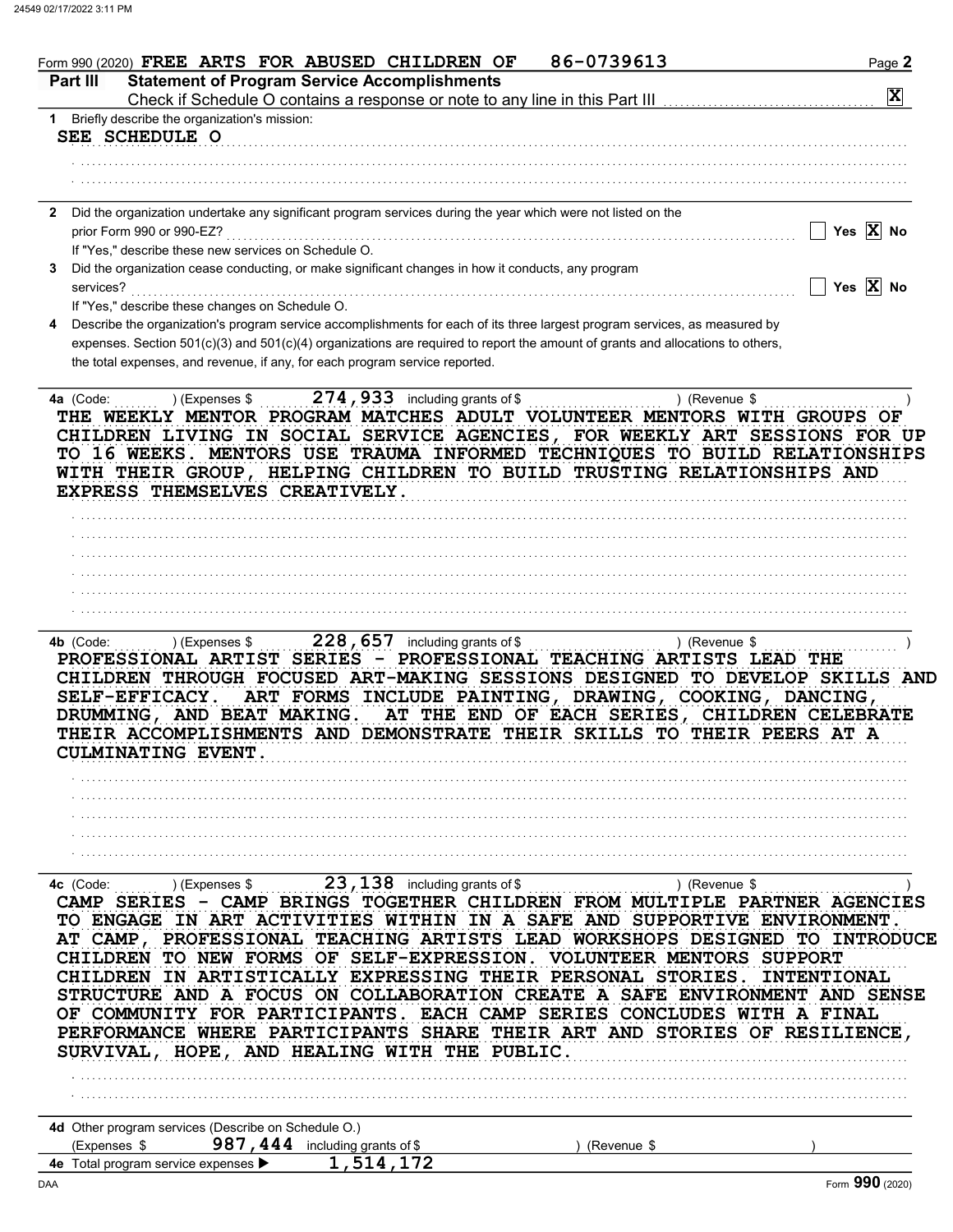Form 990 (2020) FREE ARTS FOR ABUSED CHILDREN OF 86-0739613 Page **2**

**Part III Statement of Program Service Accomplishments**

Check if Schedule O contains a response or note to any line in this Part III .......... [X]

**1** Briefly describe the organization's mission:

SEE SCHEDULE O

**2** Did the organization undertake any significant program services during the year which were not listed on the prior Form 990 or 990-EZ? .......... [ ] Yes [X] No

If "Yes," describe these new services on Schedule O.

**3** Did the organization cease conducting, or make significant changes in how it conducts, any program services? .......... [ ] Yes [X] No

If "Yes," describe these changes on Schedule O.

**4** Describe the organization's program service accomplishments for each of its three largest program services, as measured by expenses. Section 501(c)(3) and 501(c)(4) organizations are required to report the amount of grants and allocations to others, the total expenses, and revenue, if any, for each program service reported.

**4a** (Code: ) (Expenses $ 274,933 including grants of $ ) (Revenue $ )

THE WEEKLY MENTOR PROGRAM MATCHES ADULT VOLUNTEER MENTORS WITH GROUPS OF CHILDREN LIVING IN SOCIAL SERVICE AGENCIES, FOR WEEKLY ART SESSIONS FOR UP TO 16 WEEKS. MENTORS USE TRAUMA INFORMED TECHNIQUES TO BUILD RELATIONSHIPS WITH THEIR GROUP, HELPING CHILDREN TO BUILD TRUSTING RELATIONSHIPS AND EXPRESS THEMSELVES CREATIVELY.

**4b** (Code: ) (Expenses $ 228,657 including grants of $ ) (Revenue $ )

PROFESSIONAL ARTIST SERIES - PROFESSIONAL TEACHING ARTISTS LEAD THE CHILDREN THROUGH FOCUSED ART-MAKING SESSIONS DESIGNED TO DEVELOP SKILLS AND SELF-EFFICACY. ART FORMS INCLUDE PAINTING, DRAWING, COOKING, DANCING, DRUMMING, AND BEAT MAKING. AT THE END OF EACH SERIES, CHILDREN CELEBRATE THEIR ACCOMPLISHMENTS AND DEMONSTRATE THEIR SKILLS TO THEIR PEERS AT A CULMINATING EVENT.

**4c** (Code: ) (Expenses $ 23,138 including grants of $ ) (Revenue $ )

CAMP SERIES - CAMP BRINGS TOGETHER CHILDREN FROM MULTIPLE PARTNER AGENCIES TO ENGAGE IN ART ACTIVITIES WITHIN IN A SAFE AND SUPPORTIVE ENVIRONMENT. AT CAMP, PROFESSIONAL TEACHING ARTISTS LEAD WORKSHOPS DESIGNED TO INTRODUCE CHILDREN TO NEW FORMS OF SELF-EXPRESSION. VOLUNTEER MENTORS SUPPORT CHILDREN IN ARTISTICALLY EXPRESSING THEIR PERSONAL STORIES. INTENTIONAL STRUCTURE AND A FOCUS ON COLLABORATION CREATE A SAFE ENVIRONMENT AND SENSE OF COMMUNITY FOR PARTICIPANTS. EACH CAMP SERIES CONCLUDES WITH A FINAL PERFORMANCE WHERE PARTICIPANTS SHARE THEIR ART AND STORIES OF RESILIENCE, SURVIVAL, HOPE, AND HEALING WITH THE PUBLIC.

**4d** Other program services (Describe on Schedule O.)

(Expenses $ 987,444 including grants of $ ) (Revenue $ )

**4e** Total program service expenses ▶ 1,514,172

Form **990** (2020)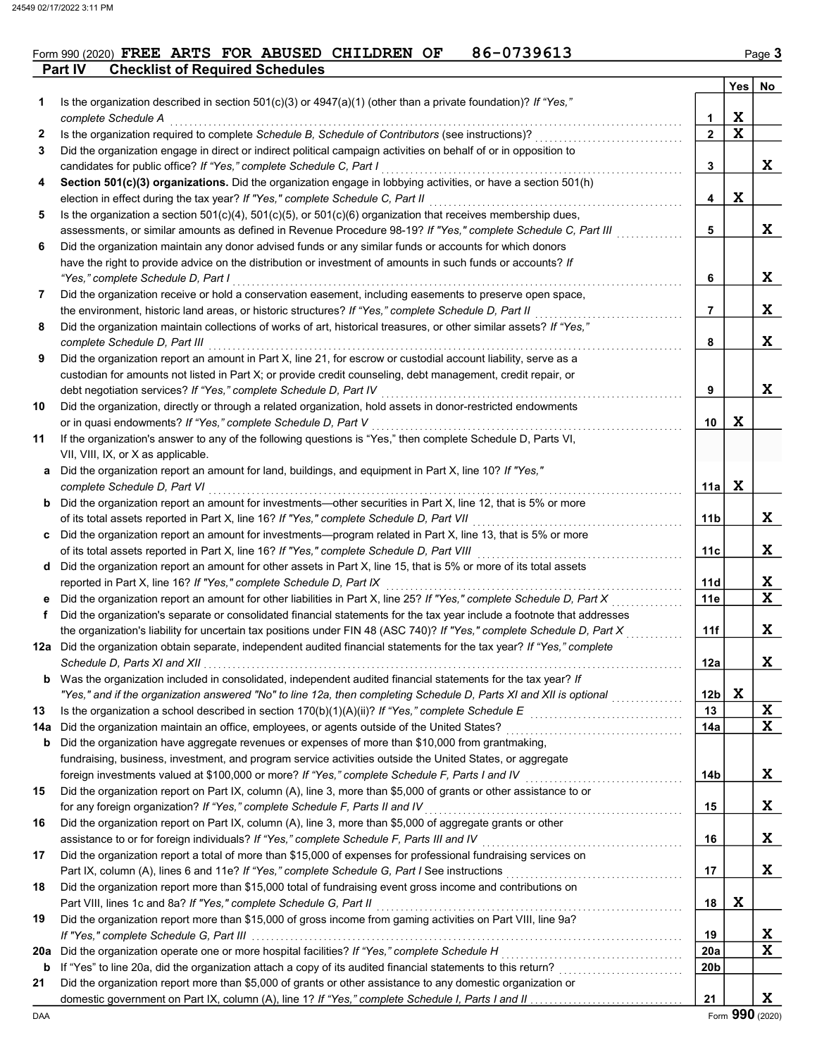Form 990 (2020) **FREE ARTS FOR ABUSED CHILDREN OF 86-0739613** Page **3**

## Part IV Checklist of Required Schedules

| | | | Yes | No |
|---|---|---|---|---|
| **1** | Is the organization described in section 501(c)(3) or 4947(a)(1) (other than a private foundation)? *If "Yes," complete Schedule A* | **1** | X | |
| **2** | Is the organization required to complete *Schedule B, Schedule of Contributors* (see instructions)? | **2** | X | |
| **3** | Did the organization engage in direct or indirect political campaign activities on behalf of or in opposition to candidates for public office? *If "Yes," complete Schedule C, Part I* | **3** | | X |
| **4** | **Section 501(c)(3) organizations.** Did the organization engage in lobbying activities, or have a section 501(h) election in effect during the tax year? *If "Yes," complete Schedule C, Part II* | **4** | X | |
| **5** | Is the organization a section 501(c)(4), 501(c)(5), or 501(c)(6) organization that receives membership dues, assessments, or similar amounts as defined in Revenue Procedure 98-19? *If "Yes," complete Schedule C, Part III* | **5** | | X |
| **6** | Did the organization maintain any donor advised funds or any similar funds or accounts for which donors have the right to provide advice on the distribution or investment of amounts in such funds or accounts? *If "Yes," complete Schedule D, Part I* | **6** | | X |
| **7** | Did the organization receive or hold a conservation easement, including easements to preserve open space, the environment, historic land areas, or historic structures? *If "Yes," complete Schedule D, Part II* | **7** | | X |
| **8** | Did the organization maintain collections of works of art, historical treasures, or other similar assets? *If "Yes," complete Schedule D, Part III* | **8** | | X |
| **9** | Did the organization report an amount in Part X, line 21, for escrow or custodial account liability, serve as a custodian for amounts not listed in Part X; or provide credit counseling, debt management, credit repair, or debt negotiation services? *If "Yes," complete Schedule D, Part IV* | **9** | | X |
| **10** | Did the organization, directly or through a related organization, hold assets in donor-restricted endowments or in quasi endowments? *If "Yes," complete Schedule D, Part V* | **10** | X | |
| **11** | If the organization's answer to any of the following questions is "Yes," then complete Schedule D, Parts VI, VII, VIII, IX, or X as applicable. | | | |
| **a** | Did the organization report an amount for land, buildings, and equipment in Part X, line 10? *If "Yes," complete Schedule D, Part VI* | **11a** | X | |
| **b** | Did the organization report an amount for investments—other securities in Part X, line 12, that is 5% or more of its total assets reported in Part X, line 16? *If "Yes," complete Schedule D, Part VII* | **11b** | | X |
| **c** | Did the organization report an amount for investments—program related in Part X, line 13, that is 5% or more of its total assets reported in Part X, line 16? *If "Yes," complete Schedule D, Part VIII* | **11c** | | X |
| **d** | Did the organization report an amount for other assets in Part X, line 15, that is 5% or more of its total assets reported in Part X, line 16? *If "Yes," complete Schedule D, Part IX* | **11d** | | X |
| **e** | Did the organization report an amount for other liabilities in Part X, line 25? *If "Yes," complete Schedule D, Part X* | **11e** | | X |
| **f** | Did the organization's separate or consolidated financial statements for the tax year include a footnote that addresses the organization's liability for uncertain tax positions under FIN 48 (ASC 740)? *If "Yes," complete Schedule D, Part X* | **11f** | | X |
| **12a** | Did the organization obtain separate, independent audited financial statements for the tax year? *If "Yes," complete Schedule D, Parts XI and XII* | **12a** | | X |
| **b** | Was the organization included in consolidated, independent audited financial statements for the tax year? *If "Yes," and if the organization answered "No" to line 12a, then completing Schedule D, Parts XI and XII is optional* | **12b** | X | |
| **13** | Is the organization a school described in section 170(b)(1)(A)(ii)? *If "Yes," complete Schedule E* | **13** | | X |
| **14a** | Did the organization maintain an office, employees, or agents outside of the United States? | **14a** | | X |
| **b** | Did the organization have aggregate revenues or expenses of more than $10,000 from grantmaking, fundraising, business, investment, and program service activities outside the United States, or aggregate foreign investments valued at $100,000 or more? *If "Yes," complete Schedule F, Parts I and IV* | **14b** | | X |
| **15** | Did the organization report on Part IX, column (A), line 3, more than $5,000 of grants or other assistance to or for any foreign organization? *If "Yes," complete Schedule F, Parts II and IV* | **15** | | X |
| **16** | Did the organization report on Part IX, column (A), line 3, more than $5,000 of aggregate grants or other assistance to or for foreign individuals? *If "Yes," complete Schedule F, Parts III and IV* | **16** | | X |
| **17** | Did the organization report a total of more than $15,000 of expenses for professional fundraising services on Part IX, column (A), lines 6 and 11e? *If "Yes," complete Schedule G, Part I* See instructions | **17** | | X |
| **18** | Did the organization report more than $15,000 total of fundraising event gross income and contributions on Part VIII, lines 1c and 8a? *If "Yes," complete Schedule G, Part II* | **18** | X | |
| **19** | Did the organization report more than $15,000 of gross income from gaming activities on Part VIII, line 9a? *If "Yes," complete Schedule G, Part III* | **19** | | X |
| **20a** | Did the organization operate one or more hospital facilities? *If "Yes," complete Schedule H* | **20a** | | X |
| **b** | If "Yes" to line 20a, did the organization attach a copy of its audited financial statements to this return? | **20b** | | |
| **21** | Did the organization report more than $5,000 of grants or other assistance to any domestic organization or domestic government on Part IX, column (A), line 1? *If "Yes," complete Schedule I, Parts I and II* | **21** | | X |

DAA Form **990** (2020)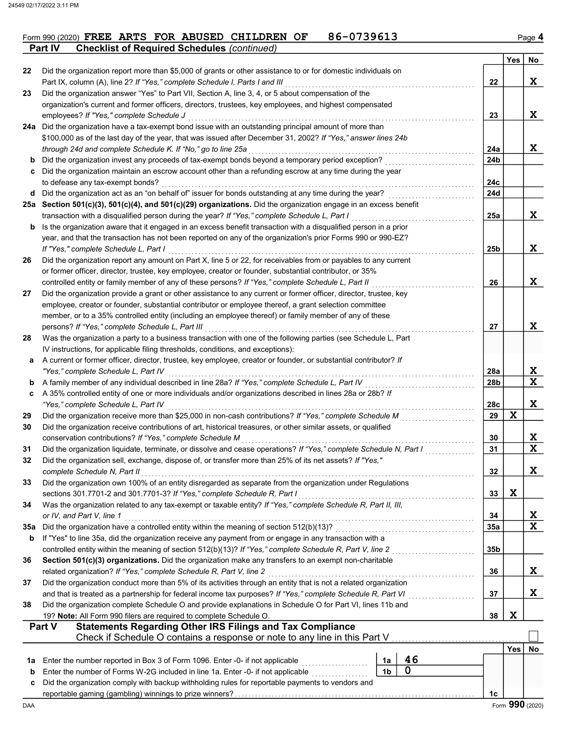Form 990 (2020) **FREE ARTS FOR ABUSED CHILDREN OF 86-0739613** Page **4**

**Part IV Checklist of Required Schedules** *(continued)*

| | | | Yes | No |
|---|---|---|---|---|
| 22 | Did the organization report more than $5,000 of grants or other assistance to or for domestic individuals on Part IX, column (A), line 2? *If "Yes," complete Schedule I, Parts I and III* | 22 | | X |
| 23 | Did the organization answer "Yes" to Part VII, Section A, line 3, 4, or 5 about compensation of the organization's current and former officers, directors, trustees, key employees, and highest compensated employees? *If "Yes," complete Schedule J* | 23 | | X |
| 24a | Did the organization have a tax-exempt bond issue with an outstanding principal amount of more than $100,000 as of the last day of the year, that was issued after December 31, 2002? *If "Yes," answer lines 24b through 24d and complete Schedule K. If "No," go to line 25a* | 24a | | X |
| b | Did the organization invest any proceeds of tax-exempt bonds beyond a temporary period exception? | 24b | | |
| c | Did the organization maintain an escrow account other than a refunding escrow at any time during the year to defease any tax-exempt bonds? | 24c | | |
| d | Did the organization act as an "on behalf of" issuer for bonds outstanding at any time during the year? | 24d | | |
| 25a | **Section 501(c)(3), 501(c)(4), and 501(c)(29) organizations.** Did the organization engage in an excess benefit transaction with a disqualified person during the year? *If "Yes," complete Schedule L, Part I* | 25a | | X |
| b | Is the organization aware that it engaged in an excess benefit transaction with a disqualified person in a prior year, and that the transaction has not been reported on any of the organization's prior Forms 990 or 990-EZ? *If "Yes," complete Schedule L, Part I* | 25b | | X |
| 26 | Did the organization report any amount on Part X, line 5 or 22, for receivables from or payables to any current or former officer, director, trustee, key employee, creator or founder, substantial contributor, or 35% controlled entity or family member of any of these persons? *If "Yes," complete Schedule L, Part II* | 26 | | X |
| 27 | Did the organization provide a grant or other assistance to any current or former officer, director, trustee, key employee, creator or founder, substantial contributor or employee thereof, a grant selection committee member, or to a 35% controlled entity (including an employee thereof) or family member of any of these persons? *If "Yes," complete Schedule L, Part III* | 27 | | X |
| 28 | Was the organization a party to a business transaction with one of the following parties (see Schedule L, Part IV instructions, for applicable filing thresholds, conditions, and exceptions): | | | |
| a | A current or former officer, director, trustee, key employee, creator or founder, or substantial contributor? *If "Yes," complete Schedule L, Part IV* | 28a | | X |
| b | A family member of any individual described in line 28a? *If "Yes," complete Schedule L, Part IV* | 28b | | X |
| c | A 35% controlled entity of one or more individuals and/or organizations described in lines 28a or 28b? *If "Yes," complete Schedule L, Part IV* | 28c | | X |
| 29 | Did the organization receive more than $25,000 in non-cash contributions? *If "Yes," complete Schedule M* | 29 | X | |
| 30 | Did the organization receive contributions of art, historical treasures, or other similar assets, or qualified conservation contributions? *If "Yes," complete Schedule M* | 30 | | X |
| 31 | Did the organization liquidate, terminate, or dissolve and cease operations? *If "Yes," complete Schedule N, Part I* | 31 | | X |
| 32 | Did the organization sell, exchange, dispose of, or transfer more than 25% of its net assets? *If "Yes," complete Schedule N, Part II* | 32 | | X |
| 33 | Did the organization own 100% of an entity disregarded as separate from the organization under Regulations sections 301.7701-2 and 301.7701-3? *If "Yes," complete Schedule R, Part I* | 33 | X | |
| 34 | Was the organization related to any tax-exempt or taxable entity? *If "Yes," complete Schedule R, Part II, III, or IV, and Part V, line 1* | 34 | | X |
| 35a | Did the organization have a controlled entity within the meaning of section 512(b)(13)? | 35a | | X |
| b | If "Yes" to line 35a, did the organization receive any payment from or engage in any transaction with a controlled entity within the meaning of section 512(b)(13)? *If "Yes," complete Schedule R, Part V, line 2* | 35b | | |
| 36 | **Section 501(c)(3) organizations.** Did the organization make any transfers to an exempt non-charitable related organization? *If "Yes," complete Schedule R, Part V, line 2* | 36 | | X |
| 37 | Did the organization conduct more than 5% of its activities through an entity that is not a related organization and that is treated as a partnership for federal income tax purposes? *If "Yes," complete Schedule R, Part VI* | 37 | | X |
| 38 | Did the organization complete Schedule O and provide explanations in Schedule O for Part VI, lines 11b and 19? **Note:** All Form 990 filers are required to complete Schedule O. | 38 | X | |

**Part V Statements Regarding Other IRS Filings and Tax Compliance**

Check if Schedule O contains a response or note to any line in this Part V ☐

| | | | | | Yes | No |
|---|---|---|---|---|---|---|
| 1a | Enter the number reported in Box 3 of Form 1096. Enter -0- if not applicable | 1a | 46 | | | |
| b | Enter the number of Forms W-2G included in line 1a. Enter -0- if not applicable | 1b | 0 | | | |
| c | Did the organization comply with backup withholding rules for reportable payments to vendors and reportable gaming (gambling) winnings to prize winners? | | | 1c | | |

Form **990** (2020)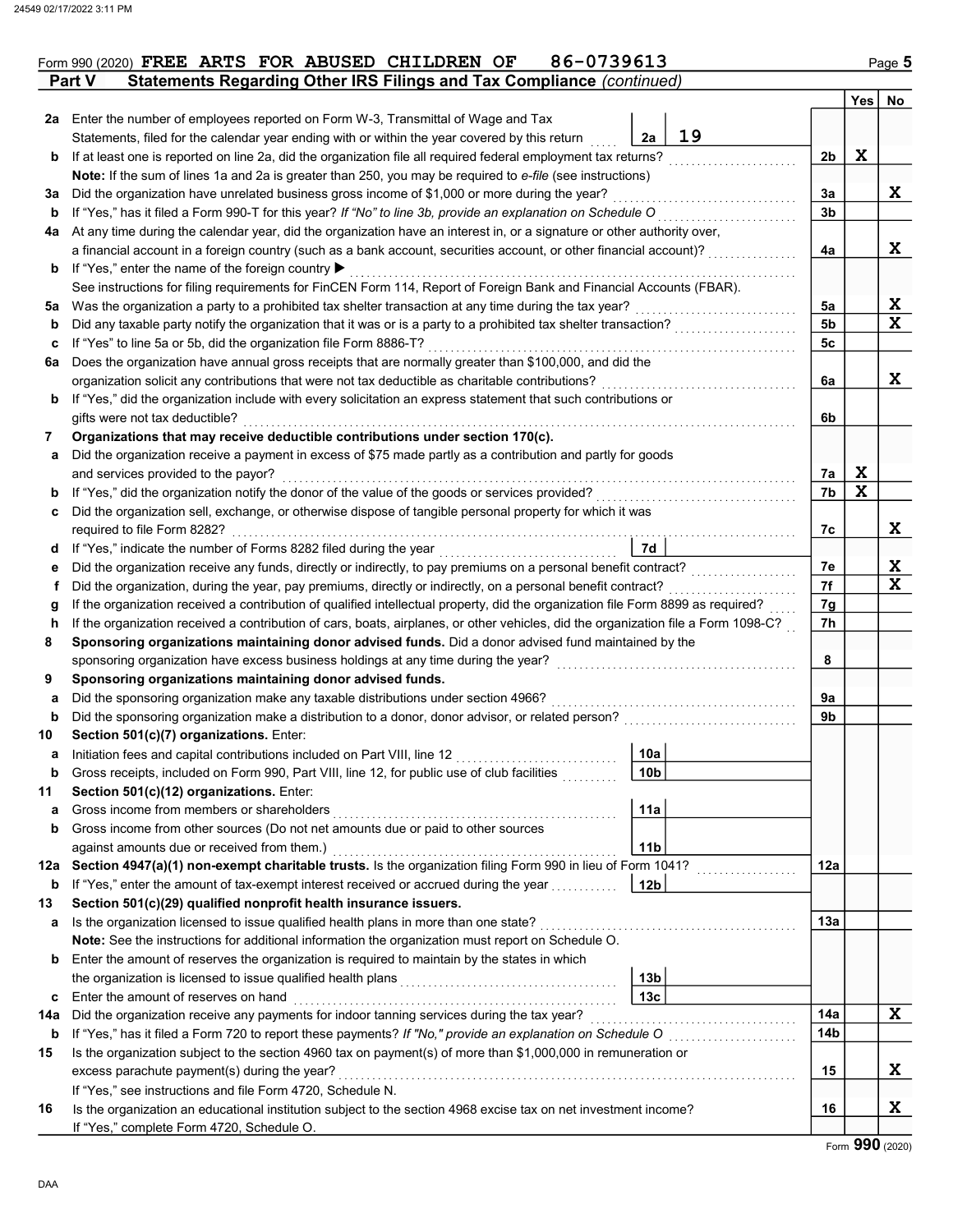Form 990 (2020) **FREE ARTS FOR ABUSED CHILDREN OF 86-0739613** Page **5**

## Part V Statements Regarding Other IRS Filings and Tax Compliance *(continued)*

| | | | | | Yes | No |
|---|---|---|---|---|---|---|
| **2a** | Enter the number of employees reported on Form W-3, Transmittal of Wage and Tax Statements, filed for the calendar year ending with or within the year covered by this return | 2a | 19 | | | |
| **b** | If at least one is reported on line 2a, did the organization file all required federal employment tax returns? | | | 2b | X | |
| | **Note:** If the sum of lines 1a and 2a is greater than 250, you may be required to *e-file* (see instructions) | | | | | |
| **3a** | Did the organization have unrelated business gross income of $1,000 or more during the year? | | | 3a | | X |
| **b** | If "Yes," has it filed a Form 990-T for this year? *If "No" to line 3b, provide an explanation on Schedule O* | | | 3b | | |
| **4a** | At any time during the calendar year, did the organization have an interest in, or a signature or other authority over, a financial account in a foreign country (such as a bank account, securities account, or other financial account)? | | | 4a | | X |
| **b** | If "Yes," enter the name of the foreign country ▶ | | | | | |
| | See instructions for filing requirements for FinCEN Form 114, Report of Foreign Bank and Financial Accounts (FBAR). | | | | | |
| **5a** | Was the organization a party to a prohibited tax shelter transaction at any time during the tax year? | | | 5a | | X |
| **b** | Did any taxable party notify the organization that it was or is a party to a prohibited tax shelter transaction? | | | 5b | | X |
| **c** | If "Yes" to line 5a or 5b, did the organization file Form 8886-T? | | | 5c | | |
| **6a** | Does the organization have annual gross receipts that are normally greater than $100,000, and did the organization solicit any contributions that were not tax deductible as charitable contributions? | | | 6a | | X |
| **b** | If "Yes," did the organization include with every solicitation an express statement that such contributions or gifts were not tax deductible? | | | 6b | | |
| **7** | **Organizations that may receive deductible contributions under section 170(c).** | | | | | |
| **a** | Did the organization receive a payment in excess of $75 made partly as a contribution and partly for goods and services provided to the payor? | | | 7a | X | |
| **b** | If "Yes," did the organization notify the donor of the value of the goods or services provided? | | | 7b | X | |
| **c** | Did the organization sell, exchange, or otherwise dispose of tangible personal property for which it was required to file Form 8282? | | | 7c | | X |
| **d** | If "Yes," indicate the number of Forms 8282 filed during the year | 7d | | | | |
| **e** | Did the organization receive any funds, directly or indirectly, to pay premiums on a personal benefit contract? | | | 7e | | X |
| **f** | Did the organization, during the year, pay premiums, directly or indirectly, on a personal benefit contract? | | | 7f | | X |
| **g** | If the organization received a contribution of qualified intellectual property, did the organization file Form 8899 as required? | | | 7g | | |
| **h** | If the organization received a contribution of cars, boats, airplanes, or other vehicles, did the organization file a Form 1098-C? | | | 7h | | |
| **8** | **Sponsoring organizations maintaining donor advised funds.** Did a donor advised fund maintained by the sponsoring organization have excess business holdings at any time during the year? | | | 8 | | |
| **9** | **Sponsoring organizations maintaining donor advised funds.** | | | | | |
| **a** | Did the sponsoring organization make any taxable distributions under section 4966? | | | 9a | | |
| **b** | Did the sponsoring organization make a distribution to a donor, donor advisor, or related person? | | | 9b | | |
| **10** | **Section 501(c)(7) organizations.** Enter: | | | | | |
| **a** | Initiation fees and capital contributions included on Part VIII, line 12 | 10a | | | | |
| **b** | Gross receipts, included on Form 990, Part VIII, line 12, for public use of club facilities | 10b | | | | |
| **11** | **Section 501(c)(12) organizations.** Enter: | | | | | |
| **a** | Gross income from members or shareholders | 11a | | | | |
| **b** | Gross income from other sources (Do not net amounts due or paid to other sources against amounts due or received from them.) | 11b | | | | |
| **12a** | **Section 4947(a)(1) non-exempt charitable trusts.** Is the organization filing Form 990 in lieu of Form 1041? | | | 12a | | |
| **b** | If "Yes," enter the amount of tax-exempt interest received or accrued during the year | 12b | | | | |
| **13** | **Section 501(c)(29) qualified nonprofit health insurance issuers.** | | | | | |
| **a** | Is the organization licensed to issue qualified health plans in more than one state? | | | 13a | | |
| | **Note:** See the instructions for additional information the organization must report on Schedule O. | | | | | |
| **b** | Enter the amount of reserves the organization is required to maintain by the states in which the organization is licensed to issue qualified health plans | 13b | | | | |
| **c** | Enter the amount of reserves on hand | 13c | | | | |
| **14a** | Did the organization receive any payments for indoor tanning services during the tax year? | | | 14a | | X |
| **b** | If "Yes," has it filed a Form 720 to report these payments? *If "No," provide an explanation on Schedule O* | | | 14b | | |
| **15** | Is the organization subject to the section 4960 tax on payment(s) of more than $1,000,000 in remuneration or excess parachute payment(s) during the year? | | | 15 | | X |
| | If "Yes," see instructions and file Form 4720, Schedule N. | | | | | |
| **16** | Is the organization an educational institution subject to the section 4968 excise tax on net investment income? | | | 16 | | X |
| | If "Yes," complete Form 4720, Schedule O. | | | | | |

Form **990** (2020)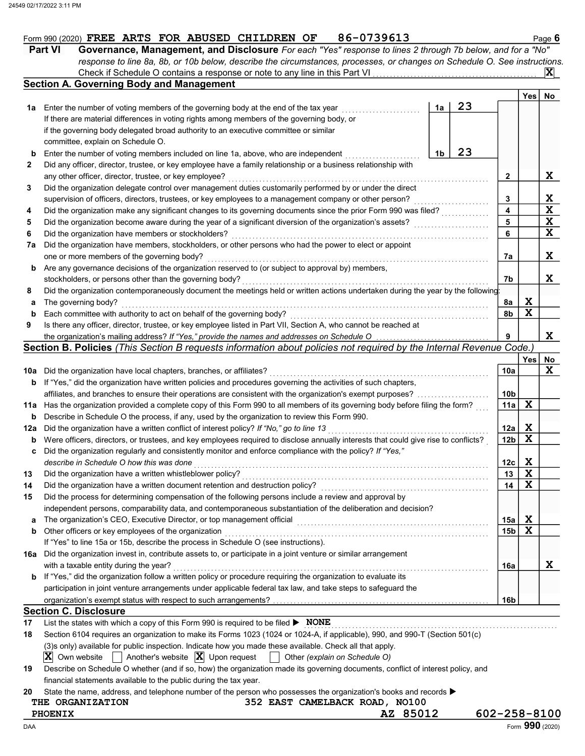Form 990 (2020) FREE ARTS FOR ABUSED CHILDREN OF 86-0739613 Page 6

## Part VI Governance, Management, and Disclosure

*For each "Yes" response to lines 2 through 7b below, and for a "No" response to line 8a, 8b, or 10b below, describe the circumstances, processes, or changes on Schedule O. See instructions.*

Check if Schedule O contains a response or note to any line in this Part VI ... [X]

### Section A. Governing Body and Management

| | | | | Yes | No |
|---|---|---|---|---|---|
| **1a** | Enter the number of voting members of the governing body at the end of the tax year | 1a | 23 | | |
| | If there are material differences in voting rights among members of the governing body, or if the governing body delegated broad authority to an executive committee or similar committee, explain on Schedule O. | | | | |
| **b** | Enter the number of voting members included on line 1a, above, who are independent | 1b | 23 | | |
| **2** | Did any officer, director, trustee, or key employee have a family relationship or a business relationship with any other officer, director, trustee, or key employee? | 2 | | | X |
| **3** | Did the organization delegate control over management duties customarily performed by or under the direct supervision of officers, directors, trustees, or key employees to a management company or other person? | 3 | | | X |
| **4** | Did the organization make any significant changes to its governing documents since the prior Form 990 was filed? | 4 | | | X |
| **5** | Did the organization become aware during the year of a significant diversion of the organization's assets? | 5 | | | X |
| **6** | Did the organization have members or stockholders? | 6 | | | X |
| **7a** | Did the organization have members, stockholders, or other persons who had the power to elect or appoint one or more members of the governing body? | 7a | | | X |
| **b** | Are any governance decisions of the organization reserved to (or subject to approval by) members, stockholders, or persons other than the governing body? | 7b | | | X |
| **8** | Did the organization contemporaneously document the meetings held or written actions undertaken during the year by the following: | | | | |
| **a** | The governing body? | 8a | | X | |
| **b** | Each committee with authority to act on behalf of the governing body? | 8b | | X | |
| **9** | Is there any officer, director, trustee, or key employee listed in Part VII, Section A, who cannot be reached at the organization's mailing address? *If "Yes," provide the names and addresses on Schedule O* | 9 | | | X |

### Section B. Policies *(This Section B requests information about policies not required by the Internal Revenue Code.)*

| | | | Yes | No |
|---|---|---|---|---|
| **10a** | Did the organization have local chapters, branches, or affiliates? | 10a | | X |
| **b** | If "Yes," did the organization have written policies and procedures governing the activities of such chapters, affiliates, and branches to ensure their operations are consistent with the organization's exempt purposes? | 10b | | |
| **11a** | Has the organization provided a complete copy of this Form 990 to all members of its governing body before filing the form? | 11a | X | |
| **b** | Describe in Schedule O the process, if any, used by the organization to review this Form 990. | | | |
| **12a** | Did the organization have a written conflict of interest policy? *If "No," go to line 13* | 12a | X | |
| **b** | Were officers, directors, or trustees, and key employees required to disclose annually interests that could give rise to conflicts? | 12b | X | |
| **c** | Did the organization regularly and consistently monitor and enforce compliance with the policy? *If "Yes," describe in Schedule O how this was done* | 12c | X | |
| **13** | Did the organization have a written whistleblower policy? | 13 | X | |
| **14** | Did the organization have a written document retention and destruction policy? | 14 | X | |
| **15** | Did the process for determining compensation of the following persons include a review and approval by independent persons, comparability data, and contemporaneous substantiation of the deliberation and decision? | | | |
| **a** | The organization's CEO, Executive Director, or top management official | 15a | X | |
| **b** | Other officers or key employees of the organization | 15b | X | |
| | If "Yes" to line 15a or 15b, describe the process in Schedule O (see instructions). | | | |
| **16a** | Did the organization invest in, contribute assets to, or participate in a joint venture or similar arrangement with a taxable entity during the year? | 16a | | X |
| **b** | If "Yes," did the organization follow a written policy or procedure requiring the organization to evaluate its participation in joint venture arrangements under applicable federal tax law, and take steps to safeguard the organization's exempt status with respect to such arrangements? | 16b | | |

### Section C. Disclosure

**17** List the states with which a copy of this Form 990 is required to be filed ▶ NONE

**18** Section 6104 requires an organization to make its Forms 1023 (1024 or 1024-A, if applicable), 990, and 990-T (Section 501(c)(3)s only) available for public inspection. Indicate how you made these available. Check all that apply.

[X] Own website [ ] Another's website [X] Upon request [ ] Other *(explain on Schedule O)*

**19** Describe on Schedule O whether (and if so, how) the organization made its governing documents, conflict of interest policy, and financial statements available to the public during the tax year.

**20** State the name, address, and telephone number of the person who possesses the organization's books and records ▶

THE ORGANIZATION 352 EAST CAMELBACK ROAD, NO100
PHOENIX AZ 85012 602-258-8100

DAA Form **990** (2020)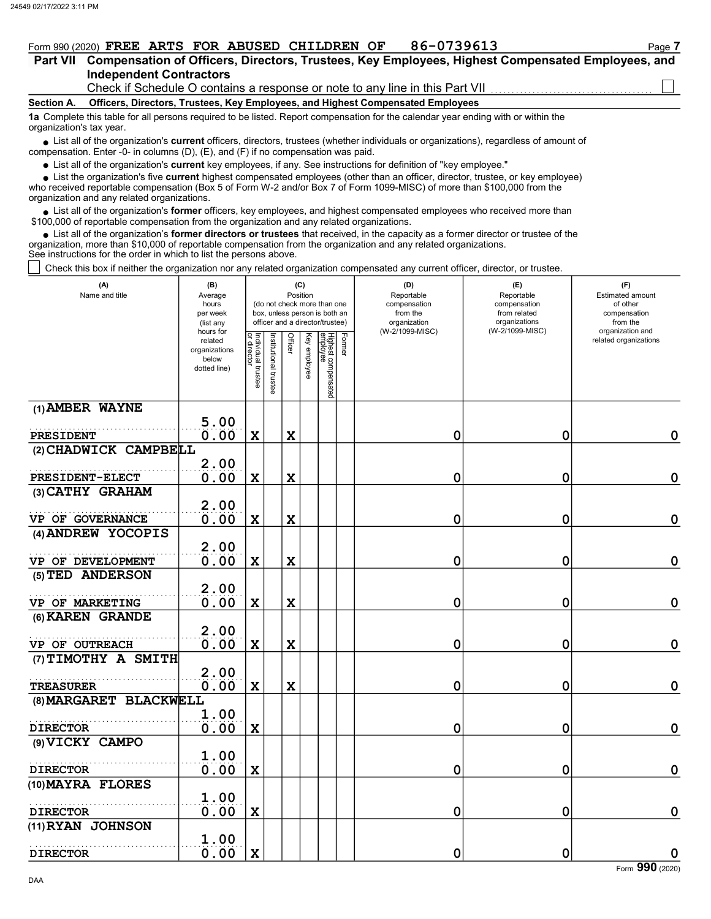Form 990 (2020) **FREE ARTS FOR ABUSED CHILDREN OF** 86-0739613

## Part VII Compensation of Officers, Directors, Trustees, Key Employees, Highest Compensated Employees, and Independent Contractors

Check if Schedule O contains a response or note to any line in this Part VII ☐

**Section A. Officers, Directors, Trustees, Key Employees, and Highest Compensated Employees**

**1a** Complete this table for all persons required to be listed. Report compensation for the calendar year ending with or within the organization's tax year.

- List all of the organization's **current** officers, directors, trustees (whether individuals or organizations), regardless of amount of compensation. Enter -0- in columns (D), (E), and (F) if no compensation was paid.
- List all of the organization's **current** key employees, if any. See instructions for definition of "key employee."
- List the organization's five **current** highest compensated employees (other than an officer, director, trustee, or key employee) who received reportable compensation (Box 5 of Form W-2 and/or Box 7 of Form 1099-MISC) of more than $100,000 from the organization and any related organizations.
- List all of the organization's **former** officers, key employees, and highest compensated employees who received more than $100,000 of reportable compensation from the organization and any related organizations.
- List all of the organization's **former directors or trustees** that received, in the capacity as a former director or trustee of the organization, more than $10,000 of reportable compensation from the organization and any related organizations.

See instructions for the order in which to list the persons above.

☐ Check this box if neither the organization nor any related organization compensated any current officer, director, or trustee.

| (A) Name and title | (B) Average hours per week (list any hours for related organizations below dotted line) | (C) Position: Individual trustee or director | Institutional trustee | Officer | Key employee | Highest compensated employee | Former | (D) Reportable compensation from the organization (W-2/1099-MISC) | (E) Reportable compensation from related organizations (W-2/1099-MISC) | (F) Estimated amount of other compensation from the organization and related organizations |
|---|---|---|---|---|---|---|---|---|---|---|
| (1) AMBER WAYNE<br>PRESIDENT | 5.00<br>0.00 | X | | X | | | | 0 | 0 | 0 |
| (2) CHADWICK CAMPBELL<br>PRESIDENT-ELECT | 2.00<br>0.00 | X | | X | | | | 0 | 0 | 0 |
| (3) CATHY GRAHAM<br>VP OF GOVERNANCE | 2.00<br>0.00 | X | | X | | | | 0 | 0 | 0 |
| (4) ANDREW YOCOPIS<br>VP OF DEVELOPMENT | 2.00<br>0.00 | X | | X | | | | 0 | 0 | 0 |
| (5) TED ANDERSON<br>VP OF MARKETING | 2.00<br>0.00 | X | | X | | | | 0 | 0 | 0 |
| (6) KAREN GRANDE<br>VP OF OUTREACH | 2.00<br>0.00 | X | | X | | | | 0 | 0 | 0 |
| (7) TIMOTHY A SMITH<br>TREASURER | 2.00<br>0.00 | X | | X | | | | 0 | 0 | 0 |
| (8) MARGARET BLACKWELL<br>DIRECTOR | 1.00<br>0.00 | X | | | | | | 0 | 0 | 0 |
| (9) VICKY CAMPO<br>DIRECTOR | 1.00<br>0.00 | X | | | | | | 0 | 0 | 0 |
| (10) MAYRA FLORES<br>DIRECTOR | 1.00<br>0.00 | X | | | | | | 0 | 0 | 0 |
| (11) RYAN JOHNSON<br>DIRECTOR | 1.00<br>0.00 | X | | | | | | 0 | 0 | 0 |

Form **990** (2020)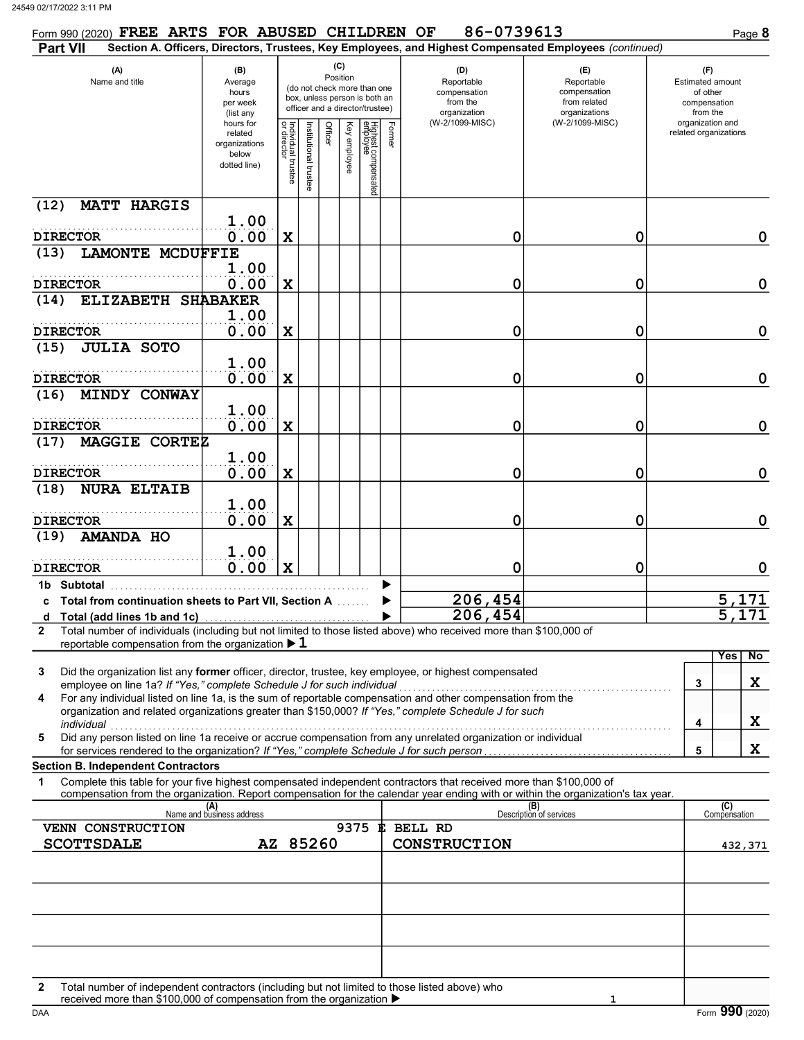Form 990 (2020) **FREE ARTS FOR ABUSED CHILDREN OF** 86-0739613 Page **8**

**Part VII** **Section A. Officers, Directors, Trustees, Key Employees, and Highest Compensated Employees** *(continued)*

| (A) Name and title | (B) Average hours per week (list any hours for related organizations below dotted line) | (C) Position: Individual trustee or director | Institutional trustee | Officer | Key employee | Highest compensated employee | Former | (D) Reportable compensation from the organization (W-2/1099-MISC) | (E) Reportable compensation from related organizations (W-2/1099-MISC) | (F) Estimated amount of other compensation from the organization and related organizations |
|---|---|---|---|---|---|---|---|---|---|---|
| (12) MATT HARGIS<br>DIRECTOR | 1.00<br>0.00 | X | | | | | | 0 | 0 | 0 |
| (13) LAMONTE MCDUFFIE<br>DIRECTOR | 1.00<br>0.00 | X | | | | | | 0 | 0 | 0 |
| (14) ELIZABETH SHABAKER<br>DIRECTOR | 1.00<br>0.00 | X | | | | | | 0 | 0 | 0 |
| (15) JULIA SOTO<br>DIRECTOR | 1.00<br>0.00 | X | | | | | | 0 | 0 | 0 |
| (16) MINDY CONWAY<br>DIRECTOR | 1.00<br>0.00 | X | | | | | | 0 | 0 | 0 |
| (17) MAGGIE CORTEZ<br>DIRECTOR | 1.00<br>0.00 | X | | | | | | 0 | 0 | 0 |
| (18) NURA ELTAIB<br>DIRECTOR | 1.00<br>0.00 | X | | | | | | 0 | 0 | 0 |
| (19) AMANDA HO<br>DIRECTOR | 1.00<br>0.00 | X | | | | | | 0 | 0 | 0 |
| **1b Subtotal** | | | | | | | | | | |
| **c Total from continuation sheets to Part VII, Section A** | | | | | | | | 206,454 | | 5,171 |
| **d Total (add lines 1b and 1c)** | | | | | | | | 206,454 | | 5,171 |

**2** Total number of individuals (including but not limited to those listed above) who received more than $100,000 of reportable compensation from the organization ▶ 1

| | | Yes | No |
|---|---|---|---|
| **3** Did the organization list any **former** officer, director, trustee, key employee, or highest compensated employee on line 1a? *If "Yes," complete Schedule J for such individual* | 3 | | X |
| **4** For any individual listed on line 1a, is the sum of reportable compensation and other compensation from the organization and related organizations greater than $150,000? *If "Yes," complete Schedule J for such individual* | 4 | | X |
| **5** Did any person listed on line 1a receive or accrue compensation from any unrelated organization or individual for services rendered to the organization? *If "Yes," complete Schedule J for such person* | 5 | | X |

**Section B. Independent Contractors**

**1** Complete this table for your five highest compensated independent contractors that received more than $100,000 of compensation from the organization. Report compensation for the calendar year ending with or within the organization's tax year.

| (A) Name and business address | (B) Description of services | (C) Compensation |
|---|---|---|
| VENN CONSTRUCTION 9375 E BELL RD<br>SCOTTSDALE AZ 85260 | CONSTRUCTION | 432,371 |
| | | |
| | | |
| | | |
| | | |

**2** Total number of independent contractors (including but not limited to those listed above) who received more than $100,000 of compensation from the organization ▶ 1

Form **990** (2020)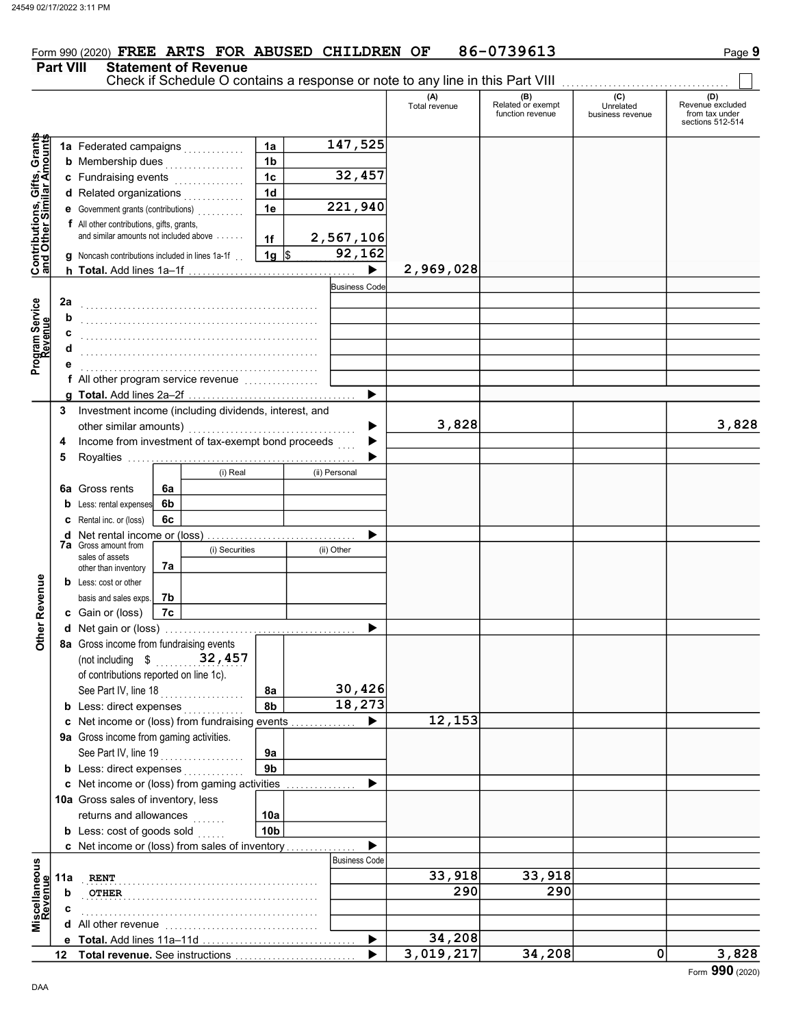Form 990 (2020) FREE ARTS FOR ABUSED CHILDREN OF 86-0739613 Page 9

## Part VIII Statement of Revenue

Check if Schedule O contains a response or note to any line in this Part VIII

| | | | | (A) Total revenue | (B) Related or exempt function revenue | (C) Unrelated business revenue | (D) Revenue excluded from tax under sections 512-514 |
|---|---|---|---|---|---|---|---|
| **Contributions, Gifts, Grants and Other Similar Amounts** | 1a Federated campaigns | 1a | 147,525 | | | | |
| | b Membership dues | 1b | | | | | |
| | c Fundraising events | 1c | 32,457 | | | | |
| | d Related organizations | 1d | | | | | |
| | e Government grants (contributions) | 1e | 221,940 | | | | |
| | f All other contributions, gifts, grants, and similar amounts not included above | 1f | 2,567,106 | | | | |
| | g Noncash contributions included in lines 1a-1f | 1g | $ 92,162 | | | | |
| | h Total. Add lines 1a–1f | | ▶ | 2,969,028 | | | |
| **Program Service Revenue** | | | Business Code | | | | |
| | 2a | | | | | | |
| | b | | | | | | |
| | c | | | | | | |
| | d | | | | | | |
| | e | | | | | | |
| | f All other program service revenue | | | | | | |
| | g Total. Add lines 2a–2f | | ▶ | | | | |
| **Other Revenue** | 3 Investment income (including dividends, interest, and other similar amounts) | | ▶ | 3,828 | | | 3,828 |
| | 4 Income from investment of tax-exempt bond proceeds | | ▶ | | | | |
| | 5 Royalties | | ▶ | | | | |
| | | (i) Real | (ii) Personal | | | | |
| | 6a Gross rents (6a) | | | | | | |
| | b Less: rental expenses (6b) | | | | | | |
| | c Rental inc. or (loss) (6c) | | | | | | |
| | d Net rental income or (loss) | | ▶ | | | | |
| | | (i) Securities | (ii) Other | | | | |
| | 7a Gross amount from sales of assets other than inventory (7a) | | | | | | |
| | b Less: cost or other basis and sales exps. (7b) | | | | | | |
| | c Gain or (loss) (7c) | | | | | | |
| | d Net gain or (loss) | | ▶ | | | | |
| | 8a Gross income from fundraising events (not including $ 32,457 of contributions reported on line 1c). See Part IV, line 18 | 8a | 30,426 | | | | |
| | b Less: direct expenses | 8b | 18,273 | | | | |
| | c Net income or (loss) from fundraising events | | ▶ | 12,153 | | | |
| | 9a Gross income from gaming activities. See Part IV, line 19 | 9a | | | | | |
| | b Less: direct expenses | 9b | | | | | |
| | c Net income or (loss) from gaming activities | | ▶ | | | | |
| | 10a Gross sales of inventory, less returns and allowances | 10a | | | | | |
| | b Less: cost of goods sold | 10b | | | | | |
| | c Net income or (loss) from sales of inventory | | ▶ | | | | |
| **Miscellaneous Revenue** | | | Business Code | | | | |
| | 11a RENT | | | 33,918 | 33,918 | | |
| | b OTHER | | | 290 | 290 | | |
| | c | | | | | | |
| | d All other revenue | | | | | | |
| | e Total. Add lines 11a–11d | | ▶ | 34,208 | | | |
| | 12 Total revenue. See instructions | | ▶ | 3,019,217 | 34,208 | 0 | 3,828 |

Form **990** (2020)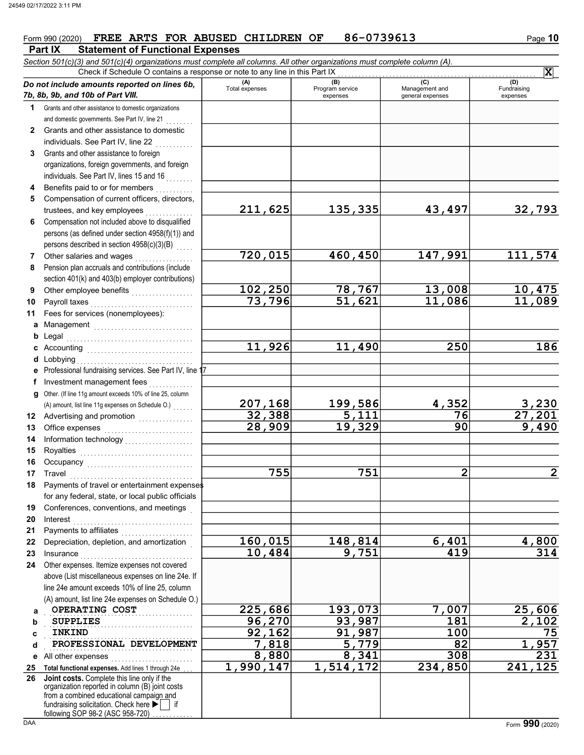Form 990 (2020) **FREE ARTS FOR ABUSED CHILDREN OF 86-0739613** Page **10**

## Part IX Statement of Functional Expenses

*Section 501(c)(3) and 501(c)(4) organizations must complete all columns. All other organizations must complete column (A).*

Check if Schedule O contains a response or note to any line in this Part IX . . . . . . . . . . **X**

| *Do not include amounts reported on lines 6b, 7b, 8b, 9b, and 10b of Part VIII.* | (A) Total expenses | (B) Program service expenses | (C) Management and general expenses | (D) Fundraising expenses |
|---|---|---|---|---|
| **1** Grants and other assistance to domestic organizations and domestic governments. See Part IV, line 21 | | | | |
| **2** Grants and other assistance to domestic individuals. See Part IV, line 22 | | | | |
| **3** Grants and other assistance to foreign organizations, foreign governments, and foreign individuals. See Part IV, lines 15 and 16 | | | | |
| **4** Benefits paid to or for members | | | | |
| **5** Compensation of current officers, directors, trustees, and key employees | 211,625 | 135,335 | 43,497 | 32,793 |
| **6** Compensation not included above to disqualified persons (as defined under section 4958(f)(1)) and persons described in section 4958(c)(3)(B) | | | | |
| **7** Other salaries and wages | 720,015 | 460,450 | 147,991 | 111,574 |
| **8** Pension plan accruals and contributions (include section 401(k) and 403(b) employer contributions) | | | | |
| **9** Other employee benefits | 102,250 | 78,767 | 13,008 | 10,475 |
| **10** Payroll taxes | 73,796 | 51,621 | 11,086 | 11,089 |
| **11** Fees for services (nonemployees): | | | | |
| **a** Management | | | | |
| **b** Legal | | | | |
| **c** Accounting | 11,926 | 11,490 | 250 | 186 |
| **d** Lobbying | | | | |
| **e** Professional fundraising services. See Part IV, line 17 | | | | |
| **f** Investment management fees | | | | |
| **g** Other. (If line 11g amount exceeds 10% of line 25, column (A) amount, list line 11g expenses on Schedule O.) | 207,168 | 199,586 | 4,352 | 3,230 |
| **12** Advertising and promotion | 32,388 | 5,111 | 76 | 27,201 |
| **13** Office expenses | 28,909 | 19,329 | 90 | 9,490 |
| **14** Information technology | | | | |
| **15** Royalties | | | | |
| **16** Occupancy | | | | |
| **17** Travel | 755 | 751 | 2 | 2 |
| **18** Payments of travel or entertainment expenses for any federal, state, or local public officials | | | | |
| **19** Conferences, conventions, and meetings | | | | |
| **20** Interest | | | | |
| **21** Payments to affiliates | | | | |
| **22** Depreciation, depletion, and amortization | 160,015 | 148,814 | 6,401 | 4,800 |
| **23** Insurance | 10,484 | 9,751 | 419 | 314 |
| **24** Other expenses. Itemize expenses not covered above (List miscellaneous expenses on line 24e. If line 24e amount exceeds 10% of line 25, column (A) amount, list line 24e expenses on Schedule O.) | | | | |
| **a** OPERATING COST | 225,686 | 193,073 | 7,007 | 25,606 |
| **b** SUPPLIES | 96,270 | 93,987 | 181 | 2,102 |
| **c** INKIND | 92,162 | 91,987 | 100 | 75 |
| **d** PROFESSIONAL DEVELOPMENT | 7,818 | 5,779 | 82 | 1,957 |
| **e** All other expenses | 8,880 | 8,341 | 308 | 231 |
| **25 Total functional expenses.** Add lines 1 through 24e | 1,990,147 | 1,514,172 | 234,850 | 241,125 |
| **26 Joint costs.** Complete this line only if the organization reported in column (B) joint costs from a combined educational campaign and fundraising solicitation. Check here ▶ ☐ if following SOP 98-2 (ASC 958-720) | | | | |

Form **990** (2020)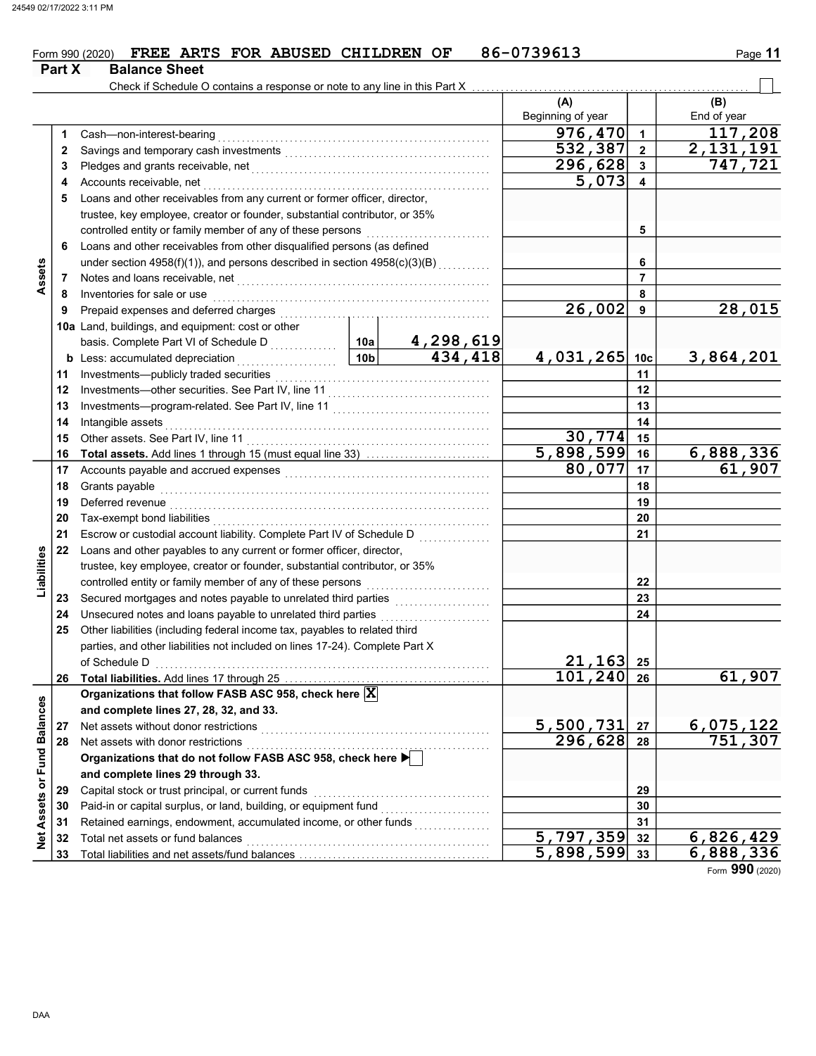Form 990 (2020) FREE ARTS FOR ABUSED CHILDREN OF 86-0739613 Page 11

## Part X Balance Sheet

Check if Schedule O contains a response or note to any line in this Part X ☐

| Section | Line | Description | | | (A) Beginning of year | Line | (B) End of year |
|---|---|---|---|---|---|---|---|
| Assets | 1 | Cash—non-interest-bearing | | | 976,470 | 1 | 117,208 |
| | 2 | Savings and temporary cash investments | | | 532,387 | 2 | 2,131,191 |
| | 3 | Pledges and grants receivable, net | | | 296,628 | 3 | 747,721 |
| | 4 | Accounts receivable, net | | | 5,073 | 4 | |
| | 5 | Loans and other receivables from any current or former officer, director, trustee, key employee, creator or founder, substantial contributor, or 35% controlled entity or family member of any of these persons | | | | 5 | |
| | 6 | Loans and other receivables from other disqualified persons (as defined under section 4958(f)(1)), and persons described in section 4958(c)(3)(B) | | | | 6 | |
| | 7 | Notes and loans receivable, net | | | | 7 | |
| | 8 | Inventories for sale or use | | | | 8 | |
| | 9 | Prepaid expenses and deferred charges | | | 26,002 | 9 | 28,015 |
| | 10a | Land, buildings, and equipment: cost or other basis. Complete Part VI of Schedule D | 10a | 4,298,619 | | | |
| | b | Less: accumulated depreciation | 10b | 434,418 | 4,031,265 | 10c | 3,864,201 |
| | 11 | Investments—publicly traded securities | | | | 11 | |
| | 12 | Investments—other securities. See Part IV, line 11 | | | | 12 | |
| | 13 | Investments—program-related. See Part IV, line 11 | | | | 13 | |
| | 14 | Intangible assets | | | | 14 | |
| | 15 | Other assets. See Part IV, line 11 | | | 30,774 | 15 | |
| | 16 | **Total assets.** Add lines 1 through 15 (must equal line 33) | | | 5,898,599 | 16 | 6,888,336 |
| Liabilities | 17 | Accounts payable and accrued expenses | | | 80,077 | 17 | 61,907 |
| | 18 | Grants payable | | | | 18 | |
| | 19 | Deferred revenue | | | | 19 | |
| | 20 | Tax-exempt bond liabilities | | | | 20 | |
| | 21 | Escrow or custodial account liability. Complete Part IV of Schedule D | | | | 21 | |
| | 22 | Loans and other payables to any current or former officer, director, trustee, key employee, creator or founder, substantial contributor, or 35% controlled entity or family member of any of these persons | | | | 22 | |
| | 23 | Secured mortgages and notes payable to unrelated third parties | | | | 23 | |
| | 24 | Unsecured notes and loans payable to unrelated third parties | | | | 24 | |
| | 25 | Other liabilities (including federal income tax, payables to related third parties, and other liabilities not included on lines 17-24). Complete Part X of Schedule D | | | 21,163 | 25 | |
| | 26 | **Total liabilities.** Add lines 17 through 25 | | | 101,240 | 26 | 61,907 |
| Net Assets or Fund Balances | | **Organizations that follow FASB ASC 958, check here** ☒ **and complete lines 27, 28, 32, and 33.** | | | | | |
| | 27 | Net assets without donor restrictions | | | 5,500,731 | 27 | 6,075,122 |
| | 28 | Net assets with donor restrictions | | | 296,628 | 28 | 751,307 |
| | | **Organizations that do not follow FASB ASC 958, check here** ▶ ☐ **and complete lines 29 through 33.** | | | | | |
| | 29 | Capital stock or trust principal, or current funds | | | | 29 | |
| | 30 | Paid-in or capital surplus, or land, building, or equipment fund | | | | 30 | |
| | 31 | Retained earnings, endowment, accumulated income, or other funds | | | | 31 | |
| | 32 | Total net assets or fund balances | | | 5,797,359 | 32 | 6,826,429 |
| | 33 | Total liabilities and net assets/fund balances | | | 5,898,599 | 33 | 6,888,336 |

Form **990** (2020)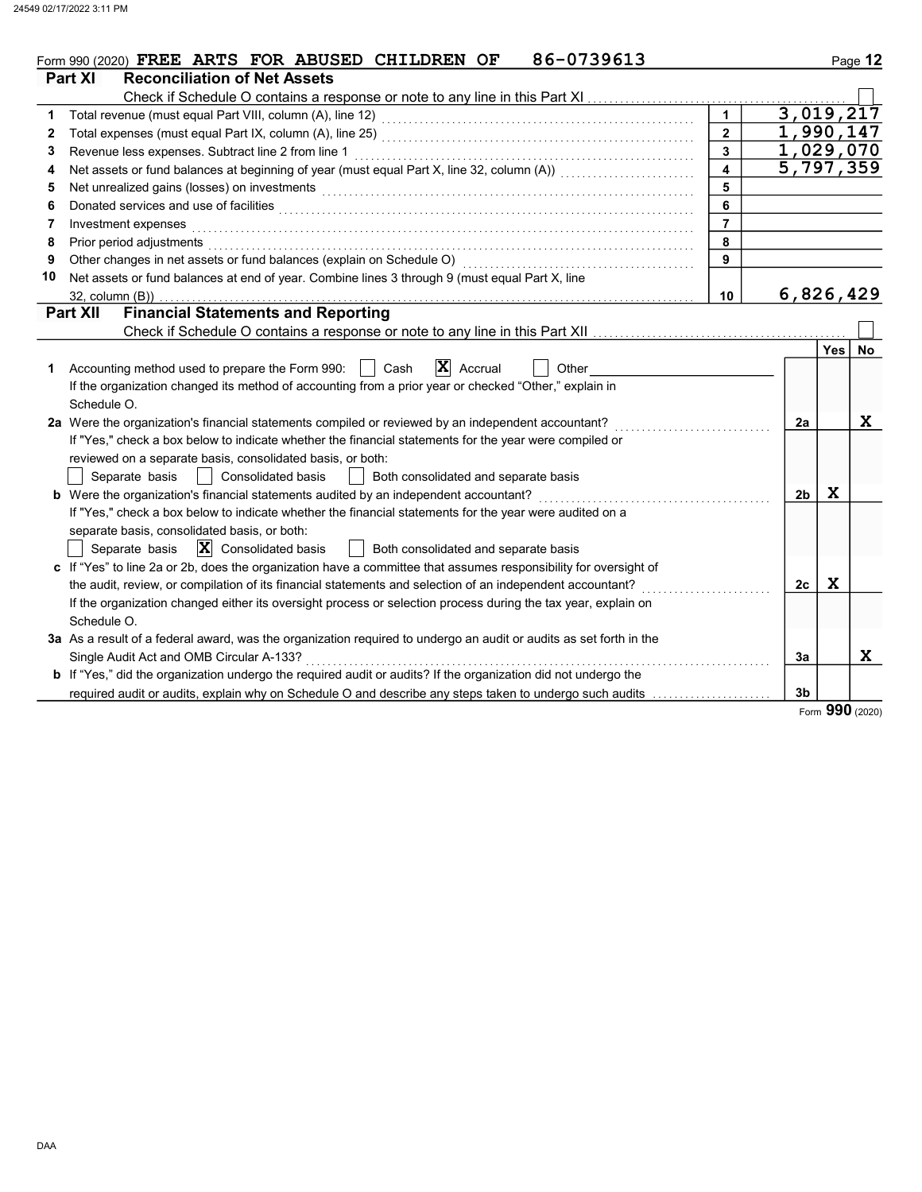Form 990 (2020) FREE ARTS FOR ABUSED CHILDREN OF 86-0739613

## Part XI Reconciliation of Net Assets

Check if Schedule O contains a response or note to any line in this Part XI ☐

| | | | |
|---|---|---|---|
| 1 | Total revenue (must equal Part VIII, column (A), line 12) | 1 | 3,019,217 |
| 2 | Total expenses (must equal Part IX, column (A), line 25) | 2 | 1,990,147 |
| 3 | Revenue less expenses. Subtract line 2 from line 1 | 3 | 1,029,070 |
| 4 | Net assets or fund balances at beginning of year (must equal Part X, line 32, column (A)) | 4 | 5,797,359 |
| 5 | Net unrealized gains (losses) on investments | 5 | |
| 6 | Donated services and use of facilities | 6 | |
| 7 | Investment expenses | 7 | |
| 8 | Prior period adjustments | 8 | |
| 9 | Other changes in net assets or fund balances (explain on Schedule O) | 9 | |
| 10 | Net assets or fund balances at end of year. Combine lines 3 through 9 (must equal Part X, line 32, column (B)) | 10 | 6,826,429 |

## Part XII Financial Statements and Reporting

Check if Schedule O contains a response or note to any line in this Part XII ☐

| | | | Yes | No |
|---|---|---|---|---|
| 1 | Accounting method used to prepare the Form 990: ☐ Cash ☒ Accrual ☐ Other<br>If the organization changed its method of accounting from a prior year or checked "Other," explain in Schedule O. | | | |
| 2a | Were the organization's financial statements compiled or reviewed by an independent accountant?<br>If "Yes," check a box below to indicate whether the financial statements for the year were compiled or reviewed on a separate basis, consolidated basis, or both:<br>☐ Separate basis ☐ Consolidated basis ☐ Both consolidated and separate basis | 2a | | X |
| b | Were the organization's financial statements audited by an independent accountant?<br>If "Yes," check a box below to indicate whether the financial statements for the year were audited on a separate basis, consolidated basis, or both:<br>☐ Separate basis ☒ Consolidated basis ☐ Both consolidated and separate basis | 2b | X | |
| c | If "Yes" to line 2a or 2b, does the organization have a committee that assumes responsibility for oversight of the audit, review, or compilation of its financial statements and selection of an independent accountant?<br>If the organization changed either its oversight process or selection process during the tax year, explain on Schedule O. | 2c | X | |
| 3a | As a result of a federal award, was the organization required to undergo an audit or audits as set forth in the Single Audit Act and OMB Circular A-133? | 3a | | X |
| b | If "Yes," did the organization undergo the required audit or audits? If the organization did not undergo the required audit or audits, explain why on Schedule O and describe any steps taken to undergo such audits | 3b | | |

Form 990 (2020)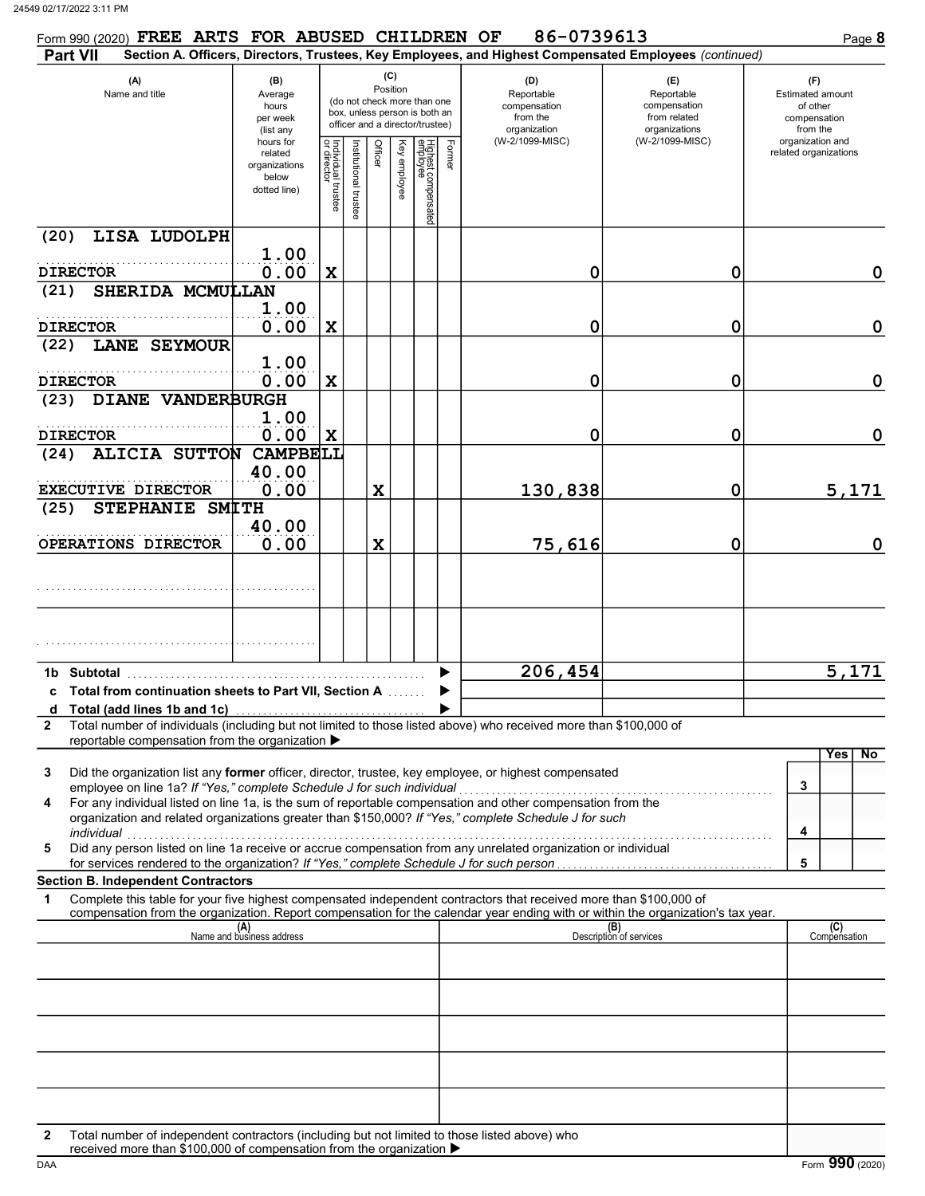Form 990 (2020) **FREE ARTS FOR ABUSED CHILDREN OF** **86-0739613** Page **8**

**Part VII** **Section A. Officers, Directors, Trustees, Key Employees, and Highest Compensated Employees** *(continued)*

| (A) Name and title | (B) Average hours per week (list any hours for related organizations below dotted line) | (C) Position: Individual trustee or director | Institutional trustee | Officer | Key employee | Highest compensated employee | Former | (D) Reportable compensation from the organization (W-2/1099-MISC) | (E) Reportable compensation from related organizations (W-2/1099-MISC) | (F) Estimated amount of other compensation from the organization and related organizations |
|---|---|---|---|---|---|---|---|---|---|---|
| (20) LISA LUDOLPH<br>DIRECTOR | 1.00<br>0.00 | X | | | | | | 0 | 0 | 0 |
| (21) SHERIDA MCMULLAN<br>DIRECTOR | 1.00<br>0.00 | X | | | | | | 0 | 0 | 0 |
| (22) LANE SEYMOUR<br>DIRECTOR | 1.00<br>0.00 | X | | | | | | 0 | 0 | 0 |
| (23) DIANE VANDERBURGH<br>DIRECTOR | 1.00<br>0.00 | X | | | | | | 0 | 0 | 0 |
| (24) ALICIA SUTTON CAMPBELL<br>EXECUTIVE DIRECTOR | 40.00<br>0.00 | | | X | | | | 130,838 | 0 | 5,171 |
| (25) STEPHANIE SMITH<br>OPERATIONS DIRECTOR | 40.00<br>0.00 | | | X | | | | 75,616 | 0 | 0 |
| | | | | | | | | | | |
| | | | | | | | | | | |

**1b Subtotal** ▶ 206,454 | | 5,171

**c Total from continuation sheets to Part VII, Section A** ▶

**d Total (add lines 1b and 1c)** ▶

**2** Total number of individuals (including but not limited to those listed above) who received more than $100,000 of reportable compensation from the organization ▶

| | | | Yes | No |
|---|---|---|---|---|
| 3 | Did the organization list any **former** officer, director, trustee, key employee, or highest compensated employee on line 1a? *If "Yes," complete Schedule J for such individual* | 3 | | |
| 4 | For any individual listed on line 1a, is the sum of reportable compensation and other compensation from the organization and related organizations greater than $150,000? *If "Yes," complete Schedule J for such individual* | 4 | | |
| 5 | Did any person listed on line 1a receive or accrue compensation from any unrelated organization or individual for services rendered to the organization? *If "Yes," complete Schedule J for such person* | 5 | | |

**Section B. Independent Contractors**

**1** Complete this table for your five highest compensated independent contractors that received more than $100,000 of compensation from the organization. Report compensation for the calendar year ending with or within the organization's tax year.

| (A) Name and business address | (B) Description of services | (C) Compensation |
|---|---|---|
| | | |
| | | |
| | | |
| | | |
| | | |

**2** Total number of independent contractors (including but not limited to those listed above) who received more than $100,000 of compensation from the organization ▶

DAA Form **990** (2020)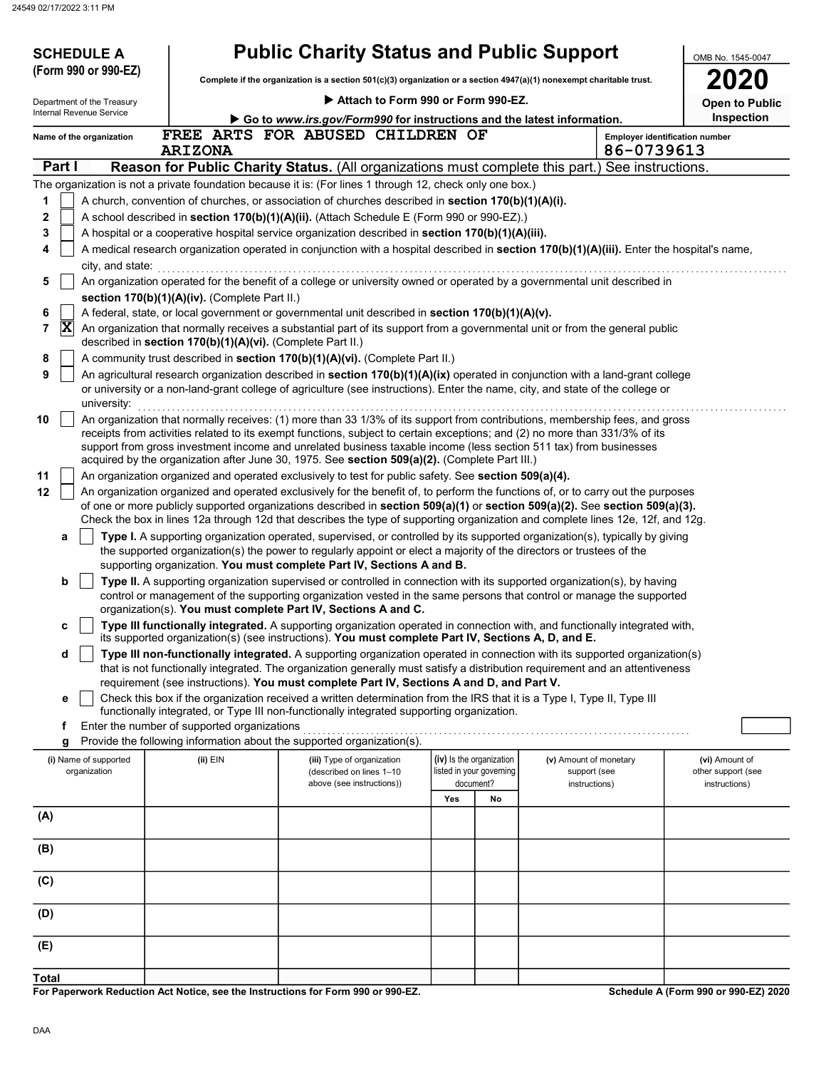**SCHEDULE A**
**(Form 990 or 990-EZ)**

Department of the Treasury
Internal Revenue Service

# Public Charity Status and Public Support

**Complete if the organization is a section 501(c)(3) organization or a section 4947(a)(1) nonexempt charitable trust.**

▶ **Attach to Form 990 or Form 990-EZ.**

▶ **Go to www.irs.gov/Form990 for instructions and the latest information.**

OMB No. 1545-0047

**2020**

**Open to Public Inspection**

Name of the organization: FREE ARTS FOR ABUSED CHILDREN OF ARIZONA

Employer identification number: 86-0739613

## Part I — Reason for Public Charity Status. (All organizations must complete this part.) See instructions.

The organization is not a private foundation because it is: (For lines 1 through 12, check only one box.)

1. ☐ A church, convention of churches, or association of churches described in **section 170(b)(1)(A)(i).**
2. ☐ A school described in **section 170(b)(1)(A)(ii).** (Attach Schedule E (Form 990 or 990-EZ).)
3. ☐ A hospital or a cooperative hospital service organization described in **section 170(b)(1)(A)(iii).**
4. ☐ A medical research organization operated in conjunction with a hospital described in **section 170(b)(1)(A)(iii).** Enter the hospital's name, city, and state:
5. ☐ An organization operated for the benefit of a college or university owned or operated by a governmental unit described in **section 170(b)(1)(A)(iv).** (Complete Part II.)
6. ☐ A federal, state, or local government or governmental unit described in **section 170(b)(1)(A)(v).**
7. ☒ An organization that normally receives a substantial part of its support from a governmental unit or from the general public described in **section 170(b)(1)(A)(vi).** (Complete Part II.)
8. ☐ A community trust described in **section 170(b)(1)(A)(vi).** (Complete Part II.)
9. ☐ An agricultural research organization described in **section 170(b)(1)(A)(ix)** operated in conjunction with a land-grant college or university or a non-land-grant college of agriculture (see instructions). Enter the name, city, and state of the college or university:
10. ☐ An organization that normally receives: (1) more than 33 1/3% of its support from contributions, membership fees, and gross receipts from activities related to its exempt functions, subject to certain exceptions; and (2) no more than 331/3% of its support from gross investment income and unrelated business taxable income (less section 511 tax) from businesses acquired by the organization after June 30, 1975. See **section 509(a)(2).** (Complete Part III.)
11. ☐ An organization organized and operated exclusively to test for public safety. See **section 509(a)(4).**
12. ☐ An organization organized and operated exclusively for the benefit of, to perform the functions of, or to carry out the purposes of one or more publicly supported organizations described in **section 509(a)(1)** or **section 509(a)(2).** See **section 509(a)(3).** Check the box in lines 12a through 12d that describes the type of supporting organization and complete lines 12e, 12f, and 12g.
   - **a** ☐ **Type I.** A supporting organization operated, supervised, or controlled by its supported organization(s), typically by giving the supported organization(s) the power to regularly appoint or elect a majority of the directors or trustees of the supporting organization. **You must complete Part IV, Sections A and B.**
   - **b** ☐ **Type II.** A supporting organization supervised or controlled in connection with its supported organization(s), by having control or management of the supporting organization vested in the same persons that control or manage the supported organization(s). **You must complete Part IV, Sections A and C.**
   - **c** ☐ **Type III functionally integrated.** A supporting organization operated in connection with, and functionally integrated with, its supported organization(s) (see instructions). **You must complete Part IV, Sections A, D, and E.**
   - **d** ☐ **Type III non-functionally integrated.** A supporting organization operated in connection with its supported organization(s) that is not functionally integrated. The organization generally must satisfy a distribution requirement and an attentiveness requirement (see instructions). **You must complete Part IV, Sections A and D, and Part V.**
   - **e** ☐ Check this box if the organization received a written determination from the IRS that it is a Type I, Type II, Type III functionally integrated, or Type III non-functionally integrated supporting organization.
   - **f** Enter the number of supported organizations
   - **g** Provide the following information about the supported organization(s).

| (i) Name of supported organization | (ii) EIN | (iii) Type of organization (described on lines 1–10 above (see instructions)) | (iv) Is the organization listed in your governing document? Yes | No | (v) Amount of monetary support (see instructions) | (vi) Amount of other support (see instructions) |
|---|---|---|---|---|---|---|
| (A) | | | | | | |
| (B) | | | | | | |
| (C) | | | | | | |
| (D) | | | | | | |
| (E) | | | | | | |
| **Total** | | | | | | |

**For Paperwork Reduction Act Notice, see the Instructions for Form 990 or 990-EZ.**

**Schedule A (Form 990 or 990-EZ) 2020**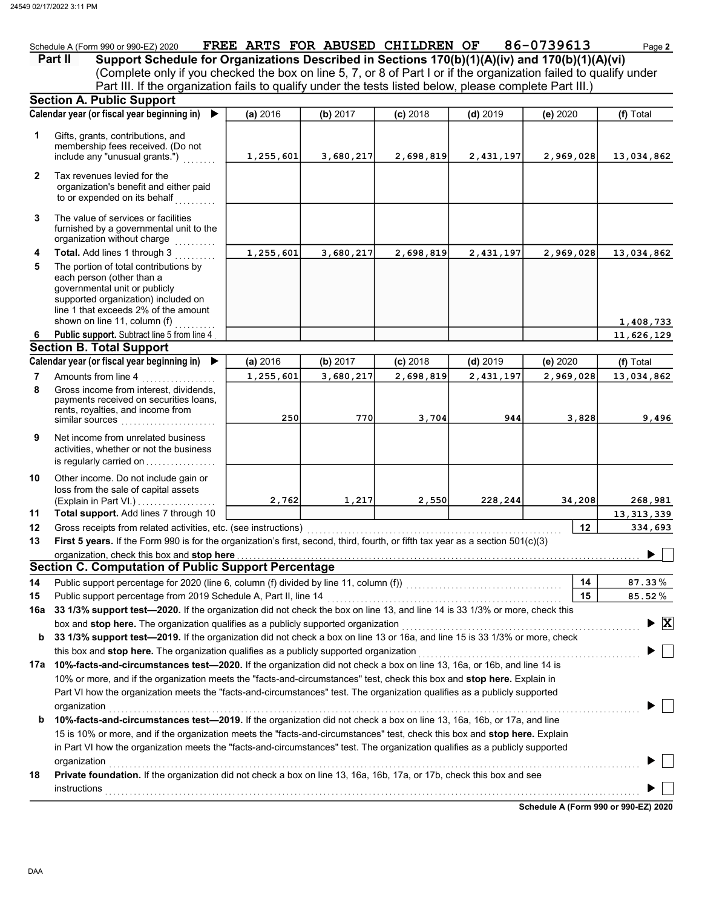Schedule A (Form 990 or 990-EZ) 2020 **FREE ARTS FOR ABUSED CHILDREN OF** **86-0739613**

## Part II Support Schedule for Organizations Described in Sections 170(b)(1)(A)(iv) and 170(b)(1)(A)(vi)

(Complete only if you checked the box on line 5, 7, or 8 of Part I or if the organization failed to qualify under Part III. If the organization fails to qualify under the tests listed below, please complete Part III.)

### Section A. Public Support

| Calendar year (or fiscal year beginning in) ▶ | (a) 2016 | (b) 2017 | (c) 2018 | (d) 2019 | (e) 2020 | (f) Total |
|---|---|---|---|---|---|---|
| **1** Gifts, grants, contributions, and membership fees received. (Do not include any "unusual grants.") | 1,255,601 | 3,680,217 | 2,698,819 | 2,431,197 | 2,969,028 | 13,034,862 |
| **2** Tax revenues levied for the organization's benefit and either paid to or expended on its behalf | | | | | | |
| **3** The value of services or facilities furnished by a governmental unit to the organization without charge | | | | | | |
| **4** **Total.** Add lines 1 through 3 | 1,255,601 | 3,680,217 | 2,698,819 | 2,431,197 | 2,969,028 | 13,034,862 |
| **5** The portion of total contributions by each person (other than a governmental unit or publicly supported organization) included on line 1 that exceeds 2% of the amount shown on line 11, column (f) | | | | | | 1,408,733 |
| **6** **Public support.** Subtract line 5 from line 4 | | | | | | 11,626,129 |

### Section B. Total Support

| Calendar year (or fiscal year beginning in) ▶ | (a) 2016 | (b) 2017 | (c) 2018 | (d) 2019 | (e) 2020 | (f) Total |
|---|---|---|---|---|---|---|
| **7** Amounts from line 4 | 1,255,601 | 3,680,217 | 2,698,819 | 2,431,197 | 2,969,028 | 13,034,862 |
| **8** Gross income from interest, dividends, payments received on securities loans, rents, royalties, and income from similar sources | 250 | 770 | 3,704 | 944 | 3,828 | 9,496 |
| **9** Net income from unrelated business activities, whether or not the business is regularly carried on | | | | | | |
| **10** Other income. Do not include gain or loss from the sale of capital assets (Explain in Part VI.) | 2,762 | 1,217 | 2,550 | 228,244 | 34,208 | 268,981 |
| **11** **Total support.** Add lines 7 through 10 | | | | | | 13,313,339 |
| **12** Gross receipts from related activities, etc. (see instructions) | | | | | 12 | 334,693 |

**13** **First 5 years.** If the Form 990 is for the organization's first, second, third, fourth, or fifth tax year as a section 501(c)(3) organization, check this box and **stop here** ▶ ☐

### Section C. Computation of Public Support Percentage

| | | | |
|---|---|---|---|
| **14** | Public support percentage for 2020 (line 6, column (f) divided by line 11, column (f)) | 14 | 87.33 % |
| **15** | Public support percentage from 2019 Schedule A, Part II, line 14 | 15 | 85.52 % |

**16a** **33 1/3% support test—2020.** If the organization did not check the box on line 13, and line 14 is 33 1/3% or more, check this box and **stop here.** The organization qualifies as a publicly supported organization ▶ ☒

**b** **33 1/3% support test—2019.** If the organization did not check a box on line 13 or 16a, and line 15 is 33 1/3% or more, check this box and **stop here.** The organization qualifies as a publicly supported organization ▶ ☐

**17a** **10%-facts-and-circumstances test—2020.** If the organization did not check a box on line 13, 16a, or 16b, and line 14 is 10% or more, and if the organization meets the "facts-and-circumstances" test, check this box and **stop here.** Explain in Part VI how the organization meets the "facts-and-circumstances" test. The organization qualifies as a publicly supported organization ▶ ☐

**b** **10%-facts-and-circumstances test—2019.** If the organization did not check a box on line 13, 16a, 16b, or 17a, and line 15 is 10% or more, and if the organization meets the "facts-and-circumstances" test, check this box and **stop here.** Explain in Part VI how the organization meets the "facts-and-circumstances" test. The organization qualifies as a publicly supported organization ▶ ☐

**18** **Private foundation.** If the organization did not check a box on line 13, 16a, 16b, 17a, or 17b, check this box and see instructions ▶ ☐

**Schedule A (Form 990 or 990-EZ) 2020**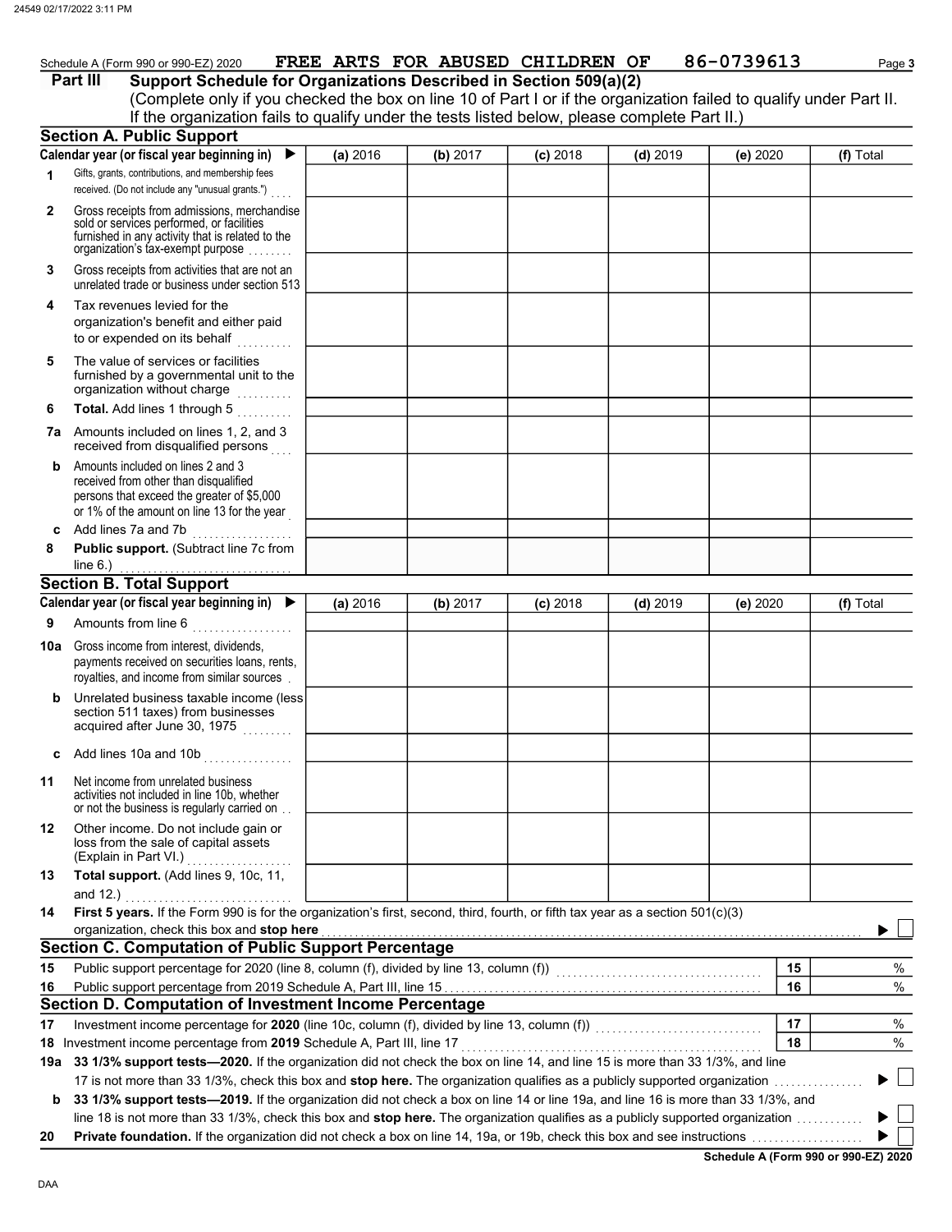Schedule A (Form 990 or 990-EZ) 2020 FREE ARTS FOR ABUSED CHILDREN OF 86-0739613 Page 3

**Part III Support Schedule for Organizations Described in Section 509(a)(2)**

(Complete only if you checked the box on line 10 of Part I or if the organization failed to qualify under Part II. If the organization fails to qualify under the tests listed below, please complete Part II.)

## Section A. Public Support

| Calendar year (or fiscal year beginning in) ▶ | (a) 2016 | (b) 2017 | (c) 2018 | (d) 2019 | (e) 2020 | (f) Total |
|---|---|---|---|---|---|---|
| **1** Gifts, grants, contributions, and membership fees received. (Do not include any "unusual grants.") | | | | | | |
| **2** Gross receipts from admissions, merchandise sold or services performed, or facilities furnished in any activity that is related to the organization's tax-exempt purpose | | | | | | |
| **3** Gross receipts from activities that are not an unrelated trade or business under section 513 | | | | | | |
| **4** Tax revenues levied for the organization's benefit and either paid to or expended on its behalf | | | | | | |
| **5** The value of services or facilities furnished by a governmental unit to the organization without charge | | | | | | |
| **6 Total.** Add lines 1 through 5 | | | | | | |
| **7a** Amounts included on lines 1, 2, and 3 received from disqualified persons | | | | | | |
| **b** Amounts included on lines 2 and 3 received from other than disqualified persons that exceed the greater of $5,000 or 1% of the amount on line 13 for the year | | | | | | |
| **c** Add lines 7a and 7b | | | | | | |
| **8 Public support.** (Subtract line 7c from line 6.) | | | | | | |

## Section B. Total Support

| Calendar year (or fiscal year beginning in) ▶ | (a) 2016 | (b) 2017 | (c) 2018 | (d) 2019 | (e) 2020 | (f) Total |
|---|---|---|---|---|---|---|
| **9** Amounts from line 6 | | | | | | |
| **10a** Gross income from interest, dividends, payments received on securities loans, rents, royalties, and income from similar sources | | | | | | |
| **b** Unrelated business taxable income (less section 511 taxes) from businesses acquired after June 30, 1975 | | | | | | |
| **c** Add lines 10a and 10b | | | | | | |
| **11** Net income from unrelated business activities not included in line 10b, whether or not the business is regularly carried on | | | | | | |
| **12** Other income. Do not include gain or loss from the sale of capital assets (Explain in Part VI.) | | | | | | |
| **13 Total support.** (Add lines 9, 10c, 11, and 12.) | | | | | | |

**14 First 5 years.** If the Form 990 is for the organization's first, second, third, fourth, or fifth tax year as a section 501(c)(3) organization, check this box and **stop here** ▶ ☐

## Section C. Computation of Public Support Percentage

| | | | |
|---|---|---|---|
| **15** | Public support percentage for 2020 (line 8, column (f), divided by line 13, column (f)) | 15 | % |
| **16** | Public support percentage from 2019 Schedule A, Part III, line 15 | 16 | % |

## Section D. Computation of Investment Income Percentage

| | | | |
|---|---|---|---|
| **17** | Investment income percentage for **2020** (line 10c, column (f), divided by line 13, column (f)) | 17 | % |
| **18** | Investment income percentage from **2019** Schedule A, Part III, line 17 | 18 | % |

**19a 33 1/3% support tests—2020.** If the organization did not check the box on line 14, and line 15 is more than 33 1/3%, and line 17 is not more than 33 1/3%, check this box and **stop here.** The organization qualifies as a publicly supported organization ▶ ☐

**b 33 1/3% support tests—2019.** If the organization did not check a box on line 14 or line 19a, and line 16 is more than 33 1/3%, and line 18 is not more than 33 1/3%, check this box and **stop here.** The organization qualifies as a publicly supported organization ▶ ☐

**20 Private foundation.** If the organization did not check a box on line 14, 19a, or 19b, check this box and see instructions ▶ ☐

**Schedule A (Form 990 or 990-EZ) 2020**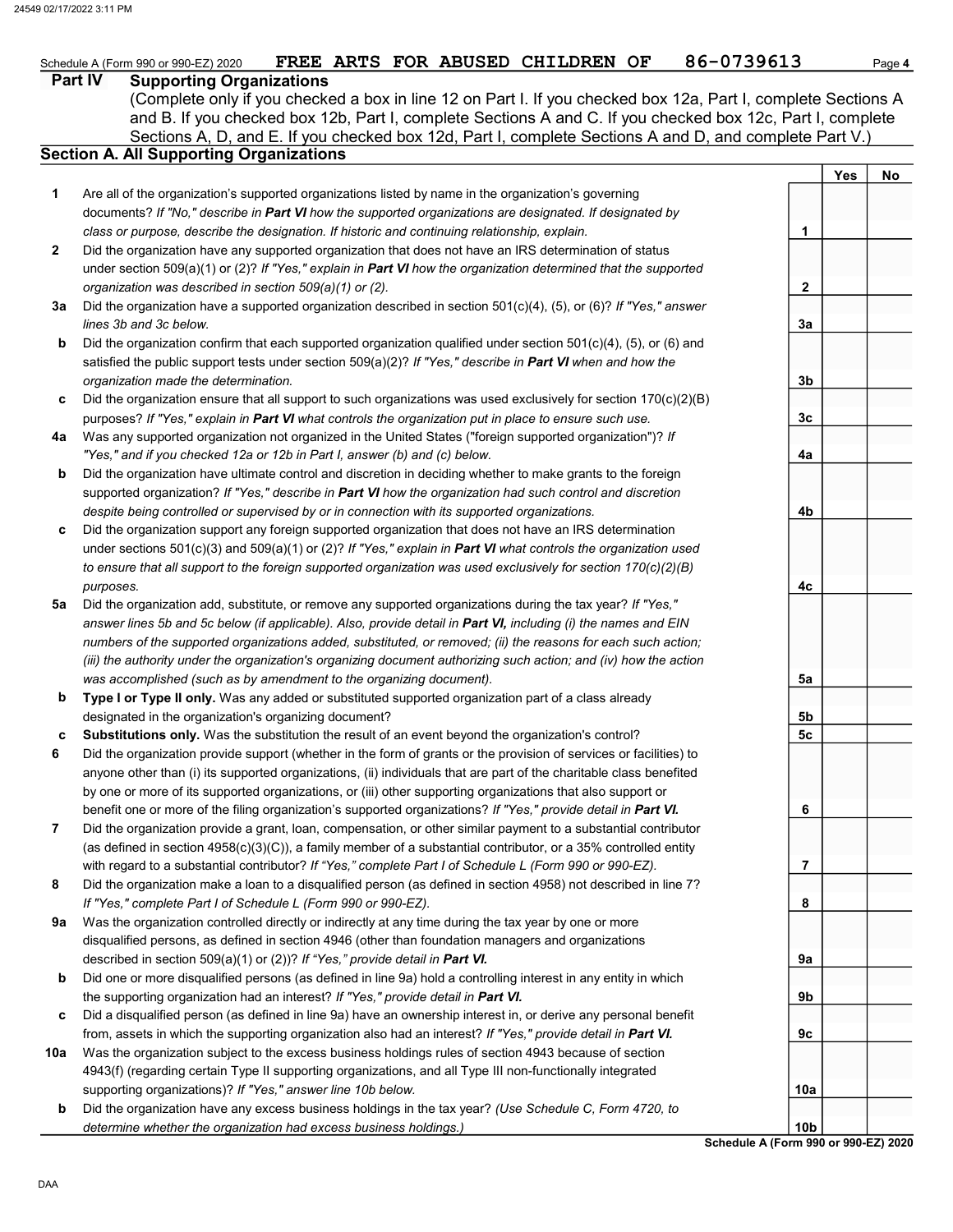Schedule A (Form 990 or 990-EZ) 2020 **FREE ARTS FOR ABUSED CHILDREN OF 86-0739613** Page **4**

## Part IV Supporting Organizations

(Complete only if you checked a box in line 12 on Part I. If you checked box 12a, Part I, complete Sections A and B. If you checked box 12b, Part I, complete Sections A and C. If you checked box 12c, Part I, complete Sections A, D, and E. If you checked box 12d, Part I, complete Sections A and D, and complete Part V.)

### Section A. All Supporting Organizations

| | | | Yes | No |
|---|---|---|---|---|
| **1** | Are all of the organization's supported organizations listed by name in the organization's governing documents? *If "No," describe in **Part VI** how the supported organizations are designated. If designated by class or purpose, describe the designation. If historic and continuing relationship, explain.* | **1** | | |
| **2** | Did the organization have any supported organization that does not have an IRS determination of status under section 509(a)(1) or (2)? *If "Yes," explain in **Part VI** how the organization determined that the supported organization was described in section 509(a)(1) or (2).* | **2** | | |
| **3a** | Did the organization have a supported organization described in section 501(c)(4), (5), or (6)? *If "Yes," answer lines 3b and 3c below.* | **3a** | | |
| **b** | Did the organization confirm that each supported organization qualified under section 501(c)(4), (5), or (6) and satisfied the public support tests under section 509(a)(2)? *If "Yes," describe in **Part VI** when and how the organization made the determination.* | **3b** | | |
| **c** | Did the organization ensure that all support to such organizations was used exclusively for section 170(c)(2)(B) purposes? *If "Yes," explain in **Part VI** what controls the organization put in place to ensure such use.* | **3c** | | |
| **4a** | Was any supported organization not organized in the United States ("foreign supported organization")? *If "Yes," and if you checked 12a or 12b in Part I, answer (b) and (c) below.* | **4a** | | |
| **b** | Did the organization have ultimate control and discretion in deciding whether to make grants to the foreign supported organization? *If "Yes," describe in **Part VI** how the organization had such control and discretion despite being controlled or supervised by or in connection with its supported organizations.* | **4b** | | |
| **c** | Did the organization support any foreign supported organization that does not have an IRS determination under sections 501(c)(3) and 509(a)(1) or (2)? *If "Yes," explain in **Part VI** what controls the organization used to ensure that all support to the foreign supported organization was used exclusively for section 170(c)(2)(B) purposes.* | **4c** | | |
| **5a** | Did the organization add, substitute, or remove any supported organizations during the tax year? *If "Yes," answer lines 5b and 5c below (if applicable). Also, provide detail in **Part VI,** including (i) the names and EIN numbers of the supported organizations added, substituted, or removed; (ii) the reasons for each such action; (iii) the authority under the organization's organizing document authorizing such action; and (iv) how the action was accomplished (such as by amendment to the organizing document).* | **5a** | | |
| **b** | **Type I or Type II only.** Was any added or substituted supported organization part of a class already designated in the organization's organizing document? | **5b** | | |
| **c** | **Substitutions only.** Was the substitution the result of an event beyond the organization's control? | **5c** | | |
| **6** | Did the organization provide support (whether in the form of grants or the provision of services or facilities) to anyone other than (i) its supported organizations, (ii) individuals that are part of the charitable class benefited by one or more of its supported organizations, or (iii) other supporting organizations that also support or benefit one or more of the filing organization's supported organizations? ***If "Yes," provide detail in Part VI.*** | **6** | | |
| **7** | Did the organization provide a grant, loan, compensation, or other similar payment to a substantial contributor (as defined in section 4958(c)(3)(C)), a family member of a substantial contributor, or a 35% controlled entity with regard to a substantial contributor? *If "Yes," complete Part I of Schedule L (Form 990 or 990-EZ).* | **7** | | |
| **8** | Did the organization make a loan to a disqualified person (as defined in section 4958) not described in line 7? *If "Yes," complete Part I of Schedule L (Form 990 or 990-EZ).* | **8** | | |
| **9a** | Was the organization controlled directly or indirectly at any time during the tax year by one or more disqualified persons, as defined in section 4946 (other than foundation managers and organizations described in section 509(a)(1) or (2))? *If "Yes," provide detail in **Part VI.*** | **9a** | | |
| **b** | Did one or more disqualified persons (as defined in line 9a) hold a controlling interest in any entity in which the supporting organization had an interest? *If "Yes," provide detail in **Part VI.*** | **9b** | | |
| **c** | Did a disqualified person (as defined in line 9a) have an ownership interest in, or derive any personal benefit from, assets in which the supporting organization also had an interest? *If "Yes," provide detail in **Part VI.*** | **9c** | | |
| **10a** | Was the organization subject to the excess business holdings rules of section 4943 because of section 4943(f) (regarding certain Type II supporting organizations, and all Type III non-functionally integrated supporting organizations)? *If "Yes," answer line 10b below.* | **10a** | | |
| **b** | Did the organization have any excess business holdings in the tax year? *(Use Schedule C, Form 4720, to determine whether the organization had excess business holdings.)* | **10b** | | |

**Schedule A (Form 990 or 990-EZ) 2020**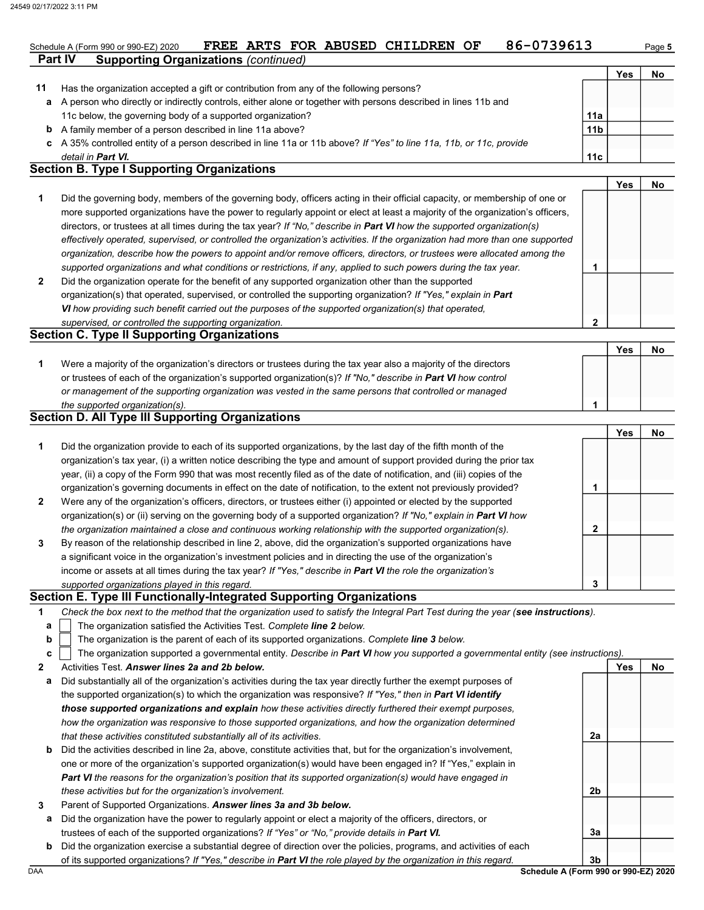Schedule A (Form 990 or 990-EZ) 2020 FREE ARTS FOR ABUSED CHILDREN OF 86-0739613

## Part IV Supporting Organizations *(continued)*

| | | | Yes | No |
|---|---|---|---|---|
| **11** | Has the organization accepted a gift or contribution from any of the following persons? | | | |
| **a** | A person who directly or indirectly controls, either alone or together with persons described in lines 11b and 11c below, the governing body of a supported organization? | 11a | | |
| **b** | A family member of a person described in line 11a above? | 11b | | |
| **c** | A 35% controlled entity of a person described in line 11a or 11b above? *If "Yes" to line 11a, 11b, or 11c, provide detail in **Part VI.*** | 11c | | |

## Section B. Type I Supporting Organizations

| | | | Yes | No |
|---|---|---|---|---|
| **1** | Did the governing body, members of the governing body, officers acting in their official capacity, or membership of one or more supported organizations have the power to regularly appoint or elect at least a majority of the organization's officers, directors, or trustees at all times during the tax year? *If "No," describe in **Part VI** how the supported organization(s) effectively operated, supervised, or controlled the organization's activities. If the organization had more than one supported organization, describe how the powers to appoint and/or remove officers, directors, or trustees were allocated among the supported organizations and what conditions or restrictions, if any, applied to such powers during the tax year.* | 1 | | |
| **2** | Did the organization operate for the benefit of any supported organization other than the supported organization(s) that operated, supervised, or controlled the supporting organization? *If "Yes," explain in **Part VI** how providing such benefit carried out the purposes of the supported organization(s) that operated, supervised, or controlled the supporting organization.* | 2 | | |

## Section C. Type II Supporting Organizations

| | | | Yes | No |
|---|---|---|---|---|
| **1** | Were a majority of the organization's directors or trustees during the tax year also a majority of the directors or trustees of each of the organization's supported organization(s)? *If "No," describe in **Part VI** how control or management of the supporting organization was vested in the same persons that controlled or managed the supported organization(s).* | 1 | | |

## Section D. All Type III Supporting Organizations

| | | | Yes | No |
|---|---|---|---|---|
| **1** | Did the organization provide to each of its supported organizations, by the last day of the fifth month of the organization's tax year, (i) a written notice describing the type and amount of support provided during the prior tax year, (ii) a copy of the Form 990 that was most recently filed as of the date of notification, and (iii) copies of the organization's governing documents in effect on the date of notification, to the extent not previously provided? | 1 | | |
| **2** | Were any of the organization's officers, directors, or trustees either (i) appointed or elected by the supported organization(s) or (ii) serving on the governing body of a supported organization? *If "No," explain in **Part VI** how the organization maintained a close and continuous working relationship with the supported organization(s).* | 2 | | |
| **3** | By reason of the relationship described in line 2, above, did the organization's supported organizations have a significant voice in the organization's investment policies and in directing the use of the organization's income or assets at all times during the tax year? *If "Yes," describe in **Part VI** the role the organization's supported organizations played in this regard.* | 3 | | |

## Section E. Type III Functionally-Integrated Supporting Organizations

**1** *Check the box next to the method that the organization used to satisfy the Integral Part Test during the year (**see instructions**).*

- **a** ☐ The organization satisfied the Activities Test. *Complete **line 2** below.*
- **b** ☐ The organization is the parent of each of its supported organizations. *Complete **line 3** below.*
- **c** ☐ The organization supported a governmental entity. *Describe in **Part VI** how you supported a governmental entity (see instructions).*

| | | | Yes | No |
|---|---|---|---|---|
| **2** | Activities Test. ***Answer lines 2a and 2b below.*** | | | |
| **a** | Did substantially all of the organization's activities during the tax year directly further the exempt purposes of the supported organization(s) to which the organization was responsive? *If "Yes," then in **Part VI identify those supported organizations and explain** how these activities directly furthered their exempt purposes, how the organization was responsive to those supported organizations, and how the organization determined that these activities constituted substantially all of its activities.* | 2a | | |
| **b** | Did the activities described in line 2a, above, constitute activities that, but for the organization's involvement, one or more of the organization's supported organization(s) would have been engaged in? If "Yes," explain in ***Part VI** the reasons for the organization's position that its supported organization(s) would have engaged in these activities but for the organization's involvement.* | 2b | | |
| **3** | Parent of Supported Organizations. ***Answer lines 3a and 3b below.*** | | | |
| **a** | Did the organization have the power to regularly appoint or elect a majority of the officers, directors, or trustees of each of the supported organizations? *If "Yes" or "No," provide details in **Part VI.*** | 3a | | |
| **b** | Did the organization exercise a substantial degree of direction over the policies, programs, and activities of each of its supported organizations? *If "Yes," describe in **Part VI** the role played by the organization in this regard.* | 3b | | |

Schedule A (Form 990 or 990-EZ) 2020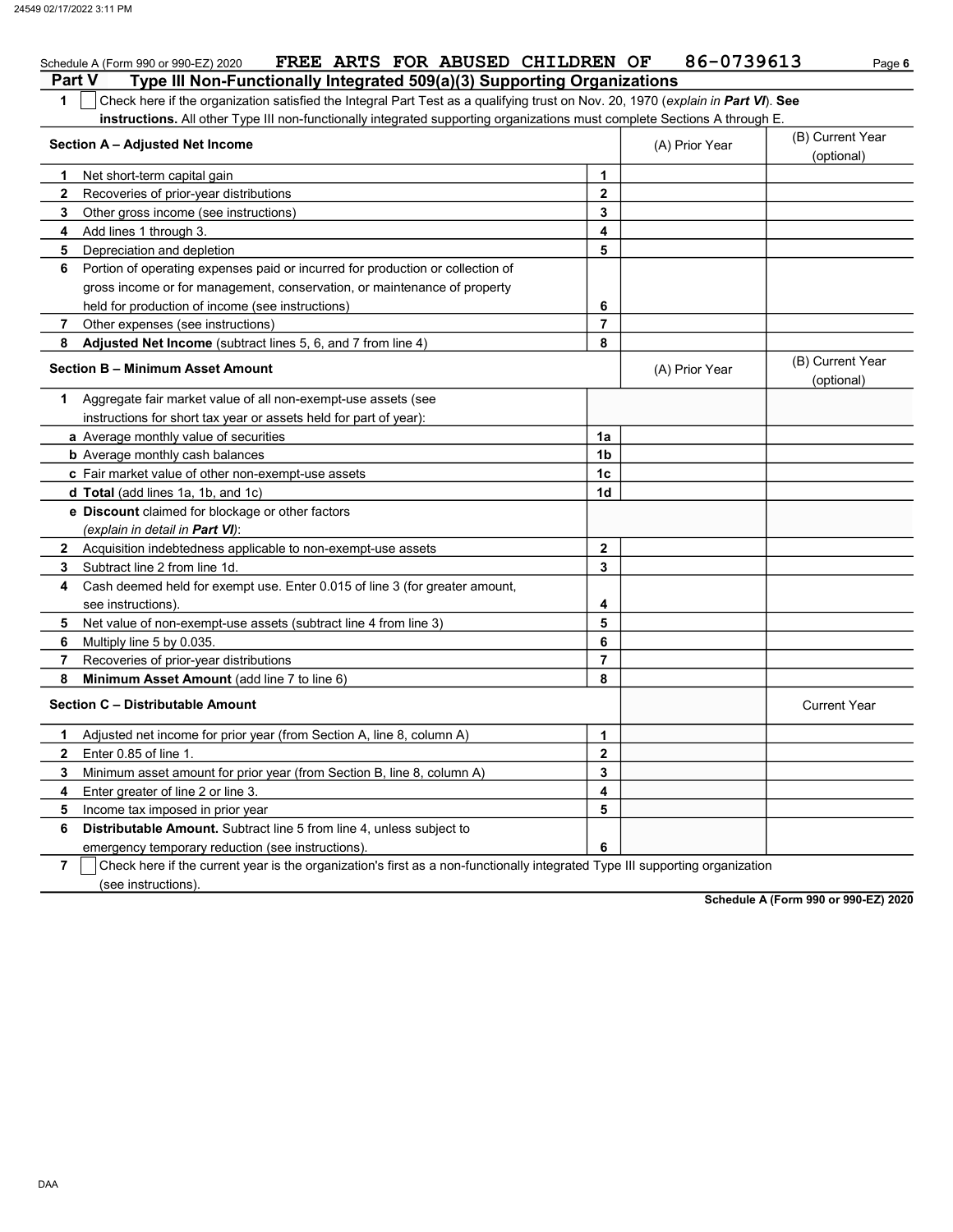Schedule A (Form 990 or 990-EZ) 2020 **FREE ARTS FOR ABUSED CHILDREN OF 86-0739613** Page **6**

## Part V Type III Non-Functionally Integrated 509(a)(3) Supporting Organizations

**1** ☐ Check here if the organization satisfied the Integral Part Test as a qualifying trust on Nov. 20, 1970 (*explain in **Part VI***). **See instructions.** All other Type III non-functionally integrated supporting organizations must complete Sections A through E.

| **Section A – Adjusted Net Income** | | (A) Prior Year | (B) Current Year (optional) |
|---|---|---|---|
| **1** Net short-term capital gain | **1** | | |
| **2** Recoveries of prior-year distributions | **2** | | |
| **3** Other gross income (see instructions) | **3** | | |
| **4** Add lines 1 through 3. | **4** | | |
| **5** Depreciation and depletion | **5** | | |
| **6** Portion of operating expenses paid or incurred for production or collection of gross income or for management, conservation, or maintenance of property held for production of income (see instructions) | **6** | | |
| **7** Other expenses (see instructions) | **7** | | |
| **8** **Adjusted Net Income** (subtract lines 5, 6, and 7 from line 4) | **8** | | |

| **Section B – Minimum Asset Amount** | | (A) Prior Year | (B) Current Year (optional) |
|---|---|---|---|
| **1** Aggregate fair market value of all non-exempt-use assets (see instructions for short tax year or assets held for part of year): | | | |
| **a** Average monthly value of securities | **1a** | | |
| **b** Average monthly cash balances | **1b** | | |
| **c** Fair market value of other non-exempt-use assets | **1c** | | |
| **d** **Total** (add lines 1a, 1b, and 1c) | **1d** | | |
| **e** **Discount** claimed for blockage or other factors (*explain in detail in **Part VI***): | | | |
| **2** Acquisition indebtedness applicable to non-exempt-use assets | **2** | | |
| **3** Subtract line 2 from line 1d. | **3** | | |
| **4** Cash deemed held for exempt use. Enter 0.015 of line 3 (for greater amount, see instructions). | **4** | | |
| **5** Net value of non-exempt-use assets (subtract line 4 from line 3) | **5** | | |
| **6** Multiply line 5 by 0.035. | **6** | | |
| **7** Recoveries of prior-year distributions | **7** | | |
| **8** **Minimum Asset Amount** (add line 7 to line 6) | **8** | | |

| **Section C – Distributable Amount** | | | Current Year |
|---|---|---|---|
| **1** Adjusted net income for prior year (from Section A, line 8, column A) | **1** | | |
| **2** Enter 0.85 of line 1. | **2** | | |
| **3** Minimum asset amount for prior year (from Section B, line 8, column A) | **3** | | |
| **4** Enter greater of line 2 or line 3. | **4** | | |
| **5** Income tax imposed in prior year | **5** | | |
| **6** **Distributable Amount.** Subtract line 5 from line 4, unless subject to emergency temporary reduction (see instructions). | **6** | | |

**7** ☐ Check here if the current year is the organization's first as a non-functionally integrated Type III supporting organization (see instructions).

**Schedule A (Form 990 or 990-EZ) 2020**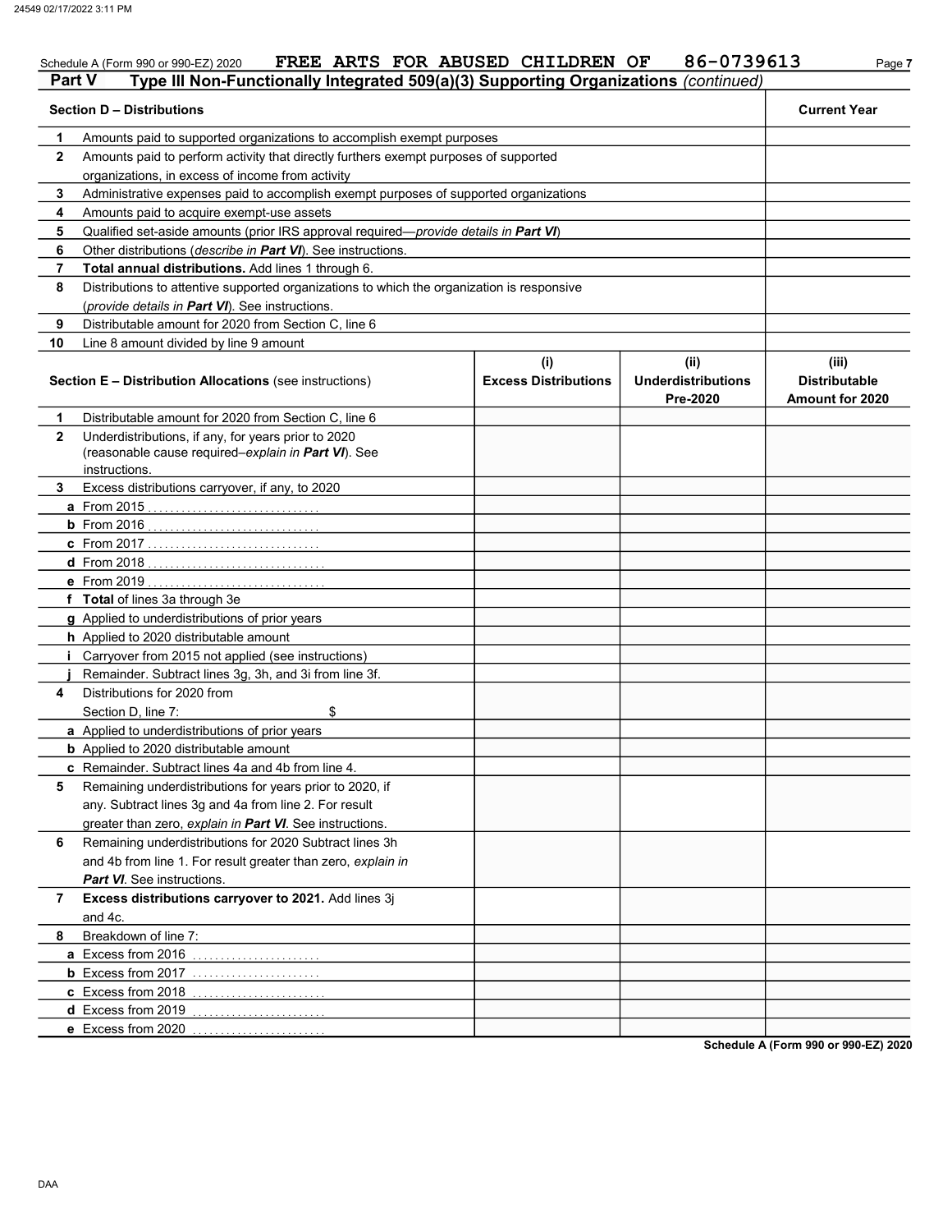Schedule A (Form 990 or 990-EZ) 2020 FREE ARTS FOR ABUSED CHILDREN OF 86-0739613 Page 7

## Part V Type III Non-Functionally Integrated 509(a)(3) Supporting Organizations *(continued)*

| | Section D – Distributions | Current Year |
|---|---|---|
| 1 | Amounts paid to supported organizations to accomplish exempt purposes | |
| 2 | Amounts paid to perform activity that directly furthers exempt purposes of supported organizations, in excess of income from activity | |
| 3 | Administrative expenses paid to accomplish exempt purposes of supported organizations | |
| 4 | Amounts paid to acquire exempt-use assets | |
| 5 | Qualified set-aside amounts (prior IRS approval required—*provide details in **Part VI***) | |
| 6 | Other distributions (*describe in **Part VI***). See instructions. | |
| 7 | **Total annual distributions.** Add lines 1 through 6. | |
| 8 | Distributions to attentive supported organizations to which the organization is responsive (*provide details in **Part VI***). See instructions. | |
| 9 | Distributable amount for 2020 from Section C, line 6 | |
| 10 | Line 8 amount divided by line 9 amount | |

| | Section E – Distribution Allocations (see instructions) | (i) Excess Distributions | (ii) Underdistributions Pre-2020 | (iii) Distributable Amount for 2020 |
|---|---|---|---|---|
| 1 | Distributable amount for 2020 from Section C, line 6 | | | |
| 2 | Underdistributions, if any, for years prior to 2020 (reasonable cause required–*explain in **Part VI***). See instructions. | | | |
| 3 | Excess distributions carryover, if any, to 2020 | | | |
| a | From 2015 | | | |
| b | From 2016 | | | |
| c | From 2017 | | | |
| d | From 2018 | | | |
| e | From 2019 | | | |
| f | **Total** of lines 3a through 3e | | | |
| g | Applied to underdistributions of prior years | | | |
| h | Applied to 2020 distributable amount | | | |
| i | Carryover from 2015 not applied (see instructions) | | | |
| j | Remainder. Subtract lines 3g, 3h, and 3i from line 3f. | | | |
| 4 | Distributions for 2020 from Section D, line 7: $ | | | |
| a | Applied to underdistributions of prior years | | | |
| b | Applied to 2020 distributable amount | | | |
| c | Remainder. Subtract lines 4a and 4b from line 4. | | | |
| 5 | Remaining underdistributions for years prior to 2020, if any. Subtract lines 3g and 4a from line 2. For result greater than zero, *explain in **Part VI***. See instructions. | | | |
| 6 | Remaining underdistributions for 2020 Subtract lines 3h and 4b from line 1. For result greater than zero, *explain in **Part VI***. See instructions. | | | |
| 7 | **Excess distributions carryover to 2021.** Add lines 3j and 4c. | | | |
| 8 | Breakdown of line 7: | | | |
| a | Excess from 2016 | | | |
| b | Excess from 2017 | | | |
| c | Excess from 2018 | | | |
| d | Excess from 2019 | | | |
| e | Excess from 2020 | | | |

Schedule A (Form 990 or 990-EZ) 2020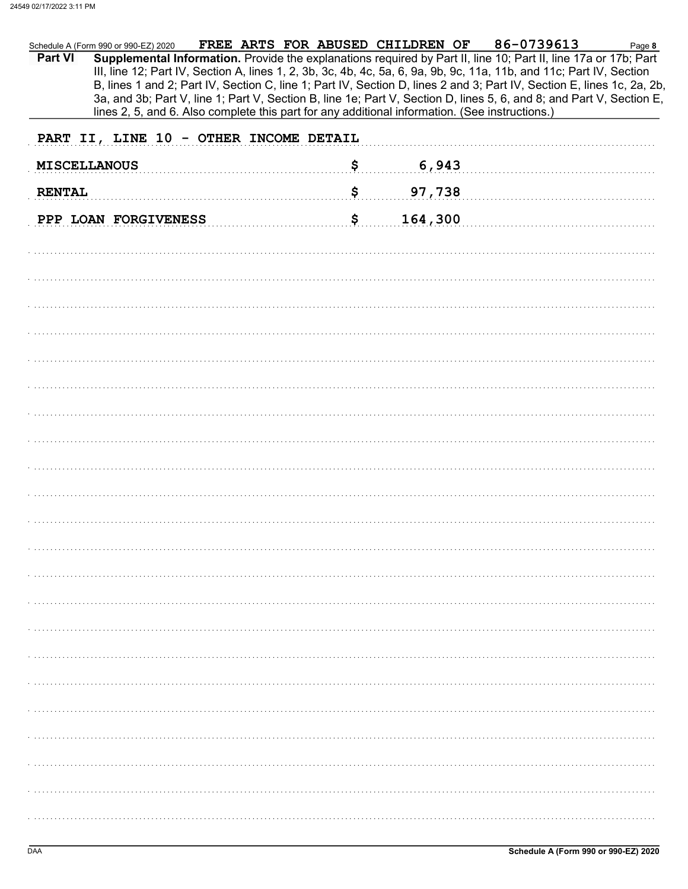Schedule A (Form 990 or 990-EZ) 2020 FREE ARTS FOR ABUSED CHILDREN OF 86-0739613

**Part VI** **Supplemental Information.** Provide the explanations required by Part II, line 10; Part II, line 17a or 17b; Part III, line 12; Part IV, Section A, lines 1, 2, 3b, 3c, 4b, 4c, 5a, 6, 9a, 9b, 9c, 11a, 11b, and 11c; Part IV, Section B, lines 1 and 2; Part IV, Section C, line 1; Part IV, Section D, lines 2 and 3; Part IV, Section E, lines 1c, 2a, 2b, 3a, and 3b; Part V, line 1; Part V, Section B, line 1e; Part V, Section D, lines 5, 6, and 8; and Part V, Section E, lines 2, 5, and 6. Also complete this part for any additional information. (See instructions.)

PART II, LINE 10 - OTHER INCOME DETAIL

| | |
|---|---|
| MISCELLANOUS | $ 6,943 |
| RENTAL | $ 97,738 |
| PPP LOAN FORGIVENESS | $ 164,300 |

DAA Schedule A (Form 990 or 990-EZ) 2020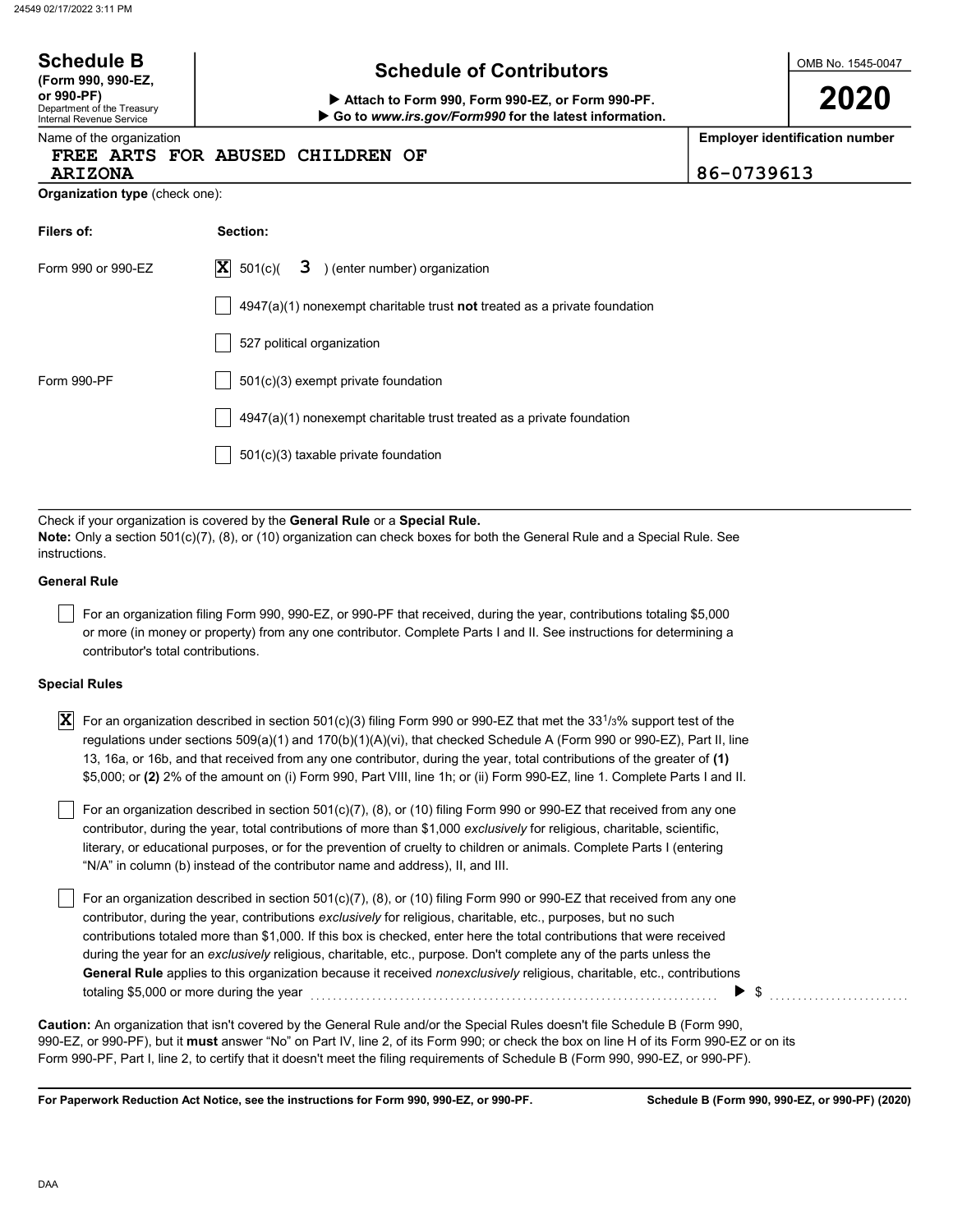# Schedule B
**(Form 990, 990-EZ, or 990-PF)**
Department of the Treasury
Internal Revenue Service

## Schedule of Contributors

▶ **Attach to Form 990, Form 990-EZ, or Form 990-PF.**
▶ **Go to *www.irs.gov/Form990* for the latest information.**

OMB No. 1545-0047

**2020**

| Name of the organization | Employer identification number |
|---|---|
| FREE ARTS FOR ABUSED CHILDREN OF ARIZONA | 86-0739613 |

**Organization type** (check one):

| Filers of: | Section: |
|---|---|
| Form 990 or 990-EZ | [X] 501(c)( 3 ) (enter number) organization |
| | [ ] 4947(a)(1) nonexempt charitable trust **not** treated as a private foundation |
| | [ ] 527 political organization |
| Form 990-PF | [ ] 501(c)(3) exempt private foundation |
| | [ ] 4947(a)(1) nonexempt charitable trust treated as a private foundation |
| | [ ] 501(c)(3) taxable private foundation |

Check if your organization is covered by the **General Rule** or a **Special Rule.**
**Note:** Only a section 501(c)(7), (8), or (10) organization can check boxes for both the General Rule and a Special Rule. See instructions.

**General Rule**

[ ] For an organization filing Form 990, 990-EZ, or 990-PF that received, during the year, contributions totaling $5,000 or more (in money or property) from any one contributor. Complete Parts I and II. See instructions for determining a contributor's total contributions.

**Special Rules**

[X] For an organization described in section 501(c)(3) filing Form 990 or 990-EZ that met the 33 1/3% support test of the regulations under sections 509(a)(1) and 170(b)(1)(A)(vi), that checked Schedule A (Form 990 or 990-EZ), Part II, line 13, 16a, or 16b, and that received from any one contributor, during the year, total contributions of the greater of **(1)** $5,000; or **(2)** 2% of the amount on (i) Form 990, Part VIII, line 1h; or (ii) Form 990-EZ, line 1. Complete Parts I and II.

[ ] For an organization described in section 501(c)(7), (8), or (10) filing Form 990 or 990-EZ that received from any one contributor, during the year, total contributions of more than $1,000 *exclusively* for religious, charitable, scientific, literary, or educational purposes, or for the prevention of cruelty to children or animals. Complete Parts I (entering "N/A" in column (b) instead of the contributor name and address), II, and III.

[ ] For an organization described in section 501(c)(7), (8), or (10) filing Form 990 or 990-EZ that received from any one contributor, during the year, contributions *exclusively* for religious, charitable, etc., purposes, but no such contributions totaled more than $1,000. If this box is checked, enter here the total contributions that were received during the year for an *exclusively* religious, charitable, etc., purpose. Don't complete any of the parts unless the **General Rule** applies to this organization because it received *nonexclusively* religious, charitable, etc., contributions totaling $5,000 or more during the year ........ ▶ $ ..........

**Caution:** An organization that isn't covered by the General Rule and/or the Special Rules doesn't file Schedule B (Form 990, 990-EZ, or 990-PF), but it **must** answer "No" on Part IV, line 2, of its Form 990; or check the box on line H of its Form 990-EZ or on its Form 990-PF, Part I, line 2, to certify that it doesn't meet the filing requirements of Schedule B (Form 990, 990-EZ, or 990-PF).

**For Paperwork Reduction Act Notice, see the instructions for Form 990, 990-EZ, or 990-PF.** **Schedule B (Form 990, 990-EZ, or 990-PF) (2020)**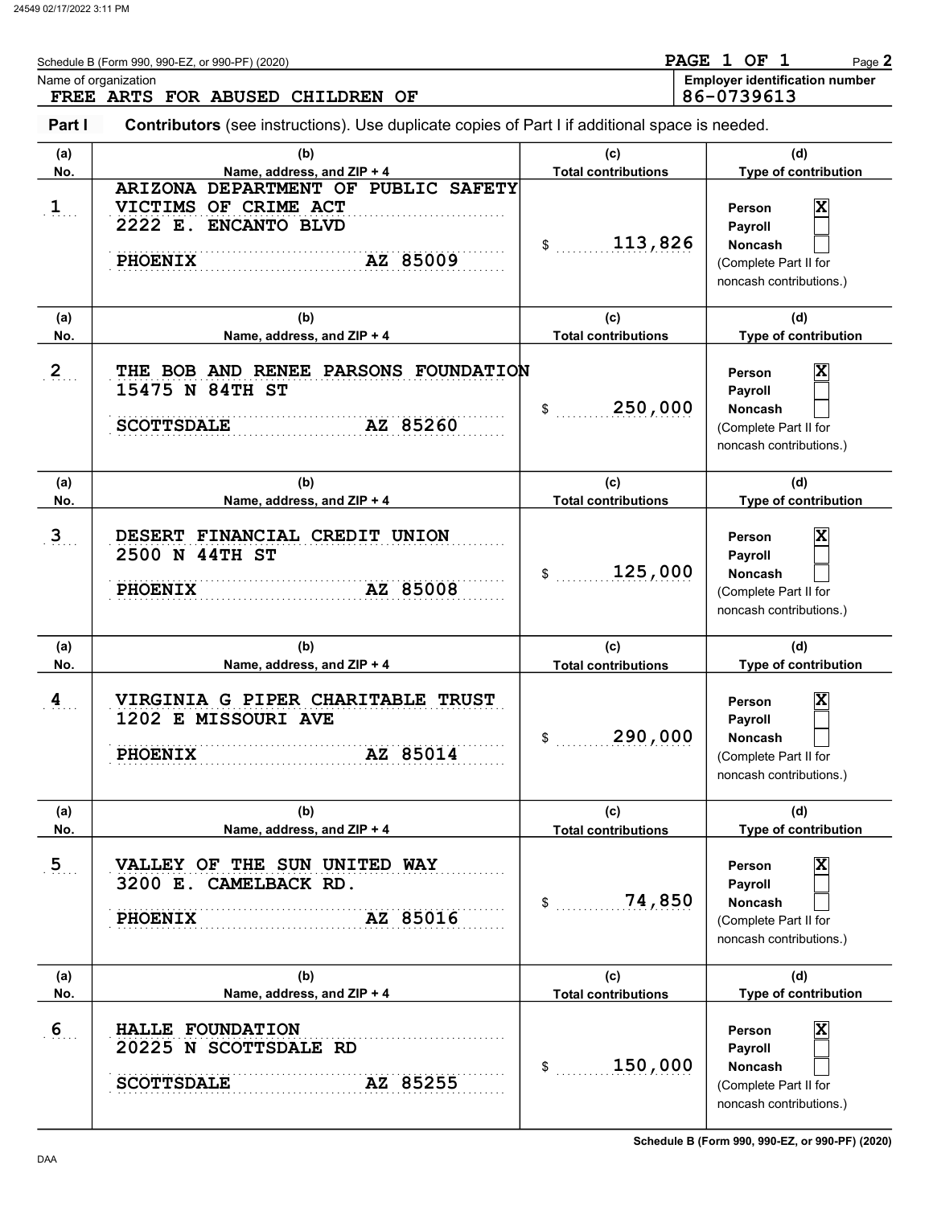Schedule B (Form 990, 990-EZ, or 990-PF) (2020)

PAGE 1 OF 1

Name of organization
FREE ARTS FOR ABUSED CHILDREN OF

Employer identification number
86-0739613

**Part I** **Contributors** (see instructions). Use duplicate copies of Part I if additional space is needed.

| (a) No. | (b) Name, address, and ZIP + 4 | (c) Total contributions | (d) Type of contribution |
|---|---|---|---|
| 1 | ARIZONA DEPARTMENT OF PUBLIC SAFETY VICTIMS OF CRIME ACT 2222 E. ENCANTO BLVD PHOENIX AZ 85009 | $ 113,826 | Person [X] Payroll [ ] Noncash [ ] (Complete Part II for noncash contributions.) |
| 2 | THE BOB AND RENEE PARSONS FOUNDATION 15475 N 84TH ST SCOTTSDALE AZ 85260 | $ 250,000 | Person [X] Payroll [ ] Noncash [ ] (Complete Part II for noncash contributions.) |
| 3 | DESERT FINANCIAL CREDIT UNION 2500 N 44TH ST PHOENIX AZ 85008 | $ 125,000 | Person [X] Payroll [ ] Noncash [ ] (Complete Part II for noncash contributions.) |
| 4 | VIRGINIA G PIPER CHARITABLE TRUST 1202 E MISSOURI AVE PHOENIX AZ 85014 | $ 290,000 | Person [X] Payroll [ ] Noncash [ ] (Complete Part II for noncash contributions.) |
| 5 | VALLEY OF THE SUN UNITED WAY 3200 E. CAMELBACK RD. PHOENIX AZ 85016 | $ 74,850 | Person [X] Payroll [ ] Noncash [ ] (Complete Part II for noncash contributions.) |
| 6 | HALLE FOUNDATION 20225 N SCOTTSDALE RD SCOTTSDALE AZ 85255 | $ 150,000 | Person [X] Payroll [ ] Noncash [ ] (Complete Part II for noncash contributions.) |

DAA

Schedule B (Form 990, 990-EZ, or 990-PF) (2020)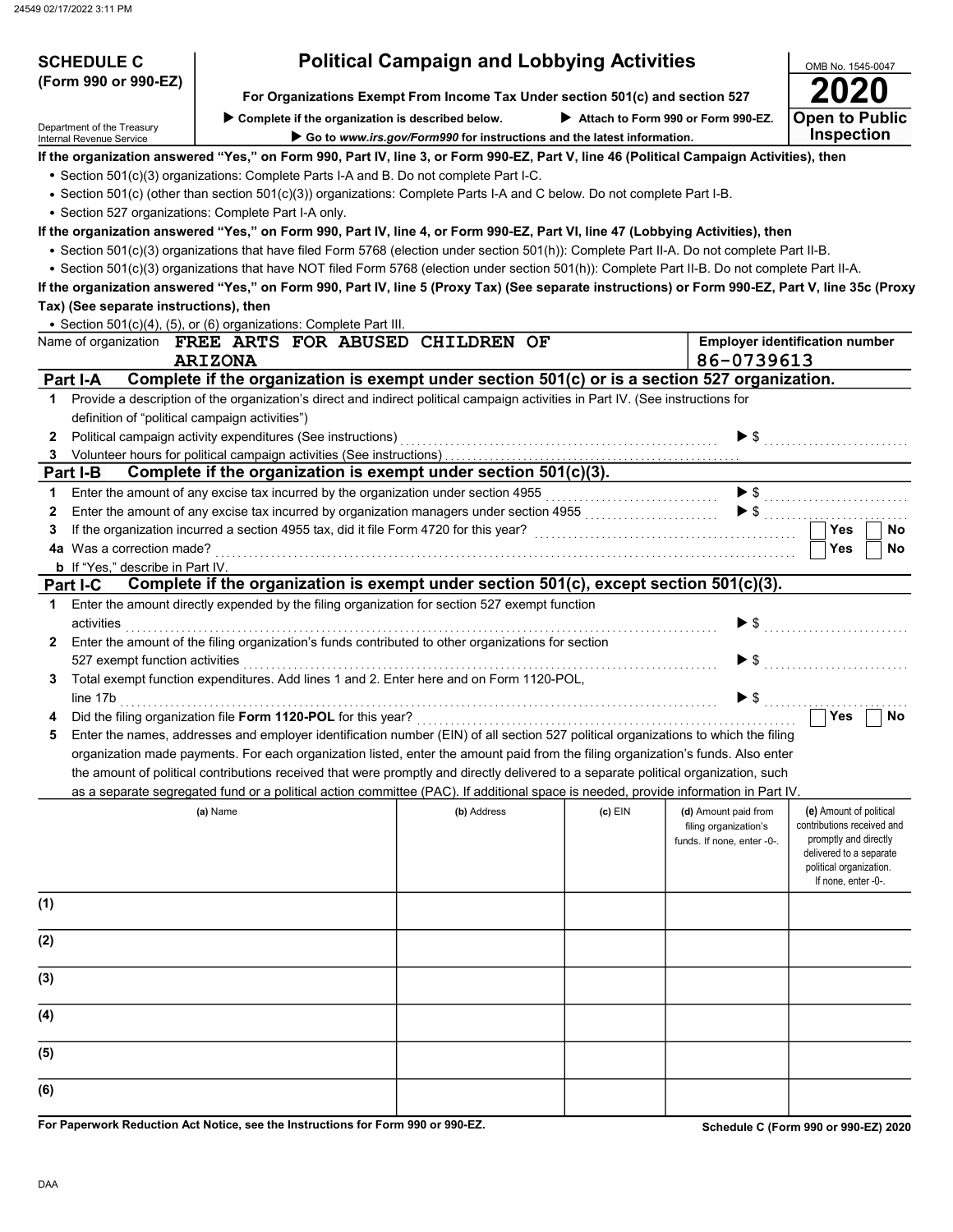**SCHEDULE C (Form 990 or 990-EZ)**

Department of the Treasury
Internal Revenue Service

# Political Campaign and Lobbying Activities

**For Organizations Exempt From Income Tax Under section 501(c) and section 527**

▶ Complete if the organization is described below. ▶ Attach to Form 990 or Form 990-EZ.

▶ Go to *www.irs.gov/Form990* for instructions and the latest information.

OMB No. 1545-0047

**2020**

**Open to Public Inspection**

**If the organization answered "Yes," on Form 990, Part IV, line 3, or Form 990-EZ, Part V, line 46 (Political Campaign Activities), then**

- Section 501(c)(3) organizations: Complete Parts I-A and B. Do not complete Part I-C.
- Section 501(c) (other than section 501(c)(3)) organizations: Complete Parts I-A and C below. Do not complete Part I-B.
- Section 527 organizations: Complete Part I-A only.

**If the organization answered "Yes," on Form 990, Part IV, line 4, or Form 990-EZ, Part VI, line 47 (Lobbying Activities), then**

- Section 501(c)(3) organizations that have filed Form 5768 (election under section 501(h)): Complete Part II-A. Do not complete Part II-B.
- Section 501(c)(3) organizations that have NOT filed Form 5768 (election under section 501(h)): Complete Part II-B. Do not complete Part II-A.

**If the organization answered "Yes," on Form 990, Part IV, line 5 (Proxy Tax) (See separate instructions) or Form 990-EZ, Part V, line 35c (Proxy Tax) (See separate instructions), then**

- Section 501(c)(4), (5), or (6) organizations: Complete Part III.

Name of organization: FREE ARTS FOR ABUSED CHILDREN OF ARIZONA

Employer identification number: 86-0739613

## Part I-A Complete if the organization is exempt under section 501(c) or is a section 527 organization.

1. Provide a description of the organization's direct and indirect political campaign activities in Part IV. (See instructions for definition of "political campaign activities")
2. Political campaign activity expenditures (See instructions) ▶ $
3. Volunteer hours for political campaign activities (See instructions)

## Part I-B Complete if the organization is exempt under section 501(c)(3).

1. Enter the amount of any excise tax incurred by the organization under section 4955 ▶ $
2. Enter the amount of any excise tax incurred by organization managers under section 4955 ▶ $
3. If the organization incurred a section 4955 tax, did it file Form 4720 for this year? ☐ Yes ☐ No

4a. Was a correction made? ☐ Yes ☐ No

b. If "Yes," describe in Part IV.

## Part I-C Complete if the organization is exempt under section 501(c), except section 501(c)(3).

1. Enter the amount directly expended by the filing organization for section 527 exempt function activities ▶ $
2. Enter the amount of the filing organization's funds contributed to other organizations for section 527 exempt function activities ▶ $
3. Total exempt function expenditures. Add lines 1 and 2. Enter here and on Form 1120-POL, line 17b ▶ $
4. Did the filing organization file **Form 1120-POL** for this year? ☐ Yes ☐ No
5. Enter the names, addresses and employer identification number (EIN) of all section 527 political organizations to which the filing organization made payments. For each organization listed, enter the amount paid from the filing organization's funds. Also enter the amount of political contributions received that were promptly and directly delivered to a separate political organization, such as a separate segregated fund or a political action committee (PAC). If additional space is needed, provide information in Part IV.

| | (a) Name | (b) Address | (c) EIN | (d) Amount paid from filing organization's funds. If none, enter -0-. | (e) Amount of political contributions received and promptly and directly delivered to a separate political organization. If none, enter -0-. |
|---|---|---|---|---|---|
| (1) | | | | | |
| (2) | | | | | |
| (3) | | | | | |
| (4) | | | | | |
| (5) | | | | | |
| (6) | | | | | |

**For Paperwork Reduction Act Notice, see the Instructions for Form 990 or 990-EZ.**

**Schedule C (Form 990 or 990-EZ) 2020**

DAA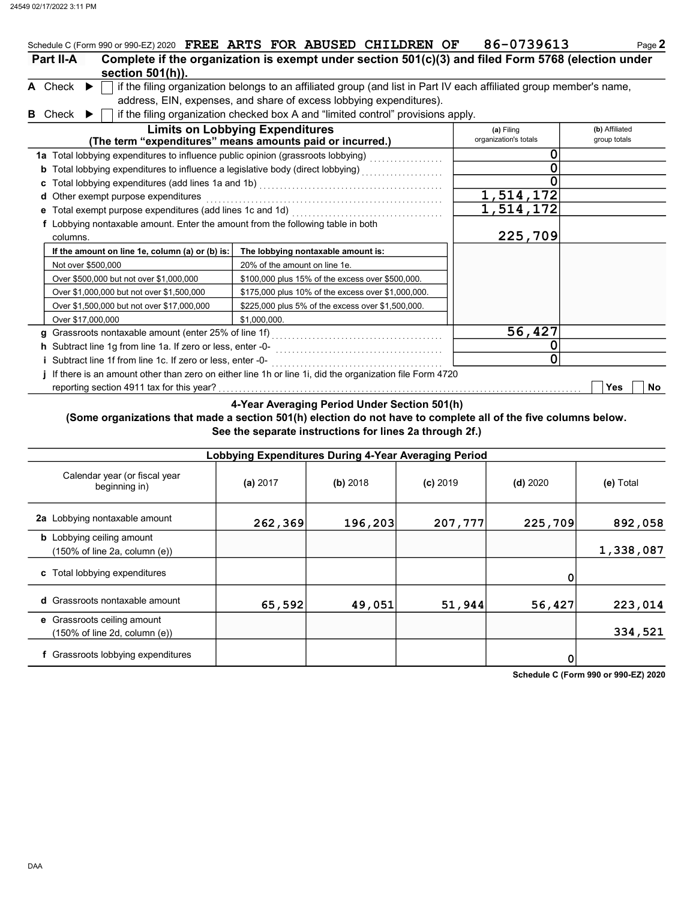Schedule C (Form 990 or 990-EZ) 2020 **FREE ARTS FOR ABUSED CHILDREN OF** **86-0739613**

## Part II-A Complete if the organization is exempt under section 501(c)(3) and filed Form 5768 (election under section 501(h)).

**A** Check ▶ ☐ if the filing organization belongs to an affiliated group (and list in Part IV each affiliated group member's name, address, EIN, expenses, and share of excess lobbying expenditures).

**B** Check ▶ ☐ if the filing organization checked box A and "limited control" provisions apply.

| **Limits on Lobbying Expenditures** (The term "expenditures" means amounts paid or incurred.) | (a) Filing organization's totals | (b) Affiliated group totals |
|---|---|---|
| **1a** Total lobbying expenditures to influence public opinion (grassroots lobbying) | 0 | |
| **b** Total lobbying expenditures to influence a legislative body (direct lobbying) | 0 | |
| **c** Total lobbying expenditures (add lines 1a and 1b) | 0 | |
| **d** Other exempt purpose expenditures | 1,514,172 | |
| **e** Total exempt purpose expenditures (add lines 1c and 1d) | 1,514,172 | |
| **f** Lobbying nontaxable amount. Enter the amount from the following table in both columns. | 225,709 | |

| If the amount on line 1e, column (a) or (b) is: | The lobbying nontaxable amount is: |
|---|---|
| Not over $500,000 | 20% of the amount on line 1e. |
| Over $500,000 but not over $1,000,000 | $100,000 plus 15% of the excess over $500,000. |
| Over $1,000,000 but not over $1,500,000 | $175,000 plus 10% of the excess over $1,000,000. |
| Over $1,500,000 but not over $17,000,000 | $225,000 plus 5% of the excess over $1,500,000. |
| Over $17,000,000 | $1,000,000. |

| | (a) Filing organization's totals | (b) Affiliated group totals |
|---|---|---|
| **g** Grassroots nontaxable amount (enter 25% of line 1f) | 56,427 | |
| **h** Subtract line 1g from line 1a. If zero or less, enter -0- | 0 | |
| **i** Subtract line 1f from line 1c. If zero or less, enter -0- | 0 | |

**j** If there is an amount other than zero on either line 1h or line 1i, did the organization file Form 4720 reporting section 4911 tax for this year? ☐ Yes ☐ No

### 4-Year Averaging Period Under Section 501(h)

**(Some organizations that made a section 501(h) election do not have to complete all of the five columns below. See the separate instructions for lines 2a through 2f.)**

| **Lobbying Expenditures During 4-Year Averaging Period** | | | | | |
|---|---|---|---|---|---|
| Calendar year (or fiscal year beginning in) | (a) 2017 | (b) 2018 | (c) 2019 | (d) 2020 | (e) Total |
| **2a** Lobbying nontaxable amount | 262,369 | 196,203 | 207,777 | 225,709 | 892,058 |
| **b** Lobbying ceiling amount (150% of line 2a, column (e)) | | | | | 1,338,087 |
| **c** Total lobbying expenditures | | | | 0 | |
| **d** Grassroots nontaxable amount | 65,592 | 49,051 | 51,944 | 56,427 | 223,014 |
| **e** Grassroots ceiling amount (150% of line 2d, column (e)) | | | | | 334,521 |
| **f** Grassroots lobbying expenditures | | | | 0 | |

Schedule C (Form 990 or 990-EZ) 2020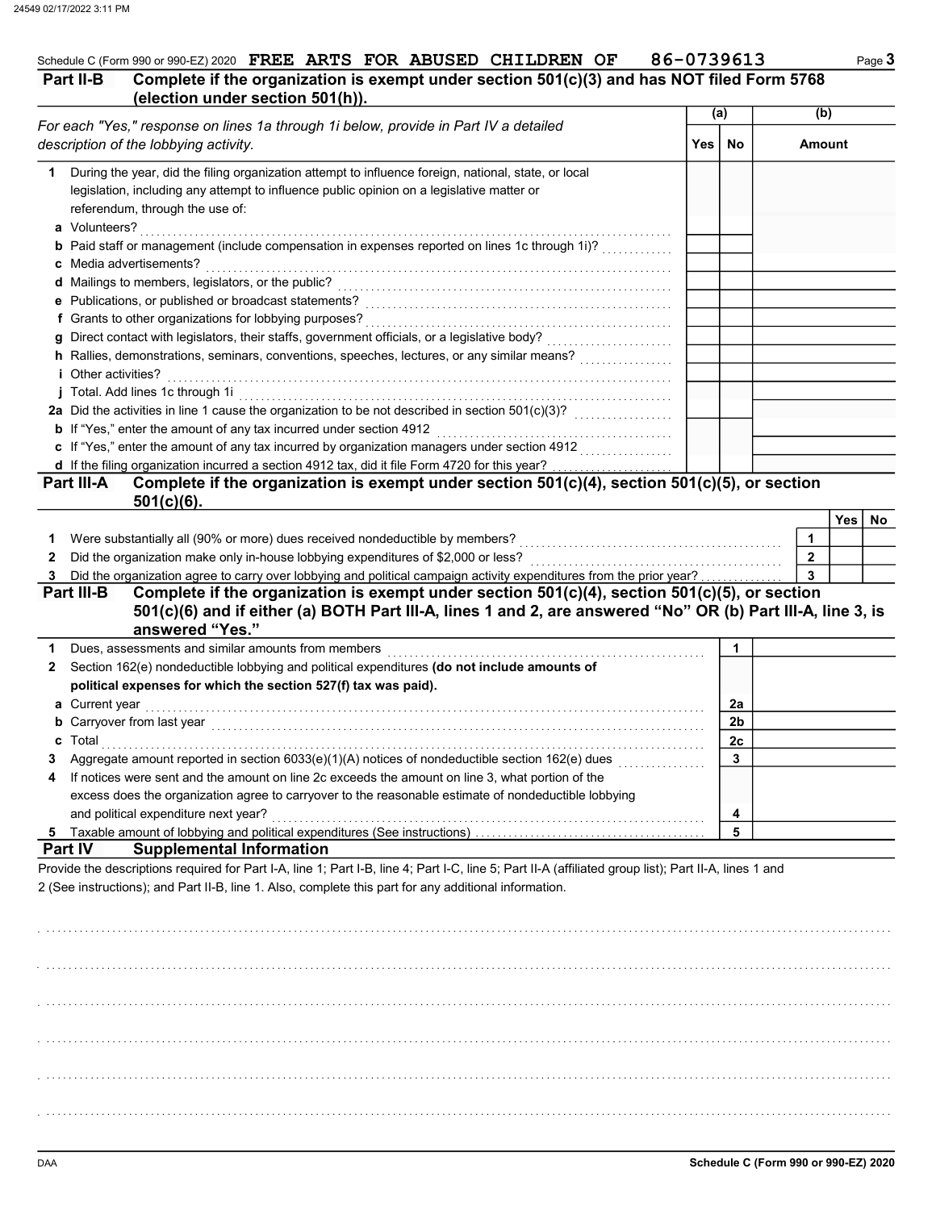Schedule C (Form 990 or 990-EZ) 2020 FREE ARTS FOR ABUSED CHILDREN OF 86-0739613

## Part II-B Complete if the organization is exempt under section 501(c)(3) and has NOT filed Form 5768 (election under section 501(h)).

| *For each "Yes," response on lines 1a through 1i below, provide in Part IV a detailed description of the lobbying activity.* | (a) Yes | (a) No | (b) Amount |
|---|---|---|---|
| **1** During the year, did the filing organization attempt to influence foreign, national, state, or local legislation, including any attempt to influence public opinion on a legislative matter or referendum, through the use of: | | | |
| **a** Volunteers? | | | |
| **b** Paid staff or management (include compensation in expenses reported on lines 1c through 1i)? | | | |
| **c** Media advertisements? | | | |
| **d** Mailings to members, legislators, or the public? | | | |
| **e** Publications, or published or broadcast statements? | | | |
| **f** Grants to other organizations for lobbying purposes? | | | |
| **g** Direct contact with legislators, their staffs, government officials, or a legislative body? | | | |
| **h** Rallies, demonstrations, seminars, conventions, speeches, lectures, or any similar means? | | | |
| **i** Other activities? | | | |
| **j** Total. Add lines 1c through 1i | | | |
| **2a** Did the activities in line 1 cause the organization to be not described in section 501(c)(3)? | | | |
| **b** If "Yes," enter the amount of any tax incurred under section 4912 | | | |
| **c** If "Yes," enter the amount of any tax incurred by organization managers under section 4912 | | | |
| **d** If the filing organization incurred a section 4912 tax, did it file Form 4720 for this year? | | | |

## Part III-A Complete if the organization is exempt under section 501(c)(4), section 501(c)(5), or section 501(c)(6).

| | | Yes | No |
|---|---|---|---|
| **1** Were substantially all (90% or more) dues received nondeductible by members? | 1 | | |
| **2** Did the organization make only in-house lobbying expenditures of $2,000 or less? | 2 | | |
| **3** Did the organization agree to carry over lobbying and political campaign activity expenditures from the prior year? | 3 | | |

## Part III-B Complete if the organization is exempt under section 501(c)(4), section 501(c)(5), or section 501(c)(6) and if either (a) BOTH Part III-A, lines 1 and 2, are answered "No" OR (b) Part III-A, line 3, is answered "Yes."

| | | |
|---|---|---|
| **1** Dues, assessments and similar amounts from members | 1 | |
| **2** Section 162(e) nondeductible lobbying and political expenditures **(do not include amounts of political expenses for which the section 527(f) tax was paid).** | | |
| **a** Current year | 2a | |
| **b** Carryover from last year | 2b | |
| **c** Total | 2c | |
| **3** Aggregate amount reported in section 6033(e)(1)(A) notices of nondeductible section 162(e) dues | 3 | |
| **4** If notices were sent and the amount on line 2c exceeds the amount on line 3, what portion of the excess does the organization agree to carryover to the reasonable estimate of nondeductible lobbying and political expenditure next year? | 4 | |
| **5** Taxable amount of lobbying and political expenditures (See instructions) | 5 | |

## Part IV Supplemental Information

Provide the descriptions required for Part I-A, line 1; Part I-B, line 4; Part I-C, line 5; Part II-A (affiliated group list); Part II-A, lines 1 and 2 (See instructions); and Part II-B, line 1. Also, complete this part for any additional information.

Schedule C (Form 990 or 990-EZ) 2020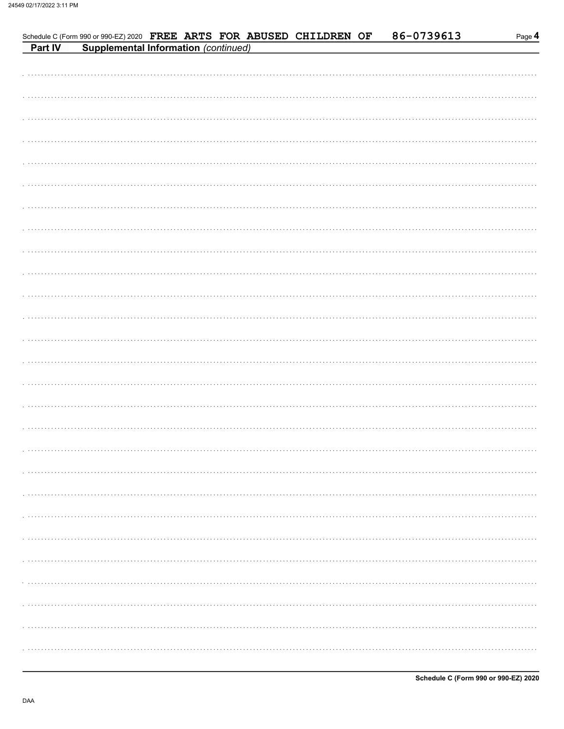Schedule C (Form 990 or 990-EZ) 2020 FREE ARTS FOR ABUSED CHILDREN OF 86-0739613

## Part IV Supplemental Information *(continued)*

Schedule C (Form 990 or 990-EZ) 2020

DAA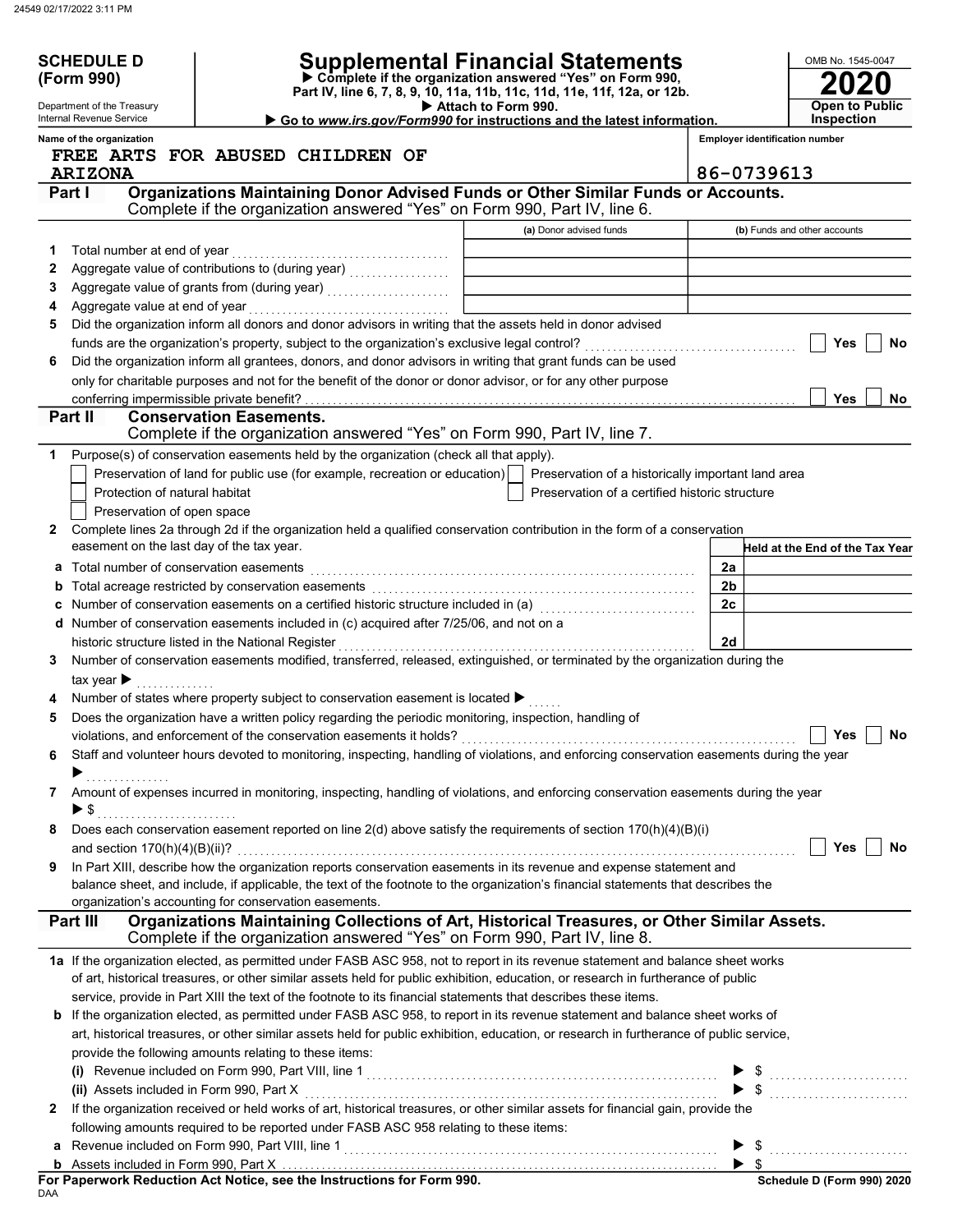**SCHEDULE D (Form 990)**

Department of the Treasury
Internal Revenue Service

# Supplemental Financial Statements

▶ Complete if the organization answered "Yes" on Form 990, Part IV, line 6, 7, 8, 9, 10, 11a, 11b, 11c, 11d, 11e, 11f, 12a, or 12b.
▶ Attach to Form 990.
▶ Go to *www.irs.gov/Form990* for instructions and the latest information.

OMB No. 1545-0047
**2020**
**Open to Public Inspection**

**Name of the organization:** FREE ARTS FOR ABUSED CHILDREN OF ARIZONA

**Employer identification number:** 86-0739613

## Part I — Organizations Maintaining Donor Advised Funds or Other Similar Funds or Accounts.
Complete if the organization answered "Yes" on Form 990, Part IV, line 6.

| | | (a) Donor advised funds | (b) Funds and other accounts |
|---|---|---|---|
| 1 | Total number at end of year | | |
| 2 | Aggregate value of contributions to (during year) | | |
| 3 | Aggregate value of grants from (during year) | | |
| 4 | Aggregate value at end of year | | |

5 Did the organization inform all donors and donor advisors in writing that the assets held in donor advised funds are the organization's property, subject to the organization's exclusive legal control? ☐ Yes ☐ No

6 Did the organization inform all grantees, donors, and donor advisors in writing that grant funds can be used only for charitable purposes and not for the benefit of the donor or donor advisor, or for any other purpose conferring impermissible private benefit? ☐ Yes ☐ No

## Part II — Conservation Easements.
Complete if the organization answered "Yes" on Form 990, Part IV, line 7.

1 Purpose(s) of conservation easements held by the organization (check all that apply).
- ☐ Preservation of land for public use (for example, recreation or education)
- ☐ Preservation of a historically important land area
- ☐ Protection of natural habitat
- ☐ Preservation of a certified historic structure
- ☐ Preservation of open space

2 Complete lines 2a through 2d if the organization held a qualified conservation contribution in the form of a conservation easement on the last day of the tax year.

| | | | Held at the End of the Tax Year |
|---|---|---|---|
| a | Total number of conservation easements | 2a | |
| b | Total acreage restricted by conservation easements | 2b | |
| c | Number of conservation easements on a certified historic structure included in (a) | 2c | |
| d | Number of conservation easements included in (c) acquired after 7/25/06, and not on a historic structure listed in the National Register | 2d | |

3 Number of conservation easements modified, transferred, released, extinguished, or terminated by the organization during the tax year ▶

4 Number of states where property subject to conservation easement is located ▶

5 Does the organization have a written policy regarding the periodic monitoring, inspection, handling of violations, and enforcement of the conservation easements it holds? ☐ Yes ☐ No

6 Staff and volunteer hours devoted to monitoring, inspecting, handling of violations, and enforcing conservation easements during the year ▶

7 Amount of expenses incurred in monitoring, inspecting, handling of violations, and enforcing conservation easements during the year ▶ $

8 Does each conservation easement reported on line 2(d) above satisfy the requirements of section 170(h)(4)(B)(i) and section 170(h)(4)(B)(ii)? ☐ Yes ☐ No

9 In Part XIII, describe how the organization reports conservation easements in its revenue and expense statement and balance sheet, and include, if applicable, the text of the footnote to the organization's financial statements that describes the organization's accounting for conservation easements.

## Part III — Organizations Maintaining Collections of Art, Historical Treasures, or Other Similar Assets.
Complete if the organization answered "Yes" on Form 990, Part IV, line 8.

1a If the organization elected, as permitted under FASB ASC 958, not to report in its revenue statement and balance sheet works of art, historical treasures, or other similar assets held for public exhibition, education, or research in furtherance of public service, provide in Part XIII the text of the footnote to its financial statements that describes these items.

b If the organization elected, as permitted under FASB ASC 958, to report in its revenue statement and balance sheet works of art, historical treasures, or other similar assets held for public exhibition, education, or research in furtherance of public service, provide the following amounts relating to these items:

(i) Revenue included on Form 990, Part VIII, line 1 ▶ $

(ii) Assets included in Form 990, Part X ▶ $

2 If the organization received or held works of art, historical treasures, or other similar assets for financial gain, provide the following amounts required to be reported under FASB ASC 958 relating to these items:

a Revenue included on Form 990, Part VIII, line 1 ▶ $

b Assets included in Form 990, Part X ▶ $

**For Paperwork Reduction Act Notice, see the Instructions for Form 990.** **Schedule D (Form 990) 2020**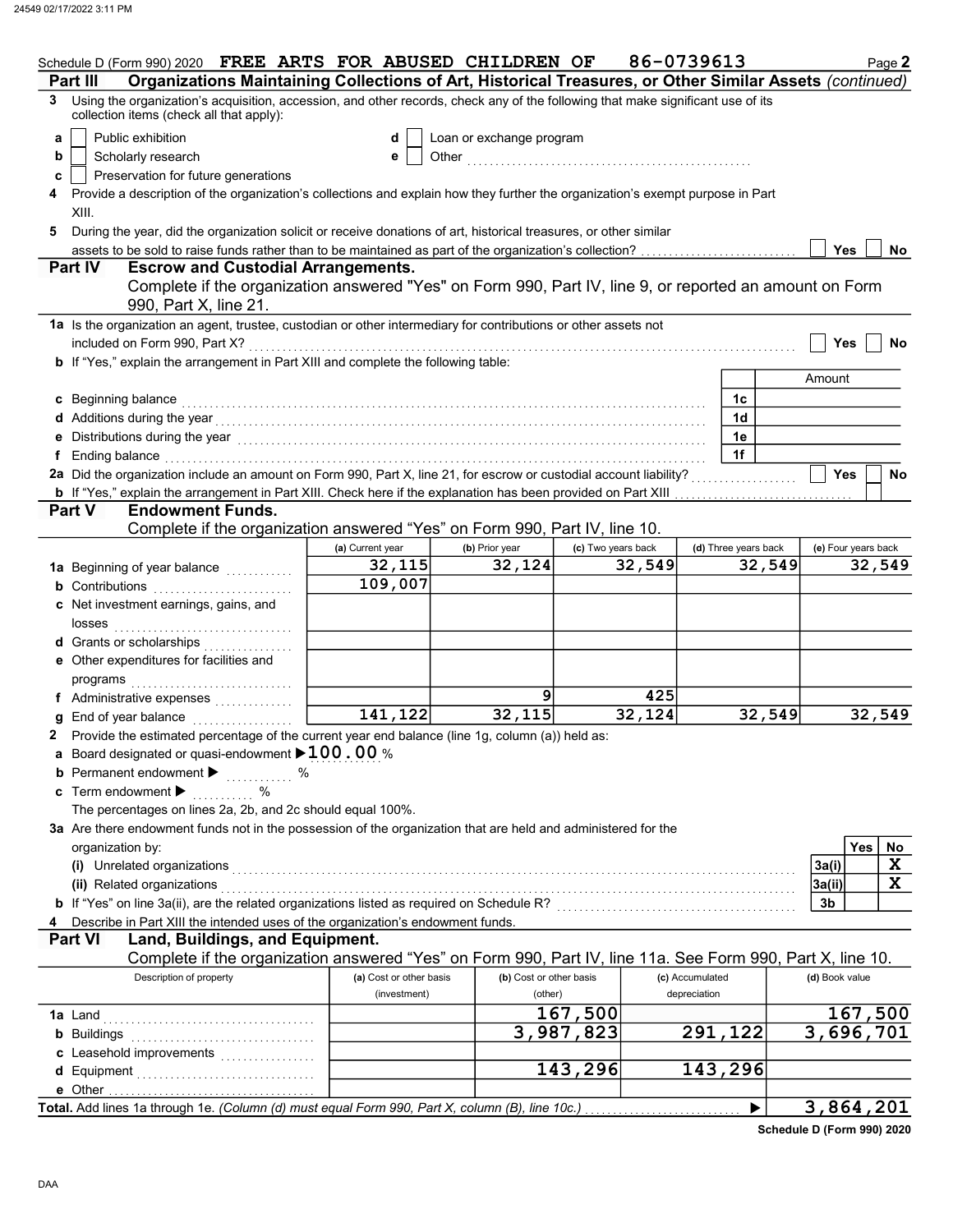Schedule D (Form 990) 2020 FREE ARTS FOR ABUSED CHILDREN OF 86-0739613 Page 2

**Part III Organizations Maintaining Collections of Art, Historical Treasures, or Other Similar Assets** *(continued)*

3 Using the organization's acquisition, accession, and other records, check any of the following that make significant use of its collection items (check all that apply):

a [ ] Public exhibition
b [ ] Scholarly research
c [ ] Preservation for future generations
d [ ] Loan or exchange program
e [ ] Other

4 Provide a description of the organization's collections and explain how they further the organization's exempt purpose in Part XIII.

5 During the year, did the organization solicit or receive donations of art, historical treasures, or other similar assets to be sold to raise funds rather than to be maintained as part of the organization's collection? [ ] Yes [ ] No

**Part IV Escrow and Custodial Arrangements.**
Complete if the organization answered "Yes" on Form 990, Part IV, line 9, or reported an amount on Form 990, Part X, line 21.

1a Is the organization an agent, trustee, custodian or other intermediary for contributions or other assets not included on Form 990, Part X? [ ] Yes [ ] No

b If "Yes," explain the arrangement in Part XIII and complete the following table:

| | | Amount |
|---|---|---|
| c Beginning balance | 1c | |
| d Additions during the year | 1d | |
| e Distributions during the year | 1e | |
| f Ending balance | 1f | |

2a Did the organization include an amount on Form 990, Part X, line 21, for escrow or custodial account liability? [ ] Yes [ ] No

b If "Yes," explain the arrangement in Part XIII. Check here if the explanation has been provided on Part XIII [ ]

**Part V Endowment Funds.**
Complete if the organization answered "Yes" on Form 990, Part IV, line 10.

| | (a) Current year | (b) Prior year | (c) Two years back | (d) Three years back | (e) Four years back |
|---|---|---|---|---|---|
| 1a Beginning of year balance | 32,115 | 32,124 | 32,549 | 32,549 | 32,549 |
| b Contributions | 109,007 | | | | |
| c Net investment earnings, gains, and losses | | | | | |
| d Grants or scholarships | | | | | |
| e Other expenditures for facilities and programs | | | | | |
| f Administrative expenses | | 9 | 425 | | |
| g End of year balance | 141,122 | 32,115 | 32,124 | 32,549 | 32,549 |

2 Provide the estimated percentage of the current year end balance (line 1g, column (a)) held as:

a Board designated or quasi-endowment ▶ 100.00 %
b Permanent endowment ▶ %
c Term endowment ▶ %

The percentages on lines 2a, 2b, and 2c should equal 100%.

3a Are there endowment funds not in the possession of the organization that are held and administered for the organization by:

| | | Yes | No |
|---|---|---|---|
| (i) Unrelated organizations | 3a(i) | | X |
| (ii) Related organizations | 3a(ii) | | X |
| b If "Yes" on line 3a(ii), are the related organizations listed as required on Schedule R? | 3b | | |

4 Describe in Part XIII the intended uses of the organization's endowment funds.

**Part VI Land, Buildings, and Equipment.**
Complete if the organization answered "Yes" on Form 990, Part IV, line 11a. See Form 990, Part X, line 10.

| Description of property | (a) Cost or other basis (investment) | (b) Cost or other basis (other) | (c) Accumulated depreciation | (d) Book value |
|---|---|---|---|---|
| 1a Land | | 167,500 | | 167,500 |
| b Buildings | | 3,987,823 | 291,122 | 3,696,701 |
| c Leasehold improvements | | | | |
| d Equipment | | 143,296 | 143,296 | |
| e Other | | | | |
| **Total.** Add lines 1a through 1e. *(Column (d) must equal Form 990, Part X, column (B), line 10c.)* | | | ▶ | 3,864,201 |

**Schedule D (Form 990) 2020**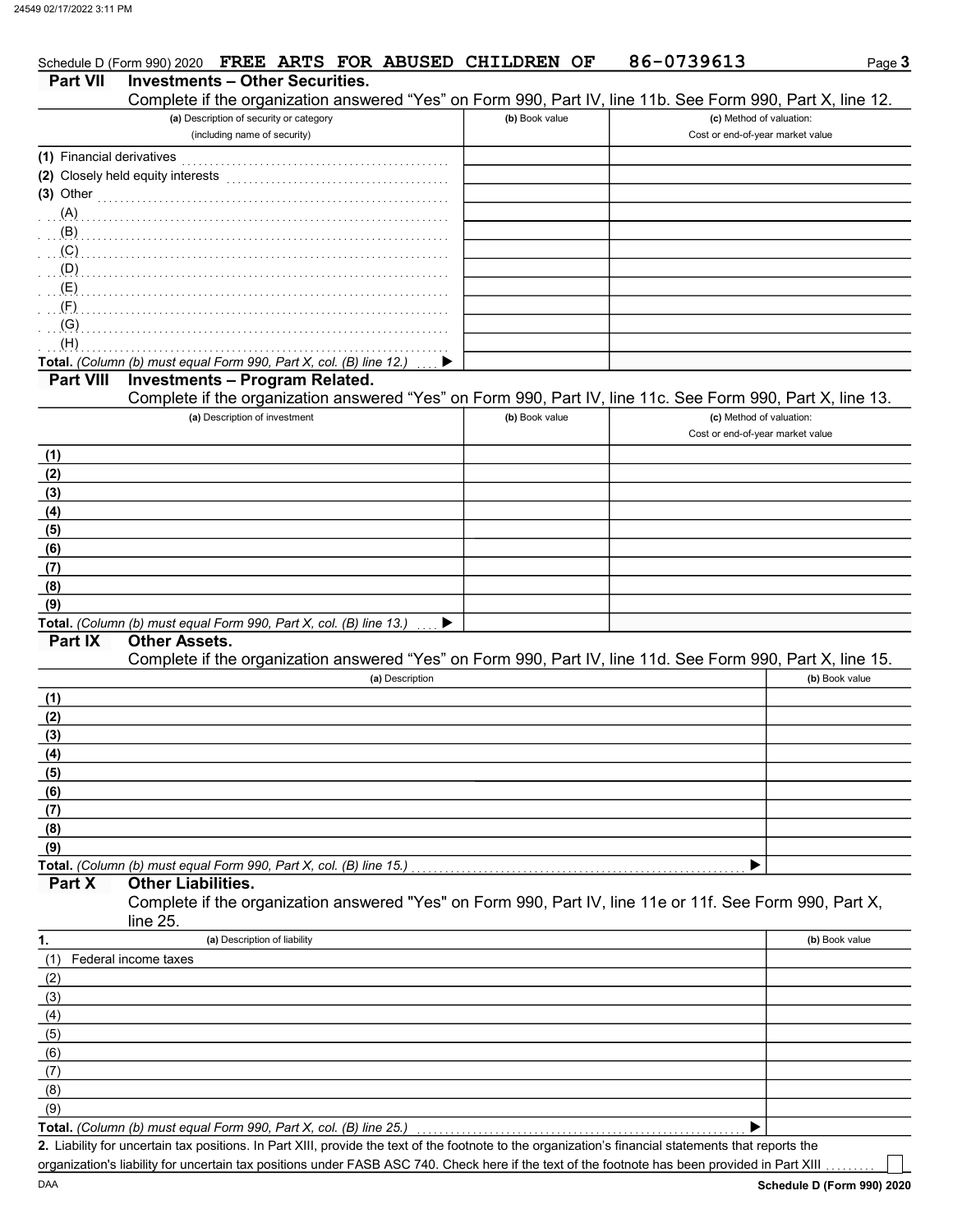Schedule D (Form 990) 2020 FREE ARTS FOR ABUSED CHILDREN OF 86-0739613 Page 3

## Part VII Investments – Other Securities.

Complete if the organization answered "Yes" on Form 990, Part IV, line 11b. See Form 990, Part X, line 12.

| (a) Description of security or category (including name of security) | (b) Book value | (c) Method of valuation: Cost or end-of-year market value |
|---|---|---|
| (1) Financial derivatives | | |
| (2) Closely held equity interests | | |
| (3) Other | | |
| (A) | | |
| (B) | | |
| (C) | | |
| (D) | | |
| (E) | | |
| (F) | | |
| (G) | | |
| (H) | | |
| **Total.** *(Column (b) must equal Form 990, Part X, col. (B) line 12.)* ▶ | | |

## Part VIII Investments – Program Related.

Complete if the organization answered "Yes" on Form 990, Part IV, line 11c. See Form 990, Part X, line 13.

| (a) Description of investment | (b) Book value | (c) Method of valuation: Cost or end-of-year market value |
|---|---|---|
| (1) | | |
| (2) | | |
| (3) | | |
| (4) | | |
| (5) | | |
| (6) | | |
| (7) | | |
| (8) | | |
| (9) | | |
| **Total.** *(Column (b) must equal Form 990, Part X, col. (B) line 13.)* ▶ | | |

## Part IX Other Assets.

Complete if the organization answered "Yes" on Form 990, Part IV, line 11d. See Form 990, Part X, line 15.

| (a) Description | (b) Book value |
|---|---|
| (1) | |
| (2) | |
| (3) | |
| (4) | |
| (5) | |
| (6) | |
| (7) | |
| (8) | |
| (9) | |
| **Total.** *(Column (b) must equal Form 990, Part X, col. (B) line 15.)* ▶ | |

## Part X Other Liabilities.

Complete if the organization answered "Yes" on Form 990, Part IV, line 11e or 11f. See Form 990, Part X, line 25.

| 1. (a) Description of liability | (b) Book value |
|---|---|
| (1) Federal income taxes | |
| (2) | |
| (3) | |
| (4) | |
| (5) | |
| (6) | |
| (7) | |
| (8) | |
| (9) | |
| **Total.** *(Column (b) must equal Form 990, Part X, col. (B) line 25.)* ▶ | |

**2.** Liability for uncertain tax positions. In Part XIII, provide the text of the footnote to the organization's financial statements that reports the organization's liability for uncertain tax positions under FASB ASC 740. Check here if the text of the footnote has been provided in Part XIII ☐

DAA **Schedule D (Form 990) 2020**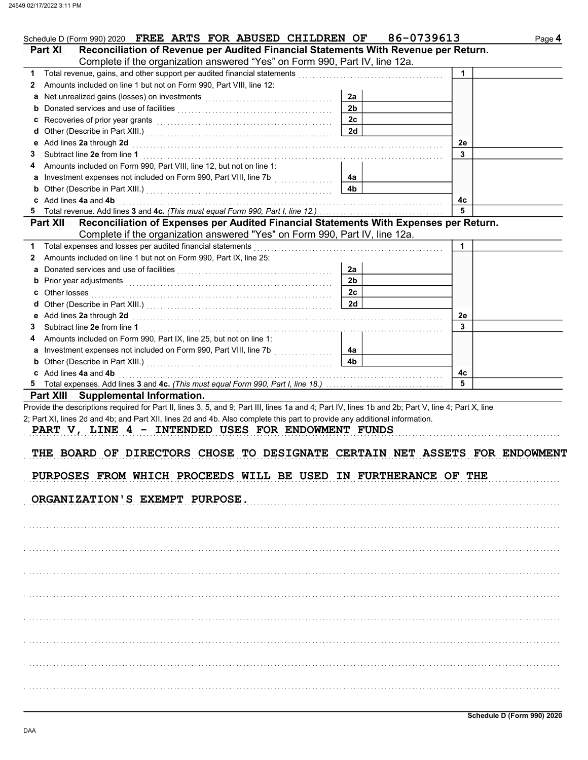Schedule D (Form 990) 2020 FREE ARTS FOR ABUSED CHILDREN OF 86-0739613 Page 4

## Part XI Reconciliation of Revenue per Audited Financial Statements With Revenue per Return.

Complete if the organization answered "Yes" on Form 990, Part IV, line 12a.

| | | | | | |
|---|---|---|---|---|---|
| 1 | Total revenue, gains, and other support per audited financial statements | | | 1 | |
| 2 | Amounts included on line 1 but not on Form 990, Part VIII, line 12: | | | | |
| a | Net unrealized gains (losses) on investments | 2a | | | |
| b | Donated services and use of facilities | 2b | | | |
| c | Recoveries of prior year grants | 2c | | | |
| d | Other (Describe in Part XIII.) | 2d | | | |
| e | Add lines 2a through 2d | | | 2e | |
| 3 | Subtract line 2e from line 1 | | | 3 | |
| 4 | Amounts included on Form 990, Part VIII, line 12, but not on line 1: | | | | |
| a | Investment expenses not included on Form 990, Part VIII, line 7b | 4a | | | |
| b | Other (Describe in Part XIII.) | 4b | | | |
| c | Add lines 4a and 4b | | | 4c | |
| 5 | Total revenue. Add lines 3 and 4c. *(This must equal Form 990, Part I, line 12.)* | | | 5 | |

## Part XII Reconciliation of Expenses per Audited Financial Statements With Expenses per Return.

Complete if the organization answered "Yes" on Form 990, Part IV, line 12a.

| | | | | | |
|---|---|---|---|---|---|
| 1 | Total expenses and losses per audited financial statements | | | 1 | |
| 2 | Amounts included on line 1 but not on Form 990, Part IX, line 25: | | | | |
| a | Donated services and use of facilities | 2a | | | |
| b | Prior year adjustments | 2b | | | |
| c | Other losses | 2c | | | |
| d | Other (Describe in Part XIII.) | 2d | | | |
| e | Add lines 2a through 2d | | | 2e | |
| 3 | Subtract line 2e from line 1 | | | 3 | |
| 4 | Amounts included on Form 990, Part IX, line 25, but not on line 1: | | | | |
| a | Investment expenses not included on Form 990, Part VIII, line 7b | 4a | | | |
| b | Other (Describe in Part XIII.) | 4b | | | |
| c | Add lines 4a and 4b | | | 4c | |
| 5 | Total expenses. Add lines 3 and 4c. *(This must equal Form 990, Part I, line 18.)* | | | 5 | |

## Part XIII Supplemental Information.

Provide the descriptions required for Part II, lines 3, 5, and 9; Part III, lines 1a and 4; Part IV, lines 1b and 2b; Part V, line 4; Part X, line 2; Part XI, lines 2d and 4b; and Part XII, lines 2d and 4b. Also complete this part to provide any additional information.

PART V, LINE 4 - INTENDED USES FOR ENDOWMENT FUNDS

THE BOARD OF DIRECTORS CHOSE TO DESIGNATE CERTAIN NET ASSETS FOR ENDOWMENT PURPOSES FROM WHICH PROCEEDS WILL BE USED IN FURTHERANCE OF THE ORGANIZATION'S EXEMPT PURPOSE.

Schedule D (Form 990) 2020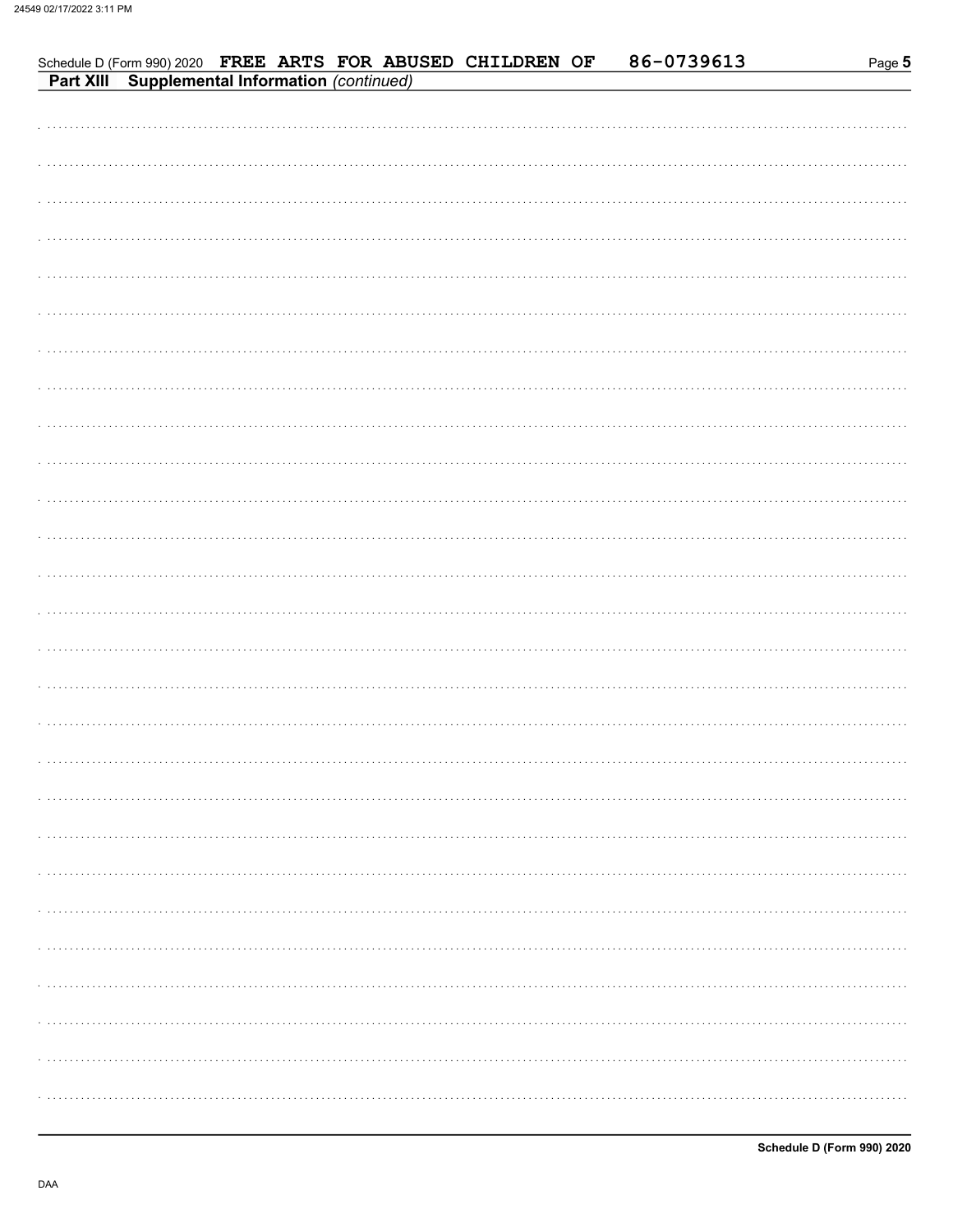Schedule D (Form 990) 2020 FREE ARTS FOR ABUSED CHILDREN OF 86-0739613

**Part XIII Supplemental Information** *(continued)*

Schedule D (Form 990) 2020

DAA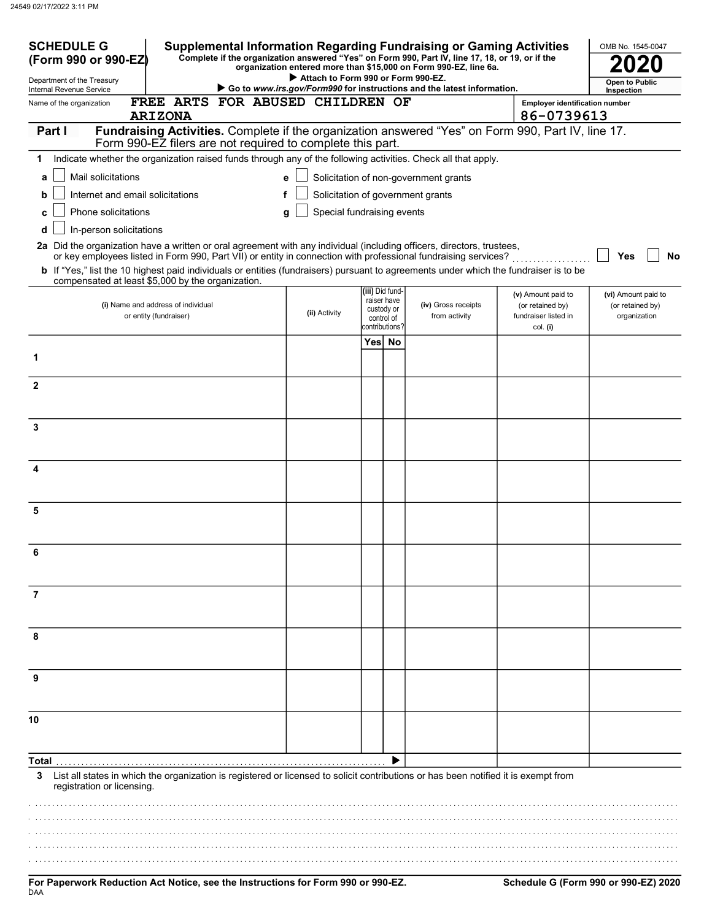**SCHEDULE G (Form 990 or 990-EZ)**

Department of the Treasury
Internal Revenue Service

# Supplemental Information Regarding Fundraising or Gaming Activities

**Complete if the organization answered "Yes" on Form 990, Part IV, line 17, 18, or 19, or if the organization entered more than $15,000 on Form 990-EZ, line 6a.**

**▶ Attach to Form 990 or Form 990-EZ.**

**▶ Go to www.irs.gov/Form990 for instructions and the latest information.**

OMB No. 1545-0047

**2020**

**Open to Public Inspection**

Name of the organization: FREE ARTS FOR ABUSED CHILDREN OF ARIZONA

Employer identification number: 86-0739613

**Part I** **Fundraising Activities.** Complete if the organization answered "Yes" on Form 990, Part IV, line 17. Form 990-EZ filers are not required to complete this part.

**1** Indicate whether the organization raised funds through any of the following activities. Check all that apply.

- **a** ☐ Mail solicitations
- **b** ☐ Internet and email solicitations
- **c** ☐ Phone solicitations
- **d** ☐ In-person solicitations
- **e** ☐ Solicitation of non-government grants
- **f** ☐ Solicitation of government grants
- **g** ☐ Special fundraising events

**2a** Did the organization have a written or oral agreement with any individual (including officers, directors, trustees, or key employees listed in Form 990, Part VII) or entity in connection with professional fundraising services? ☐ Yes ☐ No

**b** If "Yes," list the 10 highest paid individuals or entities (fundraisers) pursuant to agreements under which the fundraiser is to be compensated at least $5,000 by the organization.

| | (i) Name and address of individual or entity (fundraiser) | (ii) Activity | (iii) Did fund-raiser have custody or control of contributions? Yes | No | (iv) Gross receipts from activity | (v) Amount paid to (or retained by) fundraiser listed in col. (i) | (vi) Amount paid to (or retained by) organization |
|---|---|---|---|---|---|---|---|
| 1 | | | | | | | |
| 2 | | | | | | | |
| 3 | | | | | | | |
| 4 | | | | | | | |
| 5 | | | | | | | |
| 6 | | | | | | | |
| 7 | | | | | | | |
| 8 | | | | | | | |
| 9 | | | | | | | |
| 10 | | | | | | | |
| **Total** ▶ | | | | | | | |

**3** List all states in which the organization is registered or licensed to solicit contributions or has been notified it is exempt from registration or licensing.

**For Paperwork Reduction Act Notice, see the Instructions for Form 990 or 990-EZ.** **Schedule G (Form 990 or 990-EZ) 2020**

DAA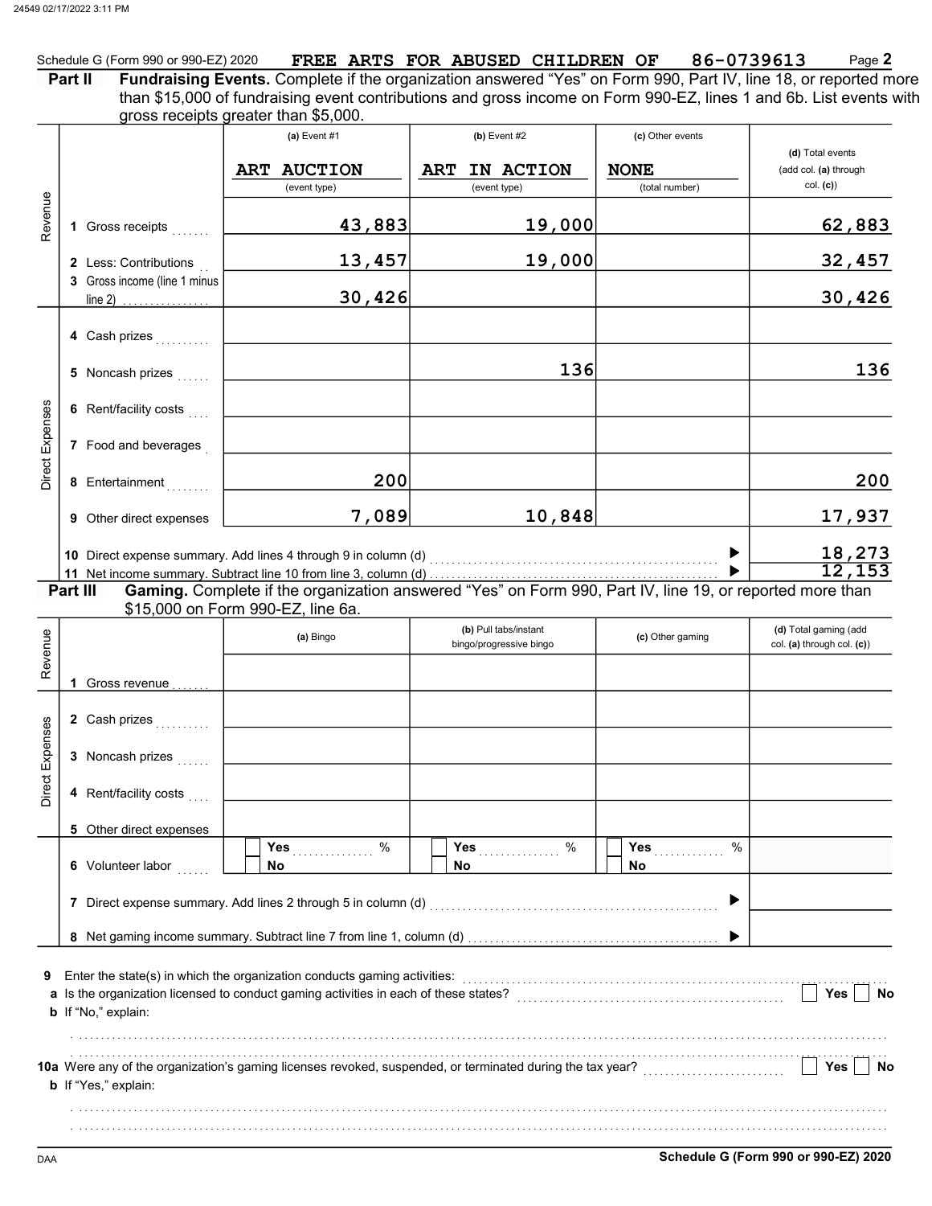Schedule G (Form 990 or 990-EZ) 2020 FREE ARTS FOR ABUSED CHILDREN OF 86-0739613 Page **2**

**Part II** **Fundraising Events.** Complete if the organization answered "Yes" on Form 990, Part IV, line 18, or reported more than $15,000 of fundraising event contributions and gross income on Form 990-EZ, lines 1 and 6b. List events with gross receipts greater than $5,000.

| | | (a) Event #1 | (b) Event #2 | (c) Other events | (d) Total events (add col. (a) through col. (c)) |
|---|---|---|---|---|---|
| | | ART AUCTION (event type) | ART IN ACTION (event type) | NONE (total number) | |
| Revenue | 1 Gross receipts | 43,883 | 19,000 | | 62,883 |
| | 2 Less: Contributions | 13,457 | 19,000 | | 32,457 |
| | 3 Gross income (line 1 minus line 2) | 30,426 | | | 30,426 |
| Direct Expenses | 4 Cash prizes | | | | |
| | 5 Noncash prizes | | 136 | | 136 |
| | 6 Rent/facility costs | | | | |
| | 7 Food and beverages | | | | |
| | 8 Entertainment | 200 | | | 200 |
| | 9 Other direct expenses | 7,089 | 10,848 | | 17,937 |
| | 10 Direct expense summary. Add lines 4 through 9 in column (d) | | | | 18,273 |
| | 11 Net income summary. Subtract line 10 from line 3, column (d) | | | | 12,153 |

**Part III** **Gaming.** Complete if the organization answered "Yes" on Form 990, Part IV, line 19, or reported more than $15,000 on Form 990-EZ, line 6a.

| | | (a) Bingo | (b) Pull tabs/instant bingo/progressive bingo | (c) Other gaming | (d) Total gaming (add col. (a) through col. (c)) |
|---|---|---|---|---|---|
| Revenue | 1 Gross revenue | | | | |
| Direct Expenses | 2 Cash prizes | | | | |
| | 3 Noncash prizes | | | | |
| | 4 Rent/facility costs | | | | |
| | 5 Other direct expenses | | | | |
| | 6 Volunteer labor | Yes ___ % No | Yes ___ % No | Yes ___ % No | |
| | 7 Direct expense summary. Add lines 2 through 5 in column (d) | | | | |
| | 8 Net gaming income summary. Subtract line 7 from line 1, column (d) | | | | |

**9** Enter the state(s) in which the organization conducts gaming activities:

**a** Is the organization licensed to conduct gaming activities in each of these states? Yes No

**b** If "No," explain:

**10a** Were any of the organization's gaming licenses revoked, suspended, or terminated during the tax year? Yes No

**b** If "Yes," explain:

DAA **Schedule G (Form 990 or 990-EZ) 2020**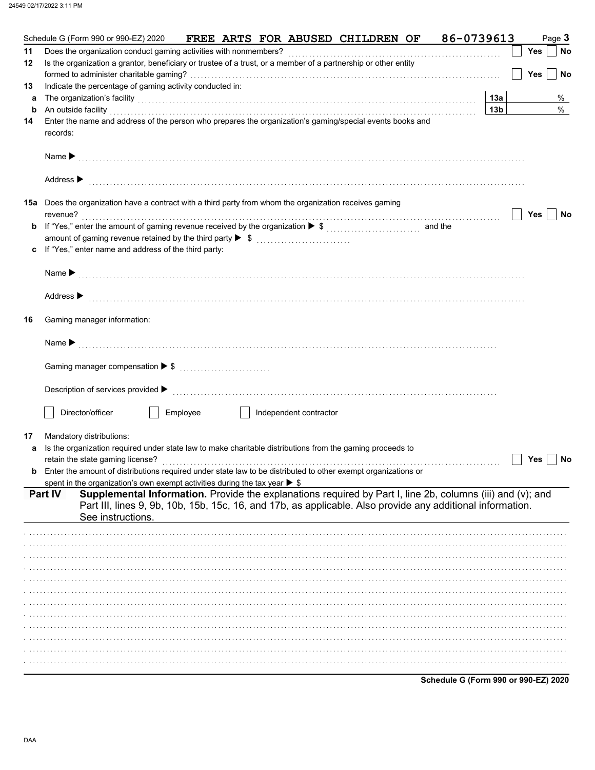Schedule G (Form 990 or 990-EZ) 2020 **FREE ARTS FOR ABUSED CHILDREN OF** **86-0739613** Page **3**

**11** Does the organization conduct gaming activities with nonmembers? ☐ Yes ☐ No

**12** Is the organization a grantor, beneficiary or trustee of a trust, or a member of a partnership or other entity formed to administer charitable gaming? ☐ Yes ☐ No

**13** Indicate the percentage of gaming activity conducted in:

**a** The organization's facility **13a** %

**b** An outside facility **13b** %

**14** Enter the name and address of the person who prepares the organization's gaming/special events books and records:

Name ▶

Address ▶

**15a** Does the organization have a contract with a third party from whom the organization receives gaming revenue? ☐ Yes ☐ No

**b** If "Yes," enter the amount of gaming revenue received by the organization ▶ $ .......... and the amount of gaming revenue retained by the third party ▶ $ ..........

**c** If "Yes," enter name and address of the third party:

Name ▶

Address ▶

**16** Gaming manager information:

Name ▶

Gaming manager compensation ▶ $

Description of services provided ▶

☐ Director/officer ☐ Employee ☐ Independent contractor

**17** Mandatory distributions:

**a** Is the organization required under state law to make charitable distributions from the gaming proceeds to retain the state gaming license? ☐ Yes ☐ No

**b** Enter the amount of distributions required under state law to be distributed to other exempt organizations or spent in the organization's own exempt activities during the tax year ▶ $

**Part IV** **Supplemental Information.** Provide the explanations required by Part I, line 2b, columns (iii) and (v); and Part III, lines 9, 9b, 10b, 15b, 15c, 16, and 17b, as applicable. Also provide any additional information. See instructions.

**Schedule G (Form 990 or 990-EZ) 2020**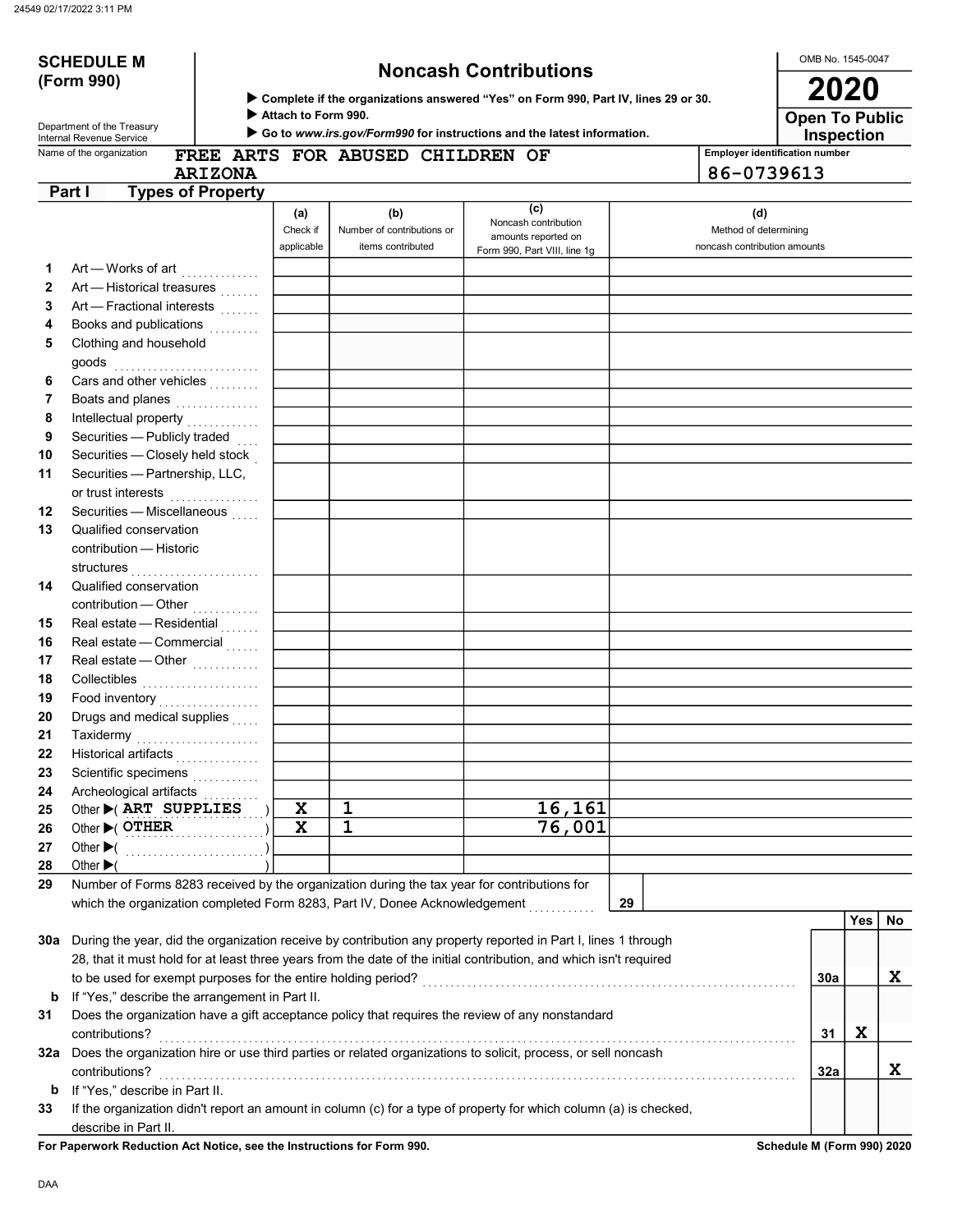24549 02/17/2022 3:11 PM

# SCHEDULE M (Form 990)

Department of the Treasury
Internal Revenue Service

## Noncash Contributions

▶ Complete if the organizations answered "Yes" on Form 990, Part IV, lines 29 or 30.
▶ Attach to Form 990.
▶ Go to *www.irs.gov/Form990* for instructions and the latest information.

OMB No. 1545-0047

**2020**

**Open To Public Inspection**

Name of the organization: FREE ARTS FOR ABUSED CHILDREN OF ARIZONA

Employer identification number: 86-0739613

### Part I Types of Property

| | | (a) Check if applicable | (b) Number of contributions or items contributed | (c) Noncash contribution amounts reported on Form 990, Part VIII, line 1g | (d) Method of determining noncash contribution amounts |
|---|---|---|---|---|---|
| 1 | Art — Works of art | | | | |
| 2 | Art — Historical treasures | | | | |
| 3 | Art — Fractional interests | | | | |
| 4 | Books and publications | | | | |
| 5 | Clothing and household goods | | | | |
| 6 | Cars and other vehicles | | | | |
| 7 | Boats and planes | | | | |
| 8 | Intellectual property | | | | |
| 9 | Securities — Publicly traded | | | | |
| 10 | Securities — Closely held stock | | | | |
| 11 | Securities — Partnership, LLC, or trust interests | | | | |
| 12 | Securities — Miscellaneous | | | | |
| 13 | Qualified conservation contribution — Historic structures | | | | |
| 14 | Qualified conservation contribution — Other | | | | |
| 15 | Real estate — Residential | | | | |
| 16 | Real estate — Commercial | | | | |
| 17 | Real estate — Other | | | | |
| 18 | Collectibles | | | | |
| 19 | Food inventory | | | | |
| 20 | Drugs and medical supplies | | | | |
| 21 | Taxidermy | | | | |
| 22 | Historical artifacts | | | | |
| 23 | Scientific specimens | | | | |
| 24 | Archeological artifacts | | | | |
| 25 | Other ▶( ART SUPPLIES ) | X | 1 | 16,161 | |
| 26 | Other ▶( OTHER ) | X | 1 | 76,001 | |
| 27 | Other ▶( ) | | | | |
| 28 | Other ▶( ) | | | | |

29 Number of Forms 8283 received by the organization during the tax year for contributions for which the organization completed Form 8283, Part IV, Donee Acknowledgement ..... 29

| | | | Yes | No |
|---|---|---|---|---|
| 30a | During the year, did the organization receive by contribution any property reported in Part I, lines 1 through 28, that it must hold for at least three years from the date of the initial contribution, and which isn't required to be used for exempt purposes for the entire holding period? | 30a | | X |
| b | If "Yes," describe the arrangement in Part II. | | | |
| 31 | Does the organization have a gift acceptance policy that requires the review of any nonstandard contributions? | 31 | X | |
| 32a | Does the organization hire or use third parties or related organizations to solicit, process, or sell noncash contributions? | 32a | | X |
| b | If "Yes," describe in Part II. | | | |
| 33 | If the organization didn't report an amount in column (c) for a type of property for which column (a) is checked, describe in Part II. | | | |

**For Paperwork Reduction Act Notice, see the Instructions for Form 990.** **Schedule M (Form 990) 2020**

DAA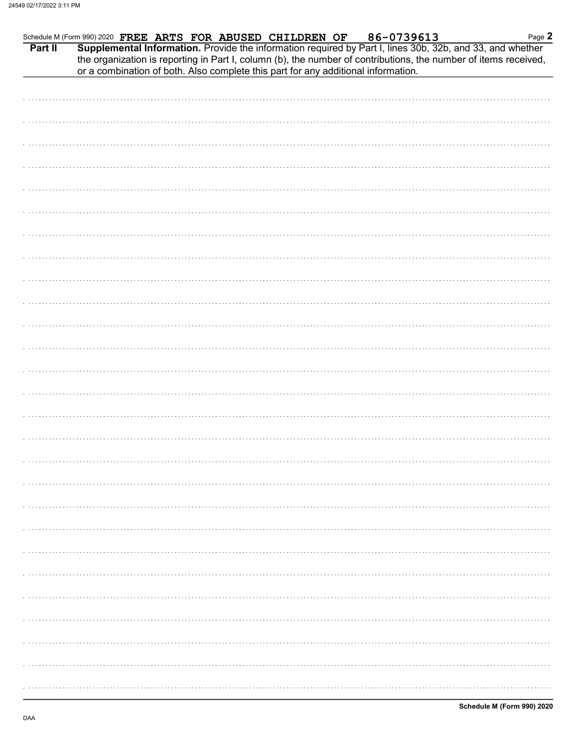Schedule M (Form 990) 2020 FREE ARTS FOR ABUSED CHILDREN OF 86-0739613

**Part II** **Supplemental Information.** Provide the information required by Part I, lines 30b, 32b, and 33, and whether the organization is reporting in Part I, column (b), the number of contributions, the number of items received, or a combination of both. Also complete this part for any additional information.

Schedule M (Form 990) 2020

DAA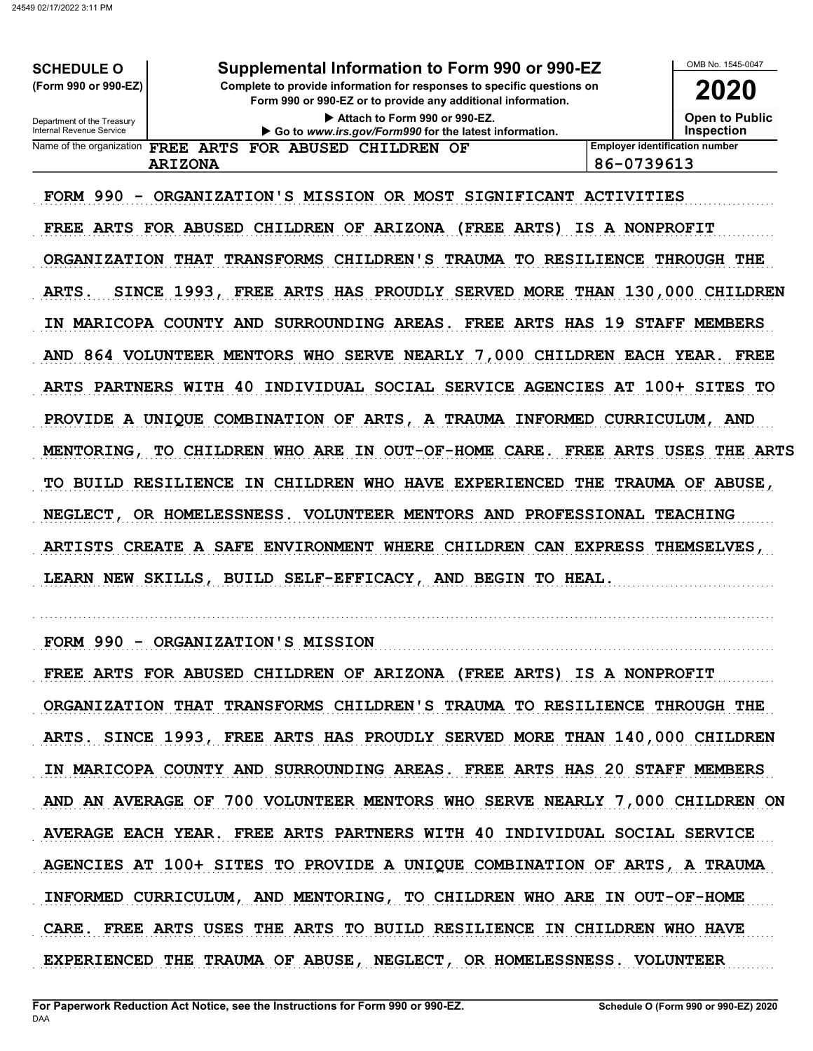**SCHEDULE O**
**(Form 990 or 990-EZ)**

Department of the Treasury
Internal Revenue Service

# Supplemental Information to Form 990 or 990-EZ

**Complete to provide information for responses to specific questions on Form 990 or 990-EZ or to provide any additional information.**

▶ Attach to Form 990 or 990-EZ.
▶ Go to *www.irs.gov/Form990* for the latest information.

OMB No. 1545-0047

**2020**

**Open to Public Inspection**

| Name of the organization | Employer identification number |
|---|---|
| FREE ARTS FOR ABUSED CHILDREN OF ARIZONA | 86-0739613 |

FORM 990 - ORGANIZATION'S MISSION OR MOST SIGNIFICANT ACTIVITIES

FREE ARTS FOR ABUSED CHILDREN OF ARIZONA (FREE ARTS) IS A NONPROFIT ORGANIZATION THAT TRANSFORMS CHILDREN'S TRAUMA TO RESILIENCE THROUGH THE ARTS. SINCE 1993, FREE ARTS HAS PROUDLY SERVED MORE THAN 130,000 CHILDREN IN MARICOPA COUNTY AND SURROUNDING AREAS. FREE ARTS HAS 19 STAFF MEMBERS AND 864 VOLUNTEER MENTORS WHO SERVE NEARLY 7,000 CHILDREN EACH YEAR. FREE ARTS PARTNERS WITH 40 INDIVIDUAL SOCIAL SERVICE AGENCIES AT 100+ SITES TO PROVIDE A UNIQUE COMBINATION OF ARTS, A TRAUMA INFORMED CURRICULUM, AND MENTORING, TO CHILDREN WHO ARE IN OUT-OF-HOME CARE. FREE ARTS USES THE ARTS TO BUILD RESILIENCE IN CHILDREN WHO HAVE EXPERIENCED THE TRAUMA OF ABUSE, NEGLECT, OR HOMELESSNESS. VOLUNTEER MENTORS AND PROFESSIONAL TEACHING ARTISTS CREATE A SAFE ENVIRONMENT WHERE CHILDREN CAN EXPRESS THEMSELVES, LEARN NEW SKILLS, BUILD SELF-EFFICACY, AND BEGIN TO HEAL.

FORM 990 - ORGANIZATION'S MISSION

FREE ARTS FOR ABUSED CHILDREN OF ARIZONA (FREE ARTS) IS A NONPROFIT ORGANIZATION THAT TRANSFORMS CHILDREN'S TRAUMA TO RESILIENCE THROUGH THE ARTS. SINCE 1993, FREE ARTS HAS PROUDLY SERVED MORE THAN 140,000 CHILDREN IN MARICOPA COUNTY AND SURROUNDING AREAS. FREE ARTS HAS 20 STAFF MEMBERS AND AN AVERAGE OF 700 VOLUNTEER MENTORS WHO SERVE NEARLY 7,000 CHILDREN ON AVERAGE EACH YEAR. FREE ARTS PARTNERS WITH 40 INDIVIDUAL SOCIAL SERVICE AGENCIES AT 100+ SITES TO PROVIDE A UNIQUE COMBINATION OF ARTS, A TRAUMA INFORMED CURRICULUM, AND MENTORING, TO CHILDREN WHO ARE IN OUT-OF-HOME CARE. FREE ARTS USES THE ARTS TO BUILD RESILIENCE IN CHILDREN WHO HAVE EXPERIENCED THE TRAUMA OF ABUSE, NEGLECT, OR HOMELESSNESS. VOLUNTEER

**For Paperwork Reduction Act Notice, see the Instructions for Form 990 or 990-EZ.**
DAA

**Schedule O (Form 990 or 990-EZ) 2020**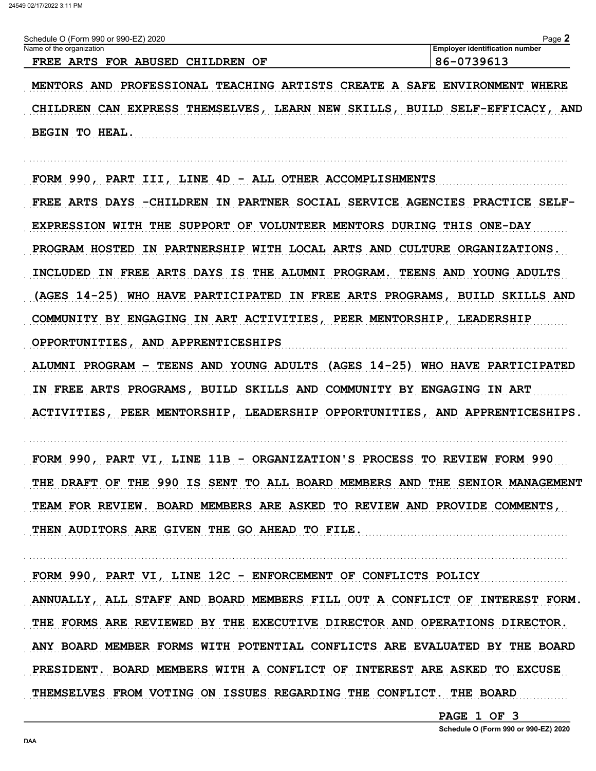Schedule O (Form 990 or 990-EZ) 2020

| Name of the organization | Employer identification number |
| --- | --- |
| FREE ARTS FOR ABUSED CHILDREN OF | 86-0739613 |

MENTORS AND PROFESSIONAL TEACHING ARTISTS CREATE A SAFE ENVIRONMENT WHERE CHILDREN CAN EXPRESS THEMSELVES, LEARN NEW SKILLS, BUILD SELF-EFFICACY, AND BEGIN TO HEAL.

FORM 990, PART III, LINE 4D - ALL OTHER ACCOMPLISHMENTS

FREE ARTS DAYS -CHILDREN IN PARTNER SOCIAL SERVICE AGENCIES PRACTICE SELF-EXPRESSION WITH THE SUPPORT OF VOLUNTEER MENTORS DURING THIS ONE-DAY PROGRAM HOSTED IN PARTNERSHIP WITH LOCAL ARTS AND CULTURE ORGANIZATIONS. INCLUDED IN FREE ARTS DAYS IS THE ALUMNI PROGRAM. TEENS AND YOUNG ADULTS (AGES 14-25) WHO HAVE PARTICIPATED IN FREE ARTS PROGRAMS, BUILD SKILLS AND COMMUNITY BY ENGAGING IN ART ACTIVITIES, PEER MENTORSHIP, LEADERSHIP OPPORTUNITIES, AND APPRENTICESHIPS

ALUMNI PROGRAM - TEENS AND YOUNG ADULTS (AGES 14-25) WHO HAVE PARTICIPATED IN FREE ARTS PROGRAMS, BUILD SKILLS AND COMMUNITY BY ENGAGING IN ART ACTIVITIES, PEER MENTORSHIP, LEADERSHIP OPPORTUNITIES, AND APPRENTICESHIPS.

FORM 990, PART VI, LINE 11B - ORGANIZATION'S PROCESS TO REVIEW FORM 990

THE DRAFT OF THE 990 IS SENT TO ALL BOARD MEMBERS AND THE SENIOR MANAGEMENT TEAM FOR REVIEW. BOARD MEMBERS ARE ASKED TO REVIEW AND PROVIDE COMMENTS, THEN AUDITORS ARE GIVEN THE GO AHEAD TO FILE.

FORM 990, PART VI, LINE 12C - ENFORCEMENT OF CONFLICTS POLICY

ANNUALLY, ALL STAFF AND BOARD MEMBERS FILL OUT A CONFLICT OF INTEREST FORM. THE FORMS ARE REVIEWED BY THE EXECUTIVE DIRECTOR AND OPERATIONS DIRECTOR. ANY BOARD MEMBER FORMS WITH POTENTIAL CONFLICTS ARE EVALUATED BY THE BOARD PRESIDENT. BOARD MEMBERS WITH A CONFLICT OF INTEREST ARE ASKED TO EXCUSE THEMSELVES FROM VOTING ON ISSUES REGARDING THE CONFLICT. THE BOARD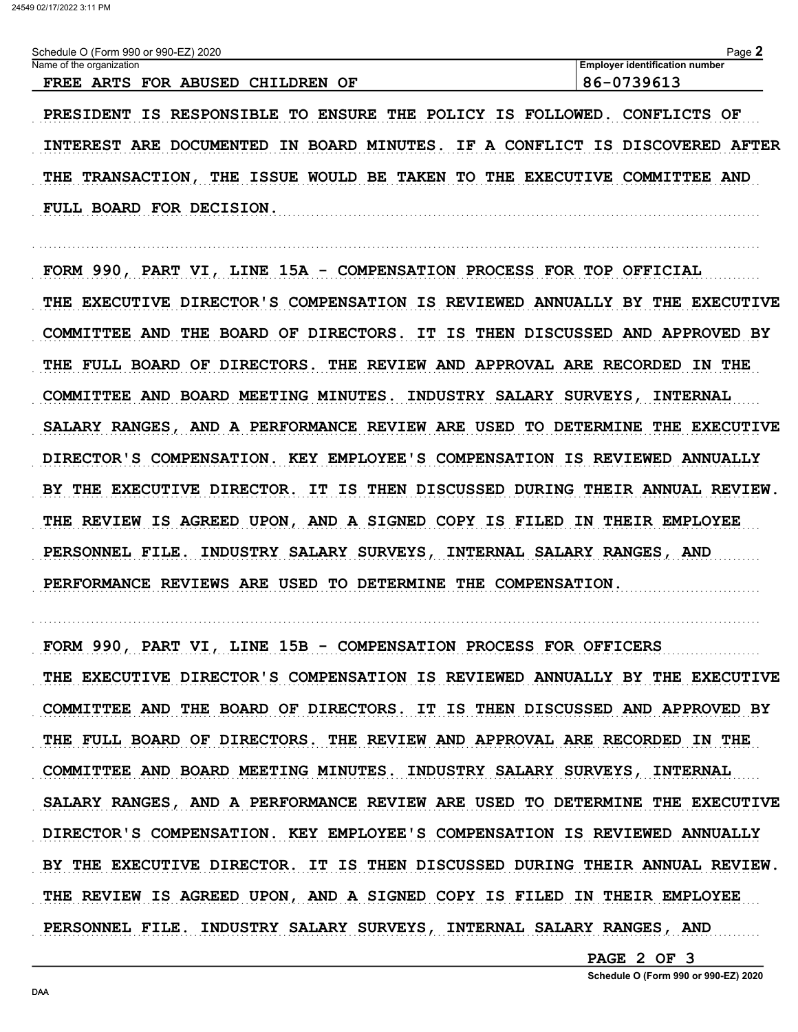Schedule O (Form 990 or 990-EZ) 2020

| Name of the organization | Employer identification number |
| --- | --- |
| FREE ARTS FOR ABUSED CHILDREN OF | 86-0739613 |

PRESIDENT IS RESPONSIBLE TO ENSURE THE POLICY IS FOLLOWED. CONFLICTS OF INTEREST ARE DOCUMENTED IN BOARD MINUTES. IF A CONFLICT IS DISCOVERED AFTER THE TRANSACTION, THE ISSUE WOULD BE TAKEN TO THE EXECUTIVE COMMITTEE AND FULL BOARD FOR DECISION.

FORM 990, PART VI, LINE 15A - COMPENSATION PROCESS FOR TOP OFFICIAL

THE EXECUTIVE DIRECTOR'S COMPENSATION IS REVIEWED ANNUALLY BY THE EXECUTIVE COMMITTEE AND THE BOARD OF DIRECTORS. IT IS THEN DISCUSSED AND APPROVED BY THE FULL BOARD OF DIRECTORS. THE REVIEW AND APPROVAL ARE RECORDED IN THE COMMITTEE AND BOARD MEETING MINUTES. INDUSTRY SALARY SURVEYS, INTERNAL SALARY RANGES, AND A PERFORMANCE REVIEW ARE USED TO DETERMINE THE EXECUTIVE DIRECTOR'S COMPENSATION. KEY EMPLOYEE'S COMPENSATION IS REVIEWED ANNUALLY BY THE EXECUTIVE DIRECTOR. IT IS THEN DISCUSSED DURING THEIR ANNUAL REVIEW. THE REVIEW IS AGREED UPON, AND A SIGNED COPY IS FILED IN THEIR EMPLOYEE PERSONNEL FILE. INDUSTRY SALARY SURVEYS, INTERNAL SALARY RANGES, AND PERFORMANCE REVIEWS ARE USED TO DETERMINE THE COMPENSATION.

FORM 990, PART VI, LINE 15B - COMPENSATION PROCESS FOR OFFICERS

THE EXECUTIVE DIRECTOR'S COMPENSATION IS REVIEWED ANNUALLY BY THE EXECUTIVE COMMITTEE AND THE BOARD OF DIRECTORS. IT IS THEN DISCUSSED AND APPROVED BY THE FULL BOARD OF DIRECTORS. THE REVIEW AND APPROVAL ARE RECORDED IN THE COMMITTEE AND BOARD MEETING MINUTES. INDUSTRY SALARY SURVEYS, INTERNAL SALARY RANGES, AND A PERFORMANCE REVIEW ARE USED TO DETERMINE THE EXECUTIVE DIRECTOR'S COMPENSATION. KEY EMPLOYEE'S COMPENSATION IS REVIEWED ANNUALLY BY THE EXECUTIVE DIRECTOR. IT IS THEN DISCUSSED DURING THEIR ANNUAL REVIEW. THE REVIEW IS AGREED UPON, AND A SIGNED COPY IS FILED IN THEIR EMPLOYEE PERSONNEL FILE. INDUSTRY SALARY SURVEYS, INTERNAL SALARY RANGES, AND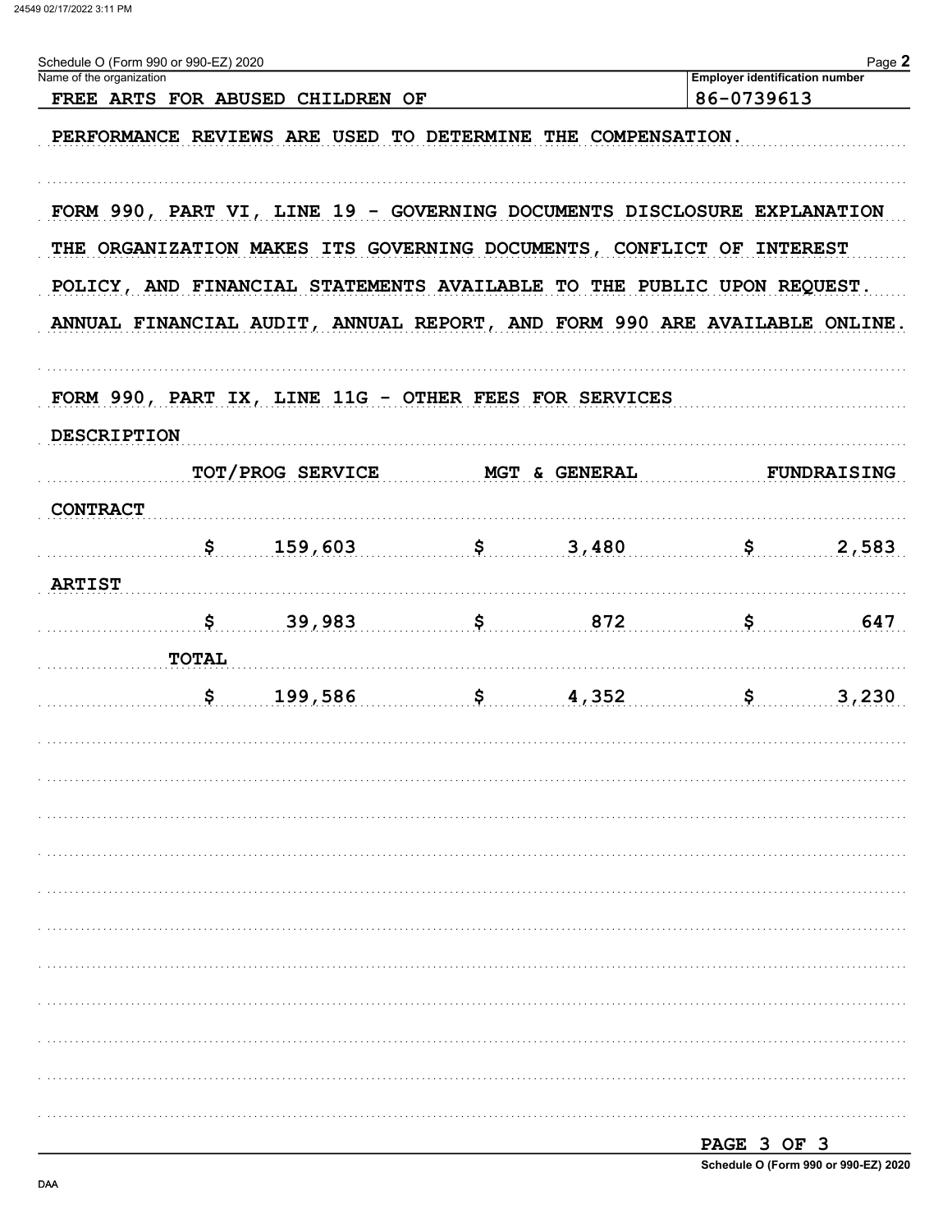Schedule O (Form 990 or 990-EZ) 2020

Name of the organization: FREE ARTS FOR ABUSED CHILDREN OF

Employer identification number: 86-0739613

PERFORMANCE REVIEWS ARE USED TO DETERMINE THE COMPENSATION.

FORM 990, PART VI, LINE 19 - GOVERNING DOCUMENTS DISCLOSURE EXPLANATION

THE ORGANIZATION MAKES ITS GOVERNING DOCUMENTS, CONFLICT OF INTEREST POLICY, AND FINANCIAL STATEMENTS AVAILABLE TO THE PUBLIC UPON REQUEST. ANNUAL FINANCIAL AUDIT, ANNUAL REPORT, AND FORM 990 ARE AVAILABLE ONLINE.

FORM 990, PART IX, LINE 11G - OTHER FEES FOR SERVICES

| DESCRIPTION | TOT/PROG SERVICE | MGT & GENERAL | FUNDRAISING |
|---|---|---|---|
| CONTRACT | $ 159,603 | $ 3,480 | $ 2,583 |
| ARTIST | $ 39,983 | $ 872 | $ 647 |
| TOTAL | $ 199,586 | $ 4,352 | $ 3,230 |

PAGE 3 OF 3

Schedule O (Form 990 or 990-EZ) 2020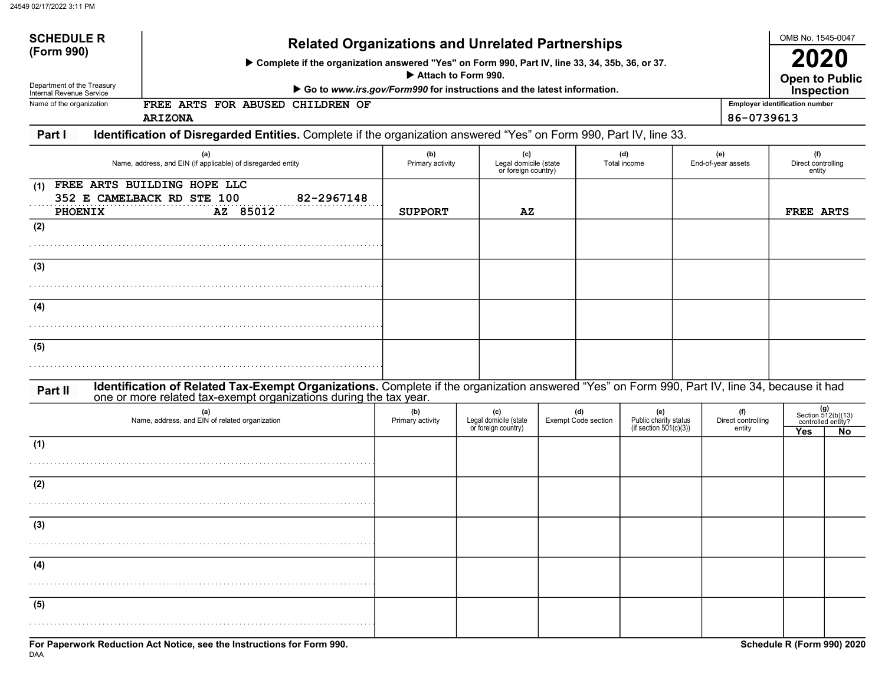**SCHEDULE R (Form 990)**

Department of the Treasury
Internal Revenue Service

# Related Organizations and Unrelated Partnerships

▶ Complete if the organization answered "Yes" on Form 990, Part IV, line 33, 34, 35b, 36, or 37.
▶ Attach to Form 990.
▶ Go to *www.irs.gov/Form990* for instructions and the latest information.

OMB No. 1545-0047

**2020**

**Open to Public Inspection**

Name of the organization: FREE ARTS FOR ABUSED CHILDREN OF ARIZONA

Employer identification number: 86-0739613

## Part I Identification of Disregarded Entities. Complete if the organization answered "Yes" on Form 990, Part IV, line 33.

| (a) Name, address, and EIN (if applicable) of disregarded entity | (b) Primary activity | (c) Legal domicile (state or foreign country) | (d) Total income | (e) End-of-year assets | (f) Direct controlling entity |
|---|---|---|---|---|---|
| (1) FREE ARTS BUILDING HOPE LLC 352 E CAMELBACK RD STE 100 82-2967148 PHOENIX AZ 85012 | SUPPORT | AZ | | | FREE ARTS |
| (2) | | | | | |
| (3) | | | | | |
| (4) | | | | | |
| (5) | | | | | |

## Part II Identification of Related Tax-Exempt Organizations. Complete if the organization answered "Yes" on Form 990, Part IV, line 34, because it had one or more related tax-exempt organizations during the tax year.

| (a) Name, address, and EIN of related organization | (b) Primary activity | (c) Legal domicile (state or foreign country) | (d) Exempt Code section | (e) Public charity status (if section 501(c)(3)) | (f) Direct controlling entity | (g) Section 512(b)(13) controlled entity? Yes | No |
|---|---|---|---|---|---|---|---|
| (1) | | | | | | | |
| (2) | | | | | | | |
| (3) | | | | | | | |
| (4) | | | | | | | |
| (5) | | | | | | | |

**For Paperwork Reduction Act Notice, see the Instructions for Form 990.**

DAA

**Schedule R (Form 990) 2020**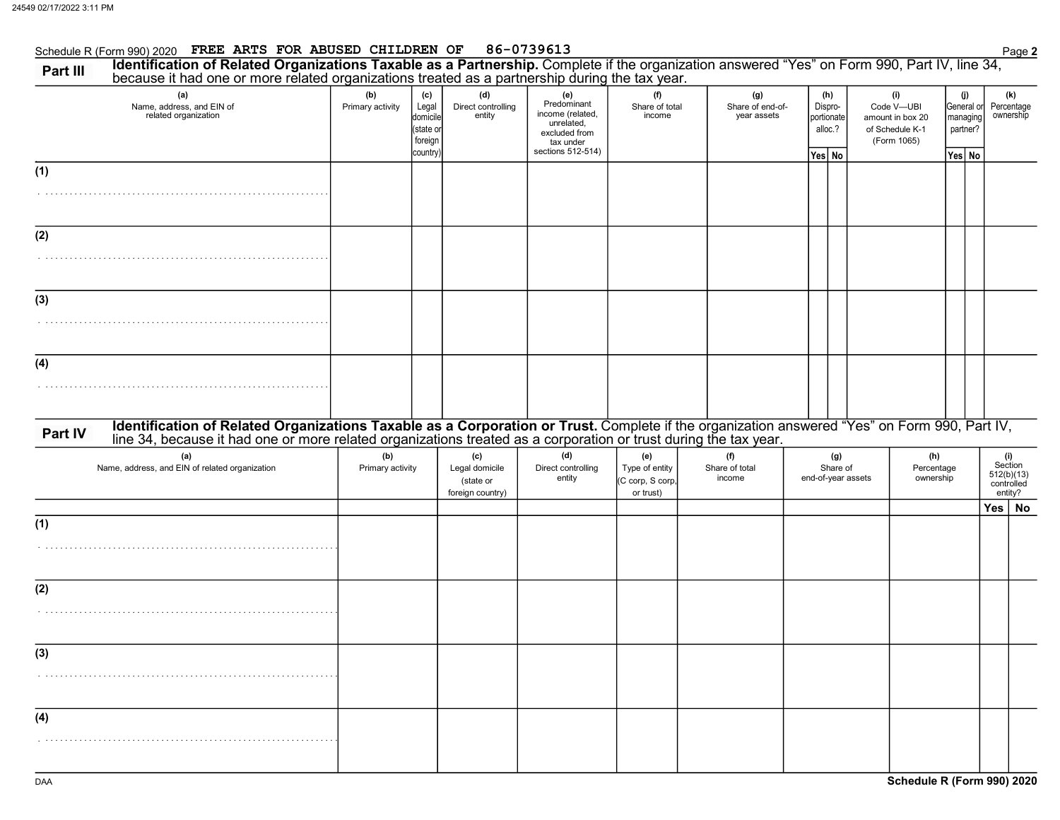Schedule R (Form 990) 2020 FREE ARTS FOR ABUSED CHILDREN OF 86-0739613 Page **2**

## Part III Identification of Related Organizations Taxable as a Partnership.

Complete if the organization answered "Yes" on Form 990, Part IV, line 34, because it had one or more related organizations treated as a partnership during the tax year.

| (a) Name, address, and EIN of related organization | (b) Primary activity | (c) Legal domicile (state or foreign country) | (d) Direct controlling entity | (e) Predominant income (related, unrelated, excluded from tax under sections 512-514) | (f) Share of total income | (g) Share of end-of-year assets | (h) Disproportionate alloc.? Yes | (h) No | (i) Code V—UBI amount in box 20 of Schedule K-1 (Form 1065) | (j) General or managing partner? Yes | (j) No | (k) Percentage ownership |
|---|---|---|---|---|---|---|---|---|---|---|---|---|
| (1) | | | | | | | | | | | | |
| (2) | | | | | | | | | | | | |
| (3) | | | | | | | | | | | | |
| (4) | | | | | | | | | | | | |

## Part IV Identification of Related Organizations Taxable as a Corporation or Trust.

Complete if the organization answered "Yes" on Form 990, Part IV, line 34, because it had one or more related organizations treated as a corporation or trust during the tax year.

| (a) Name, address, and EIN of related organization | (b) Primary activity | (c) Legal domicile (state or foreign country) | (d) Direct controlling entity | (e) Type of entity (C corp, S corp, or trust) | (f) Share of total income | (g) Share of end-of-year assets | (h) Percentage ownership | (i) Section 512(b)(13) controlled entity? Yes | (i) No |
|---|---|---|---|---|---|---|---|---|---|
| (1) | | | | | | | | | |
| (2) | | | | | | | | | |
| (3) | | | | | | | | | |
| (4) | | | | | | | | | |

DAA **Schedule R (Form 990) 2020**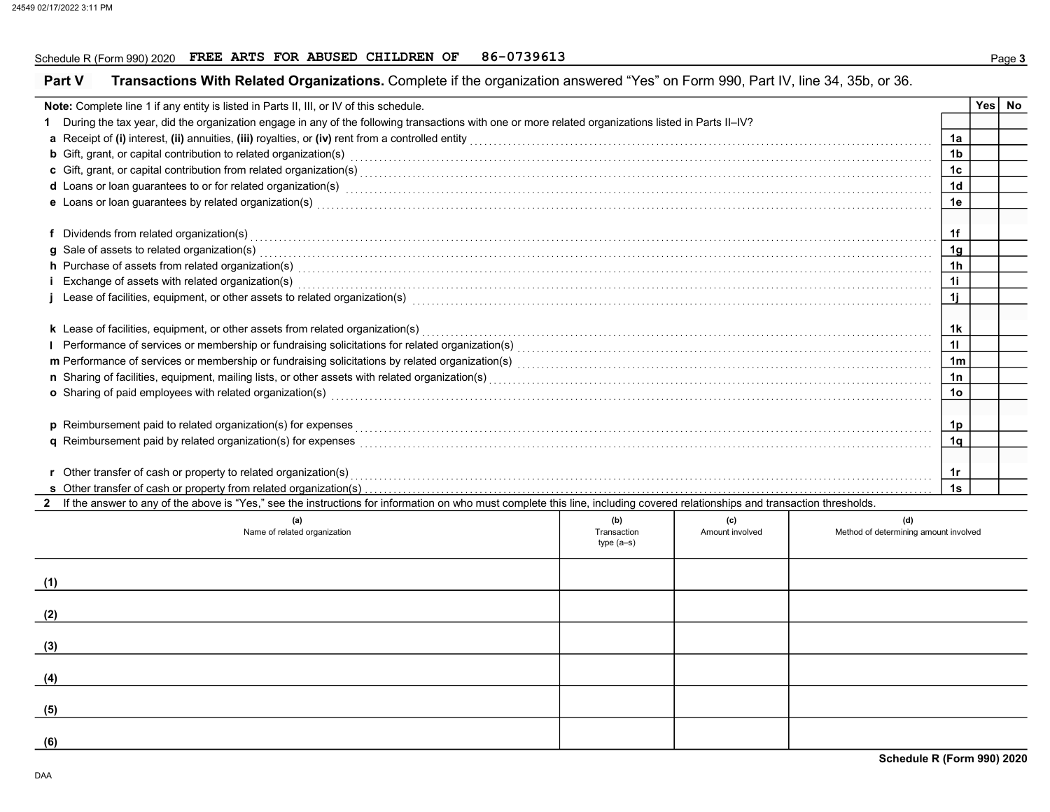Schedule R (Form 990) 2020 **FREE ARTS FOR ABUSED CHILDREN OF 86-0739613**

## Part V Transactions With Related Organizations.

Complete if the organization answered "Yes" on Form 990, Part IV, line 34, 35b, or 36.

**Note:** Complete line 1 if any entity is listed in Parts II, III, or IV of this schedule.

| | | Yes | No |
|---|---|---|---|
| **1** During the tax year, did the organization engage in any of the following transactions with one or more related organizations listed in Parts II–IV? | | | |
| **a** Receipt of **(i)** interest, **(ii)** annuities, **(iii)** royalties, or **(iv)** rent from a controlled entity | 1a | | |
| **b** Gift, grant, or capital contribution to related organization(s) | 1b | | |
| **c** Gift, grant, or capital contribution from related organization(s) | 1c | | |
| **d** Loans or loan guarantees to or for related organization(s) | 1d | | |
| **e** Loans or loan guarantees by related organization(s) | 1e | | |
| **f** Dividends from related organization(s) | 1f | | |
| **g** Sale of assets to related organization(s) | 1g | | |
| **h** Purchase of assets from related organization(s) | 1h | | |
| **i** Exchange of assets with related organization(s) | 1i | | |
| **j** Lease of facilities, equipment, or other assets to related organization(s) | 1j | | |
| **k** Lease of facilities, equipment, or other assets from related organization(s) | 1k | | |
| **l** Performance of services or membership or fundraising solicitations for related organization(s) | 1l | | |
| **m** Performance of services or membership or fundraising solicitations by related organization(s) | 1m | | |
| **n** Sharing of facilities, equipment, mailing lists, or other assets with related organization(s) | 1n | | |
| **o** Sharing of paid employees with related organization(s) | 1o | | |
| **p** Reimbursement paid to related organization(s) for expenses | 1p | | |
| **q** Reimbursement paid by related organization(s) for expenses | 1q | | |
| **r** Other transfer of cash or property to related organization(s) | 1r | | |
| **s** Other transfer of cash or property from related organization(s) | 1s | | |

**2** If the answer to any of the above is "Yes," see the instructions for information on who must complete this line, including covered relationships and transaction thresholds.

| | (a) Name of related organization | (b) Transaction type (a–s) | (c) Amount involved | (d) Method of determining amount involved |
|---|---|---|---|---|
| (1) | | | | |
| (2) | | | | |
| (3) | | | | |
| (4) | | | | |
| (5) | | | | |
| (6) | | | | |

**Schedule R (Form 990) 2020**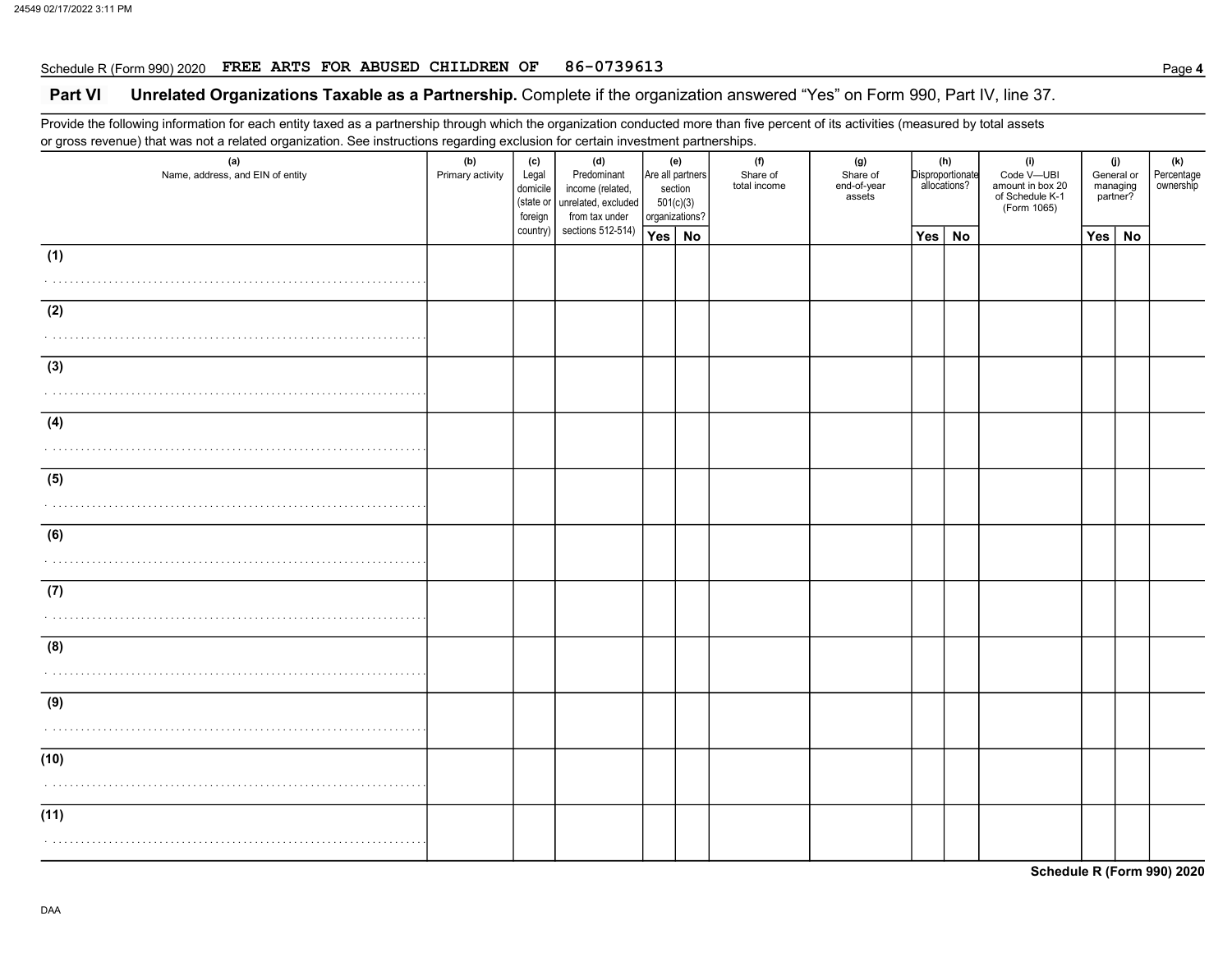Schedule R (Form 990) 2020 FREE ARTS FOR ABUSED CHILDREN OF 86-0739613

## Part VI Unrelated Organizations Taxable as a Partnership.

Complete if the organization answered "Yes" on Form 990, Part IV, line 37.

Provide the following information for each entity taxed as a partnership through which the organization conducted more than five percent of its activities (measured by total assets or gross revenue) that was not a related organization. See instructions regarding exclusion for certain investment partnerships.

| (a) Name, address, and EIN of entity | (b) Primary activity | (c) Legal domicile (state or foreign country) | (d) Predominant income (related, unrelated, excluded from tax under sections 512-514) | (e) Are all partners section 501(c)(3) organizations? | | (f) Share of total income | (g) Share of end-of-year assets | (h) Disproportionate allocations? | | (i) Code V—UBI amount in box 20 of Schedule K-1 (Form 1065) | (j) General or managing partner? | | (k) Percentage ownership |
|---|---|---|---|---|---|---|---|---|---|---|---|---|---|
| | | | | Yes | No | | | Yes | No | | Yes | No | |
| (1) | | | | | | | | | | | | | |
| (2) | | | | | | | | | | | | | |
| (3) | | | | | | | | | | | | | |
| (4) | | | | | | | | | | | | | |
| (5) | | | | | | | | | | | | | |
| (6) | | | | | | | | | | | | | |
| (7) | | | | | | | | | | | | | |
| (8) | | | | | | | | | | | | | |
| (9) | | | | | | | | | | | | | |
| (10) | | | | | | | | | | | | | |
| (11) | | | | | | | | | | | | | |

Schedule R (Form 990) 2020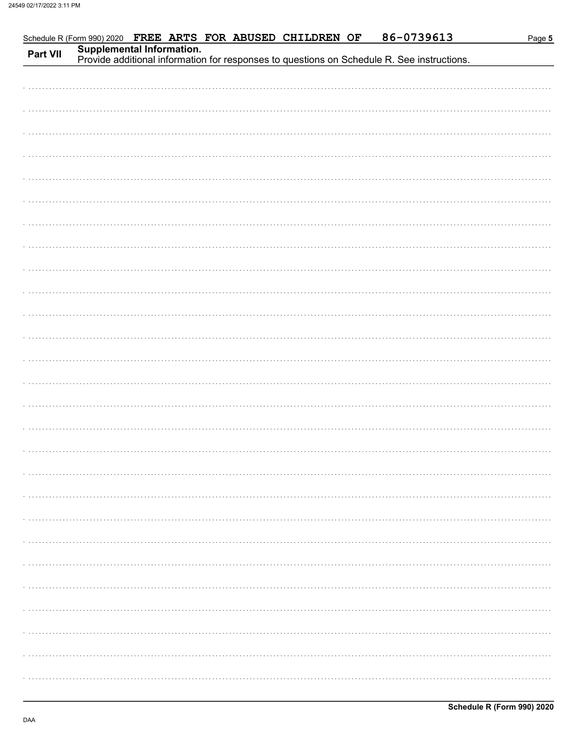Schedule R (Form 990) 2020 FREE ARTS FOR ABUSED CHILDREN OF 86-0739613

**Part VII** **Supplemental Information.**
Provide additional information for responses to questions on Schedule R. See instructions.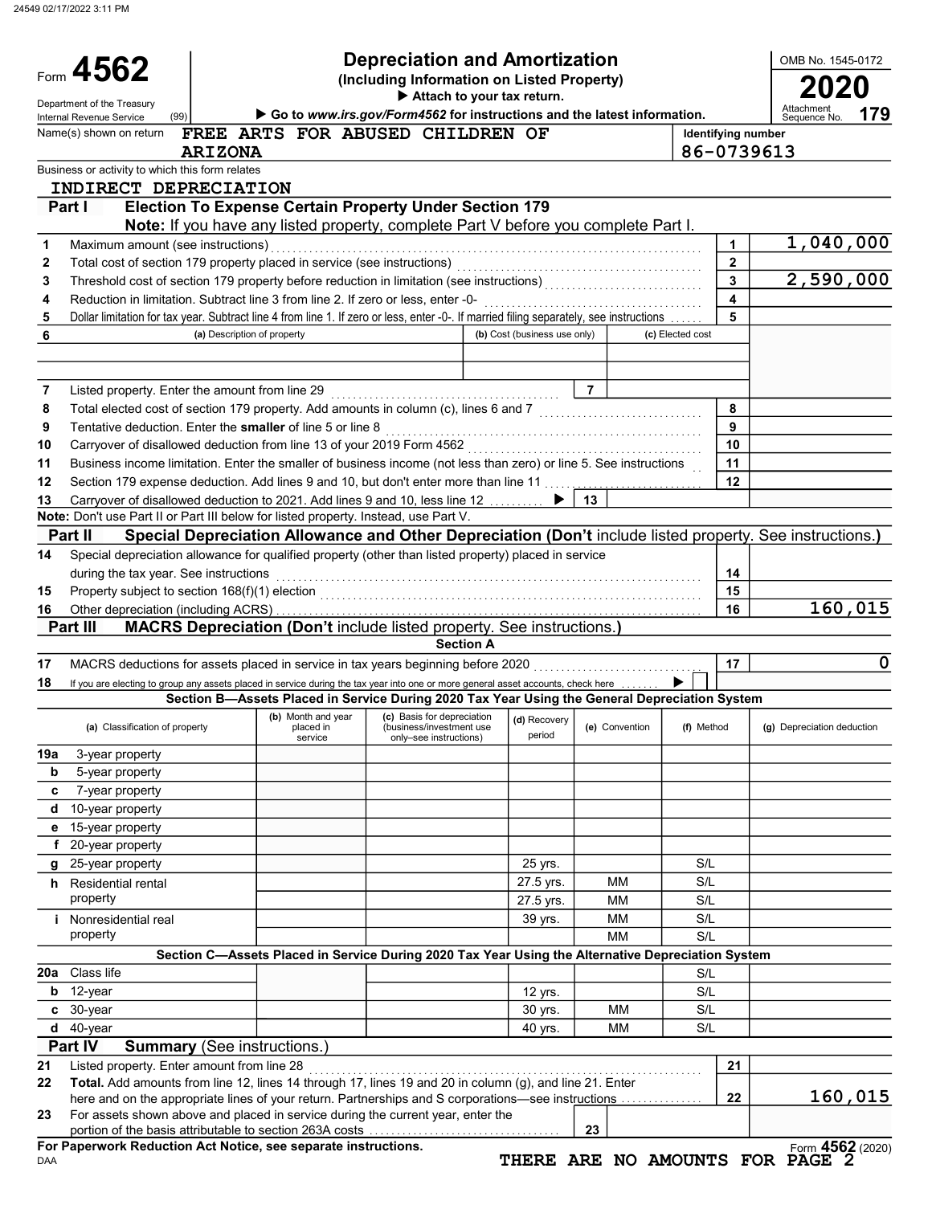# Form 4562 — Depreciation and Amortization

**(Including Information on Listed Property)**

▶ Attach to your tax return.

▶ Go to *www.irs.gov/Form4562* for instructions and the latest information.

Department of the Treasury
Internal Revenue Service (99)

OMB No. 1545-0172

**2020**

Attachment Sequence No. **179**

Name(s) shown on return: FREE ARTS FOR ABUSED CHILDREN OF ARIZONA

Identifying number: 86-0739613

Business or activity to which this form relates: INDIRECT DEPRECIATION

## Part I — Election To Expense Certain Property Under Section 179

**Note:** If you have any listed property, complete Part V before you complete Part I.

| Line | Description | | Amount |
|---|---|---|---|
| 1 | Maximum amount (see instructions) | 1 | 1,040,000 |
| 2 | Total cost of section 179 property placed in service (see instructions) | 2 | |
| 3 | Threshold cost of section 179 property before reduction in limitation (see instructions) | 3 | 2,590,000 |
| 4 | Reduction in limitation. Subtract line 3 from line 2. If zero or less, enter -0- | 4 | |
| 5 | Dollar limitation for tax year. Subtract line 4 from line 1. If zero or less, enter -0-. If married filing separately, see instructions | 5 | |

| 6 | (a) Description of property | (b) Cost (business use only) | (c) Elected cost |
|---|---|---|---|
| | | | |
| | | | |

| Line | Description | | Amount |
|---|---|---|---|
| 7 | Listed property. Enter the amount from line 29 | 7 | |
| 8 | Total elected cost of section 179 property. Add amounts in column (c), lines 6 and 7 | 8 | |
| 9 | Tentative deduction. Enter the **smaller** of line 5 or line 8 | 9 | |
| 10 | Carryover of disallowed deduction from line 13 of your 2019 Form 4562 | 10 | |
| 11 | Business income limitation. Enter the smaller of business income (not less than zero) or line 5. See instructions | 11 | |
| 12 | Section 179 expense deduction. Add lines 9 and 10, but don't enter more than line 11 | 12 | |
| 13 | Carryover of disallowed deduction to 2021. Add lines 9 and 10, less line 12 ▶ | 13 | |

**Note:** Don't use Part II or Part III below for listed property. Instead, use Part V.

## Part II — Special Depreciation Allowance and Other Depreciation (Don't include listed property. See instructions.)

| Line | Description | | Amount |
|---|---|---|---|
| 14 | Special depreciation allowance for qualified property (other than listed property) placed in service during the tax year. See instructions | 14 | |
| 15 | Property subject to section 168(f)(1) election | 15 | |
| 16 | Other depreciation (including ACRS) | 16 | 160,015 |

## Part III — MACRS Depreciation (Don't include listed property. See instructions.)

### Section A

| Line | Description | | Amount |
|---|---|---|---|
| 17 | MACRS deductions for assets placed in service in tax years beginning before 2020 | 17 | 0 |
| 18 | If you are electing to group any assets placed in service during the tax year into one or more general asset accounts, check here ▶ ☐ | | |

### Section B—Assets Placed in Service During 2020 Tax Year Using the General Depreciation System

| (a) Classification of property | (b) Month and year placed in service | (c) Basis for depreciation (business/investment use only–see instructions) | (d) Recovery period | (e) Convention | (f) Method | (g) Depreciation deduction |
|---|---|---|---|---|---|---|
| 19a 3-year property | | | | | | |
| b 5-year property | | | | | | |
| c 7-year property | | | | | | |
| d 10-year property | | | | | | |
| e 15-year property | | | | | | |
| f 20-year property | | | | | | |
| g 25-year property | | | 25 yrs. | | S/L | |
| h Residential rental property | | | 27.5 yrs. | MM | S/L | |
| | | | 27.5 yrs. | MM | S/L | |
| i Nonresidential real property | | | 39 yrs. | MM | S/L | |
| | | | | MM | S/L | |

### Section C—Assets Placed in Service During 2020 Tax Year Using the Alternative Depreciation System

| (a) Classification of property | (b) Month and year placed in service | (c) Basis for depreciation | (d) Recovery period | (e) Convention | (f) Method | (g) Depreciation deduction |
|---|---|---|---|---|---|---|
| 20a Class life | | | | | S/L | |
| b 12-year | | | 12 yrs. | | S/L | |
| c 30-year | | | 30 yrs. | MM | S/L | |
| d 40-year | | | 40 yrs. | MM | S/L | |

## Part IV — Summary (See instructions.)

| Line | Description | | Amount |
|---|---|---|---|
| 21 | Listed property. Enter amount from line 28 | 21 | |
| 22 | **Total.** Add amounts from line 12, lines 14 through 17, lines 19 and 20 in column (g), and line 21. Enter here and on the appropriate lines of your return. Partnerships and S corporations—see instructions | 22 | 160,015 |
| 23 | For assets shown above and placed in service during the current year, enter the portion of the basis attributable to section 263A costs | 23 | |

**For Paperwork Reduction Act Notice, see separate instructions.**

Form **4562** (2020)

THERE ARE NO AMOUNTS FOR PAGE 2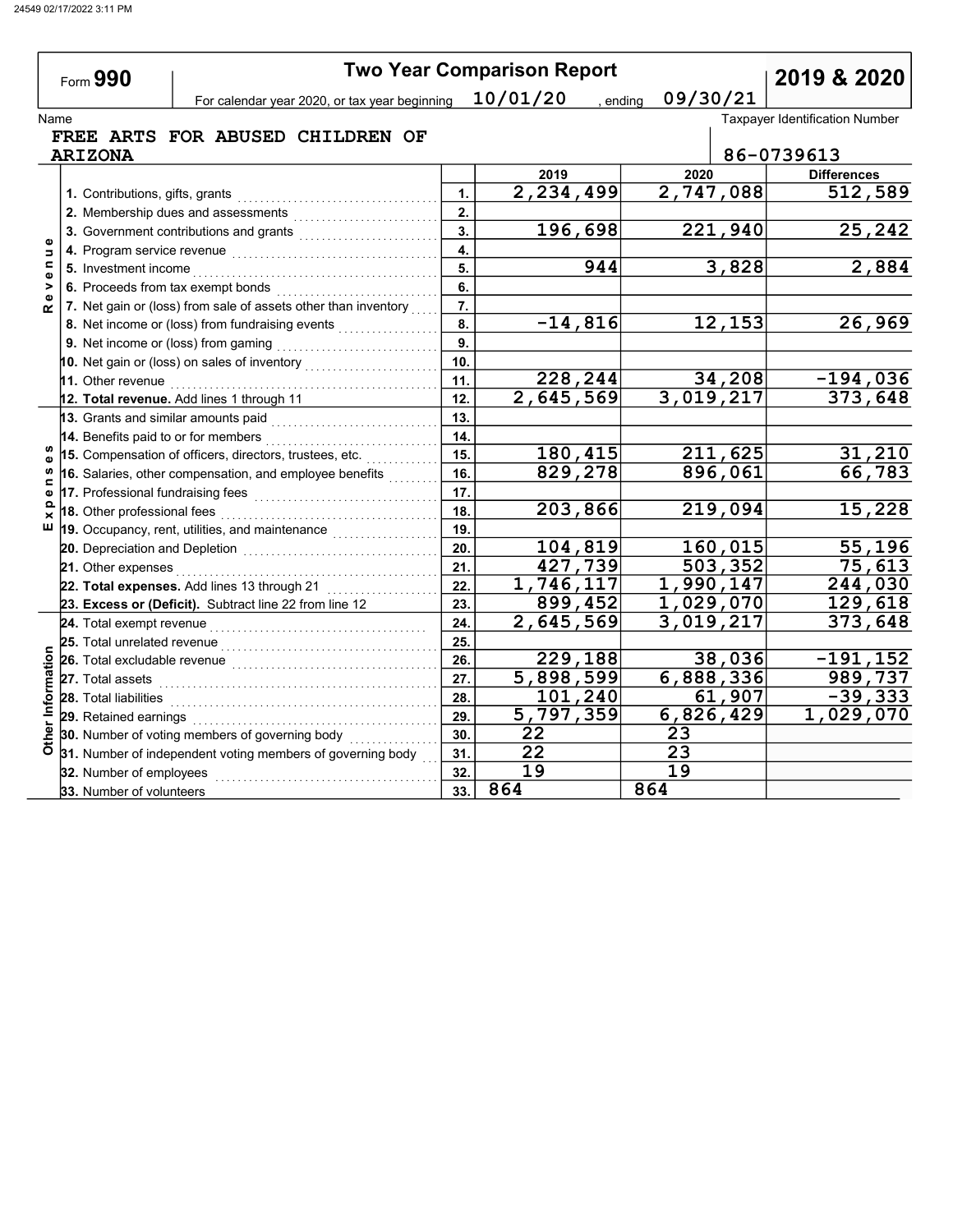Form **990** | **Two Year Comparison Report** | **2019 & 2020**

For calendar year 2020, or tax year beginning 10/01/20 , ending 09/30/21

Name: FREE ARTS FOR ABUSED CHILDREN OF ARIZONA

Taxpayer Identification Number: 86-0739613

| Section | Item | Line | 2019 | 2020 | Differences |
|---|---|---|---|---|---|
| Revenue | 1. Contributions, gifts, grants | 1. | 2,234,499 | 2,747,088 | 512,589 |
| | 2. Membership dues and assessments | 2. | | | |
| | 3. Government contributions and grants | 3. | 196,698 | 221,940 | 25,242 |
| | 4. Program service revenue | 4. | | | |
| | 5. Investment income | 5. | 944 | 3,828 | 2,884 |
| | 6. Proceeds from tax exempt bonds | 6. | | | |
| | 7. Net gain or (loss) from sale of assets other than inventory | 7. | | | |
| | 8. Net income or (loss) from fundraising events | 8. | -14,816 | 12,153 | 26,969 |
| | 9. Net income or (loss) from gaming | 9. | | | |
| | 10. Net gain or (loss) on sales of inventory | 10. | | | |
| | 11. Other revenue | 11. | 228,244 | 34,208 | -194,036 |
| | **12. Total revenue.** Add lines 1 through 11 | 12. | 2,645,569 | 3,019,217 | 373,648 |
| Expenses | 13. Grants and similar amounts paid | 13. | | | |
| | 14. Benefits paid to or for members | 14. | | | |
| | 15. Compensation of officers, directors, trustees, etc. | 15. | 180,415 | 211,625 | 31,210 |
| | 16. Salaries, other compensation, and employee benefits | 16. | 829,278 | 896,061 | 66,783 |
| | 17. Professional fundraising fees | 17. | | | |
| | 18. Other professional fees | 18. | 203,866 | 219,094 | 15,228 |
| | 19. Occupancy, rent, utilities, and maintenance | 19. | | | |
| | 20. Depreciation and Depletion | 20. | 104,819 | 160,015 | 55,196 |
| | 21. Other expenses | 21. | 427,739 | 503,352 | 75,613 |
| | **22. Total expenses.** Add lines 13 through 21 | 22. | 1,746,117 | 1,990,147 | 244,030 |
| | **23. Excess or (Deficit).** Subtract line 22 from line 12 | 23. | 899,452 | 1,029,070 | 129,618 |
| Other Information | 24. Total exempt revenue | 24. | 2,645,569 | 3,019,217 | 373,648 |
| | 25. Total unrelated revenue | 25. | | | |
| | 26. Total excludable revenue | 26. | 229,188 | 38,036 | -191,152 |
| | 27. Total assets | 27. | 5,898,599 | 6,888,336 | 989,737 |
| | 28. Total liabilities | 28. | 101,240 | 61,907 | -39,333 |
| | 29. Retained earnings | 29. | 5,797,359 | 6,826,429 | 1,029,070 |
| | 30. Number of voting members of governing body | 30. | 22 | 23 | |
| | 31. Number of independent voting members of governing body | 31. | 22 | 23 | |
| | 32. Number of employees | 32. | 19 | 19 | |
| | 33. Number of volunteers | 33. | 864 | 864 | |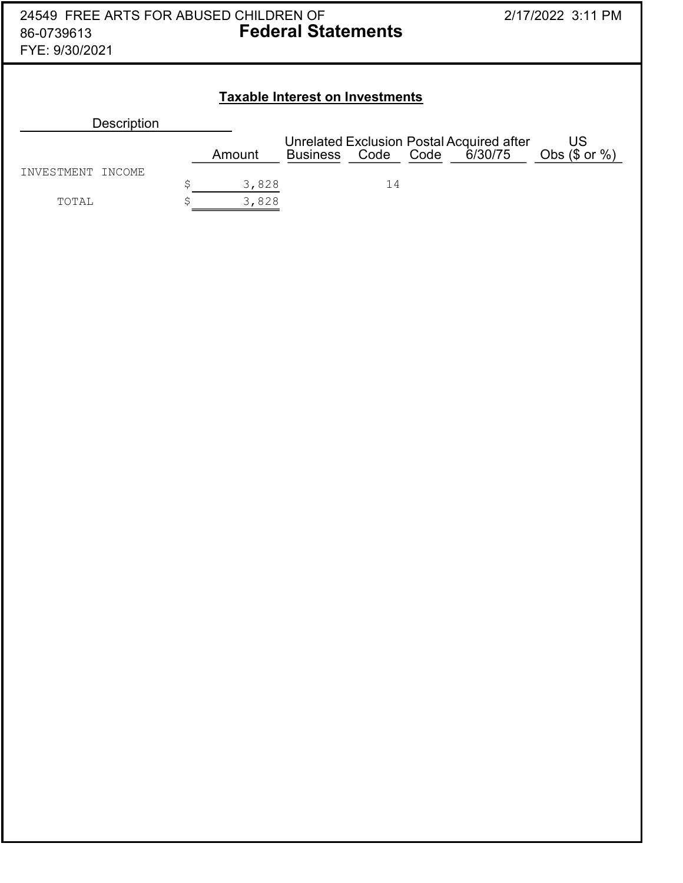24549 FREE ARTS FOR ABUSED CHILDREN OF
86-0739613
FYE: 9/30/2021

2/17/2022 3:11 PM

# Federal Statements

## Taxable Interest on Investments

| Description | Amount | Unrelated Business | Exclusion Code | Postal Code | Acquired after 6/30/75 | US Obs ($ or %) |
|---|---|---|---|---|---|---|
| INVESTMENT INCOME | $ 3,828 | | 14 | | | |
| TOTAL | $ 3,828 | | | | | |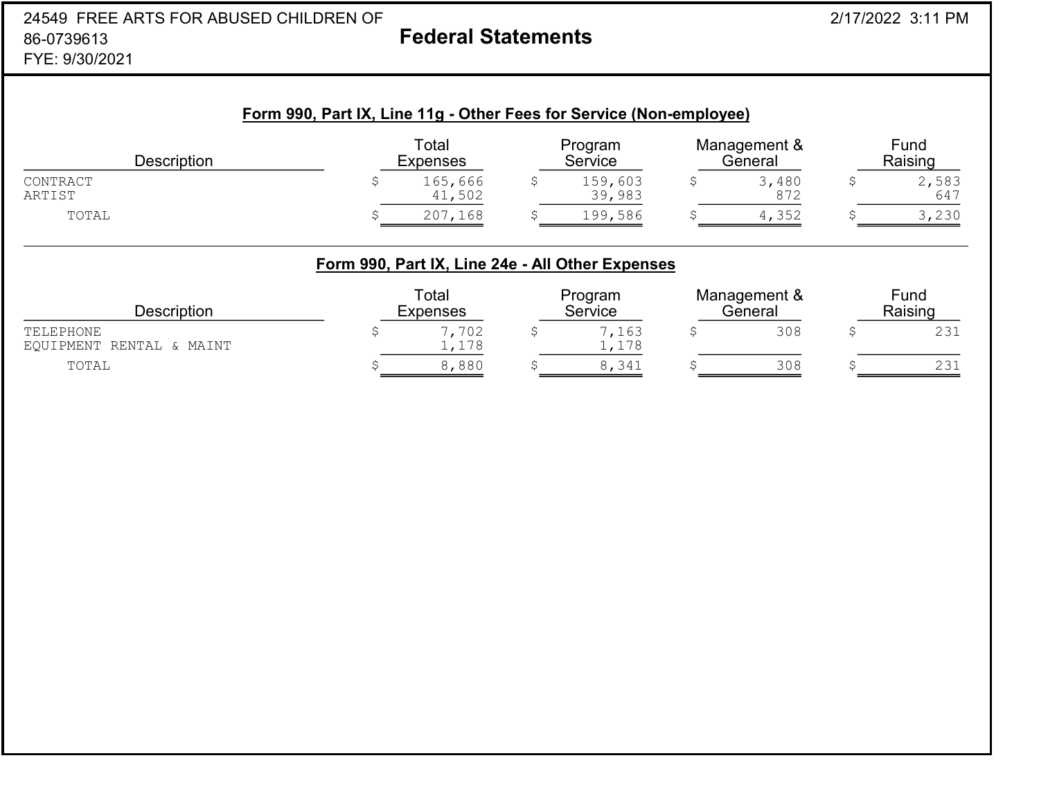24549 FREE ARTS FOR ABUSED CHILDREN OF
86-0739613
FYE: 9/30/2021

# Federal Statements

2/17/2022 3:11 PM

## Form 990, Part IX, Line 11g - Other Fees for Service (Non-employee)

| Description | Total Expenses | Program Service | Management & General | Fund Raising |
|---|---|---|---|---|
| CONTRACT | $ 165,666 | $ 159,603 | $ 3,480 | $ 2,583 |
| ARTIST | 41,502 | 39,983 | 872 | 647 |
| TOTAL | $ 207,168 | $ 199,586 | $ 4,352 | $ 3,230 |

## Form 990, Part IX, Line 24e - All Other Expenses

| Description | Total Expenses | Program Service | Management & General | Fund Raising |
|---|---|---|---|---|
| TELEPHONE | $ 7,702 | $ 7,163 | $ 308 | $ 231 |
| EQUIPMENT RENTAL & MAINT | 1,178 | 1,178 | | |
| TOTAL | $ 8,880 | $ 8,341 | $ 308 | $ 231 |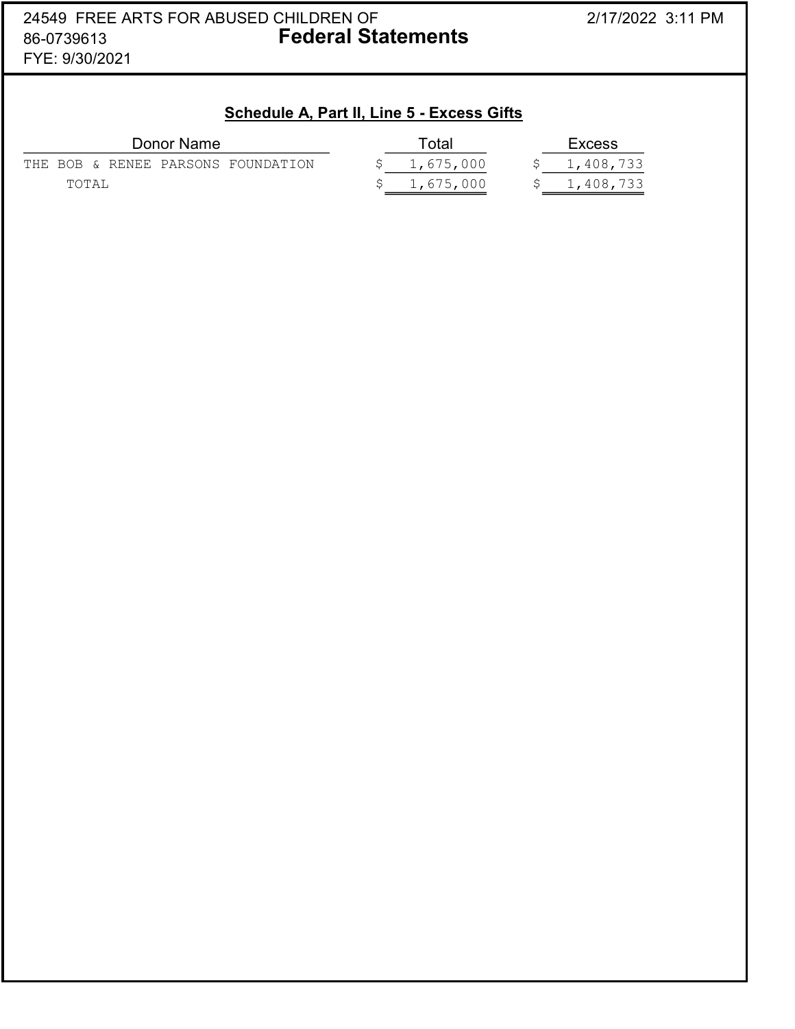24549 FREE ARTS FOR ABUSED CHILDREN OF
86-0739613
FYE: 9/30/2021

# Federal Statements

2/17/2022 3:11 PM

## Schedule A, Part II, Line 5 - Excess Gifts

| Donor Name | Total | Excess |
|---|---|---|
| THE BOB & RENEE PARSONS FOUNDATION | $ 1,675,000 | $ 1,408,733 |
| TOTAL | $ 1,675,000 | $ 1,408,733 |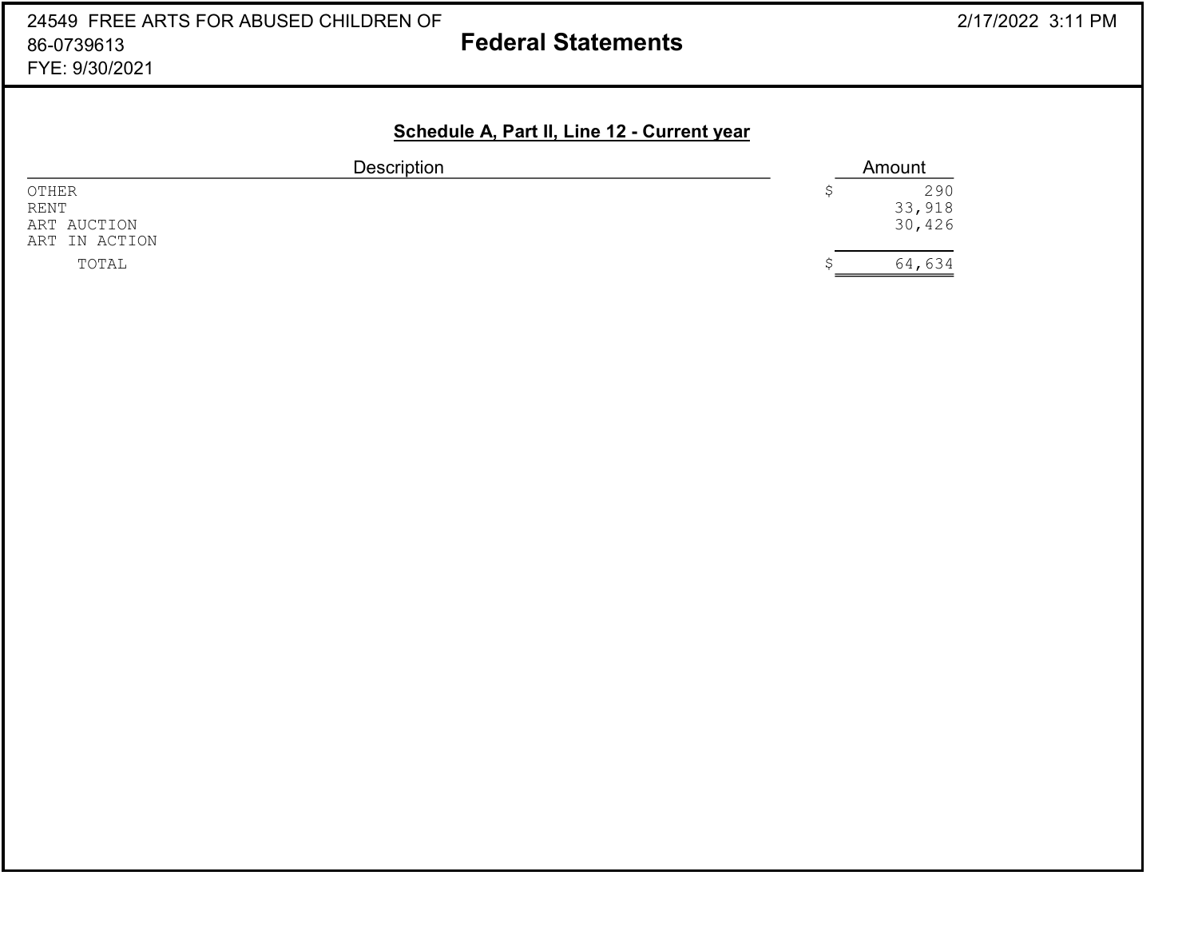24549 FREE ARTS FOR ABUSED CHILDREN OF
86-0739613
FYE: 9/30/2021

# Federal Statements

2/17/2022 3:11 PM

## Schedule A, Part II, Line 12 - Current year

| Description | Amount |
|---|---|
| OTHER | $ 290 |
| RENT | 33,918 |
| ART AUCTION | 30,426 |
| ART IN ACTION | |
| TOTAL | $ 64,634 |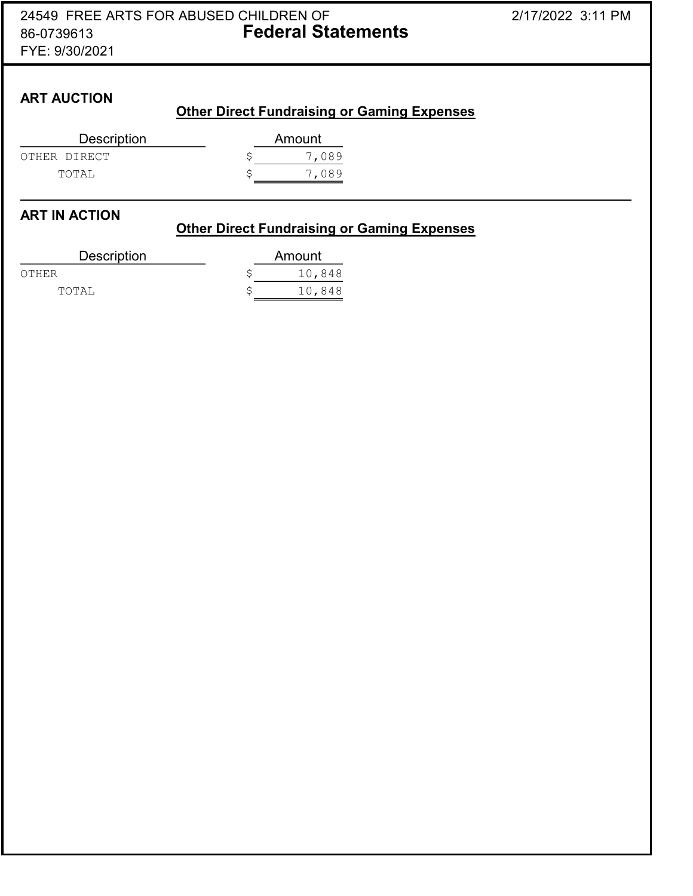## ART AUCTION

### Other Direct Fundraising or Gaming Expenses

| Description | Amount |
|---|---|
| OTHER DIRECT | $ 7,089 |
| TOTAL | $ 7,089 |

## ART IN ACTION

### Other Direct Fundraising or Gaming Expenses

| Description | Amount |
|---|---|
| OTHER | $ 10,848 |
| TOTAL | $ 10,848 |